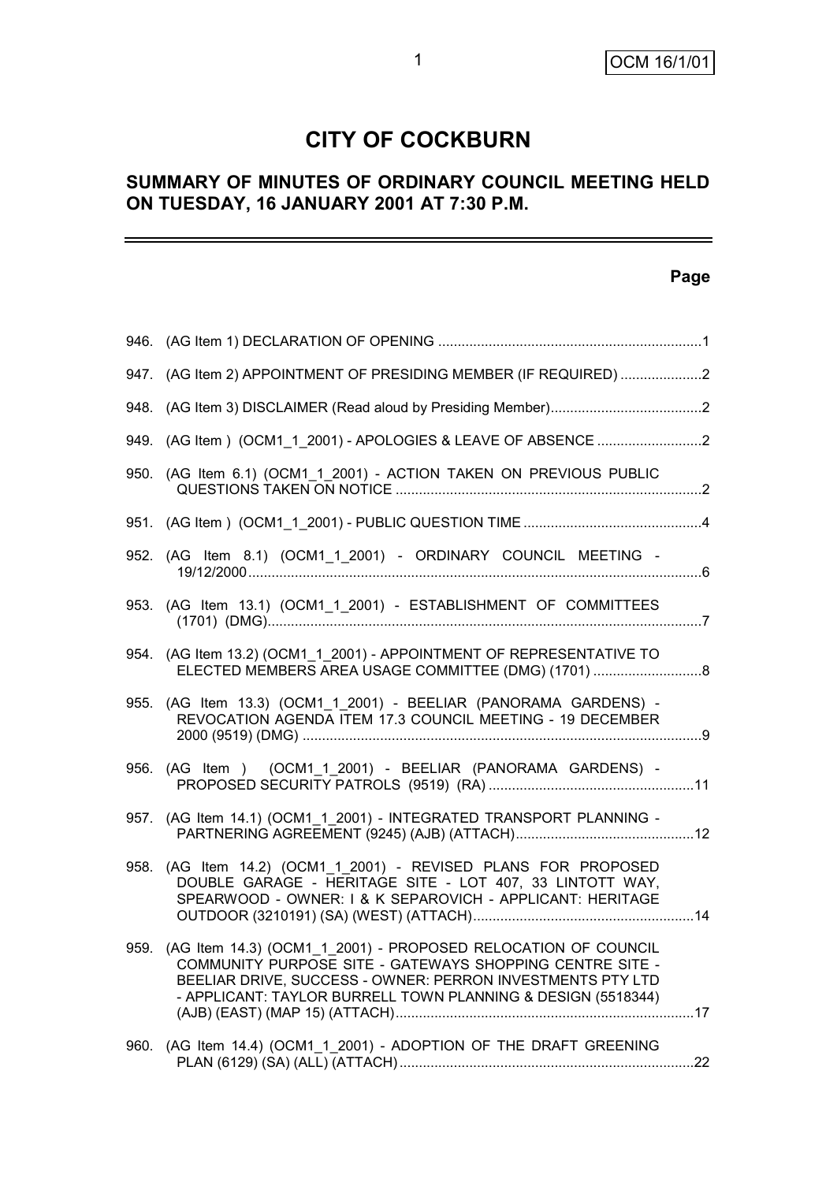# CITY OF COCKBURN

## SUMMARY OF MINUTES OF ORDINARY COUNCIL MEETING HELD ON TUESDAY, 16 JANUARY 2001 AT 7:30 P.M.

| | | Page |
|---|---|---|
| 946. | (AG Item 1) DECLARATION OF OPENING | 1 |
| 947. | (AG Item 2) APPOINTMENT OF PRESIDING MEMBER (IF REQUIRED) | 2 |
| 948. | (AG Item 3) DISCLAIMER (Read aloud by Presiding Member) | 2 |
| 949. | (AG Item ) (OCM1_1_2001) - APOLOGIES & LEAVE OF ABSENCE | 2 |
| 950. | (AG Item 6.1) (OCM1_1_2001) - ACTION TAKEN ON PREVIOUS PUBLIC QUESTIONS TAKEN ON NOTICE | 2 |
| 951. | (AG Item ) (OCM1_1_2001) - PUBLIC QUESTION TIME | 4 |
| 952. | (AG Item 8.1) (OCM1_1_2001) - ORDINARY COUNCIL MEETING - 19/12/2000 | 6 |
| 953. | (AG Item 13.1) (OCM1_1_2001) - ESTABLISHMENT OF COMMITTEES (1701) (DMG) | 7 |
| 954. | (AG Item 13.2) (OCM1_1_2001) - APPOINTMENT OF REPRESENTATIVE TO ELECTED MEMBERS AREA USAGE COMMITTEE (DMG) (1701) | 8 |
| 955. | (AG Item 13.3) (OCM1_1_2001) - BEELIAR (PANORAMA GARDENS) - REVOCATION AGENDA ITEM 17.3 COUNCIL MEETING - 19 DECEMBER 2000 (9519) (DMG) | 9 |
| 956. | (AG Item ) (OCM1_1_2001) - BEELIAR (PANORAMA GARDENS) - PROPOSED SECURITY PATROLS (9519) (RA) | 11 |
| 957. | (AG Item 14.1) (OCM1_1_2001) - INTEGRATED TRANSPORT PLANNING - PARTNERING AGREEMENT (9245) (AJB) (ATTACH) | 12 |
| 958. | (AG Item 14.2) (OCM1_1_2001) - REVISED PLANS FOR PROPOSED DOUBLE GARAGE - HERITAGE SITE - LOT 407, 33 LINTOTT WAY, SPEARWOOD - OWNER: I & K SEPAROVICH - APPLICANT: HERITAGE OUTDOOR (3210191) (SA) (WEST) (ATTACH) | 14 |
| 959. | (AG Item 14.3) (OCM1_1_2001) - PROPOSED RELOCATION OF COUNCIL COMMUNITY PURPOSE SITE - GATEWAYS SHOPPING CENTRE SITE - BEELIAR DRIVE, SUCCESS - OWNER: PERRON INVESTMENTS PTY LTD - APPLICANT: TAYLOR BURRELL TOWN PLANNING & DESIGN (5518344) (AJB) (EAST) (MAP 15) (ATTACH) | 17 |
| 960. | (AG Item 14.4) (OCM1_1_2001) - ADOPTION OF THE DRAFT GREENING PLAN (6129) (SA) (ALL) (ATTACH) | 22 |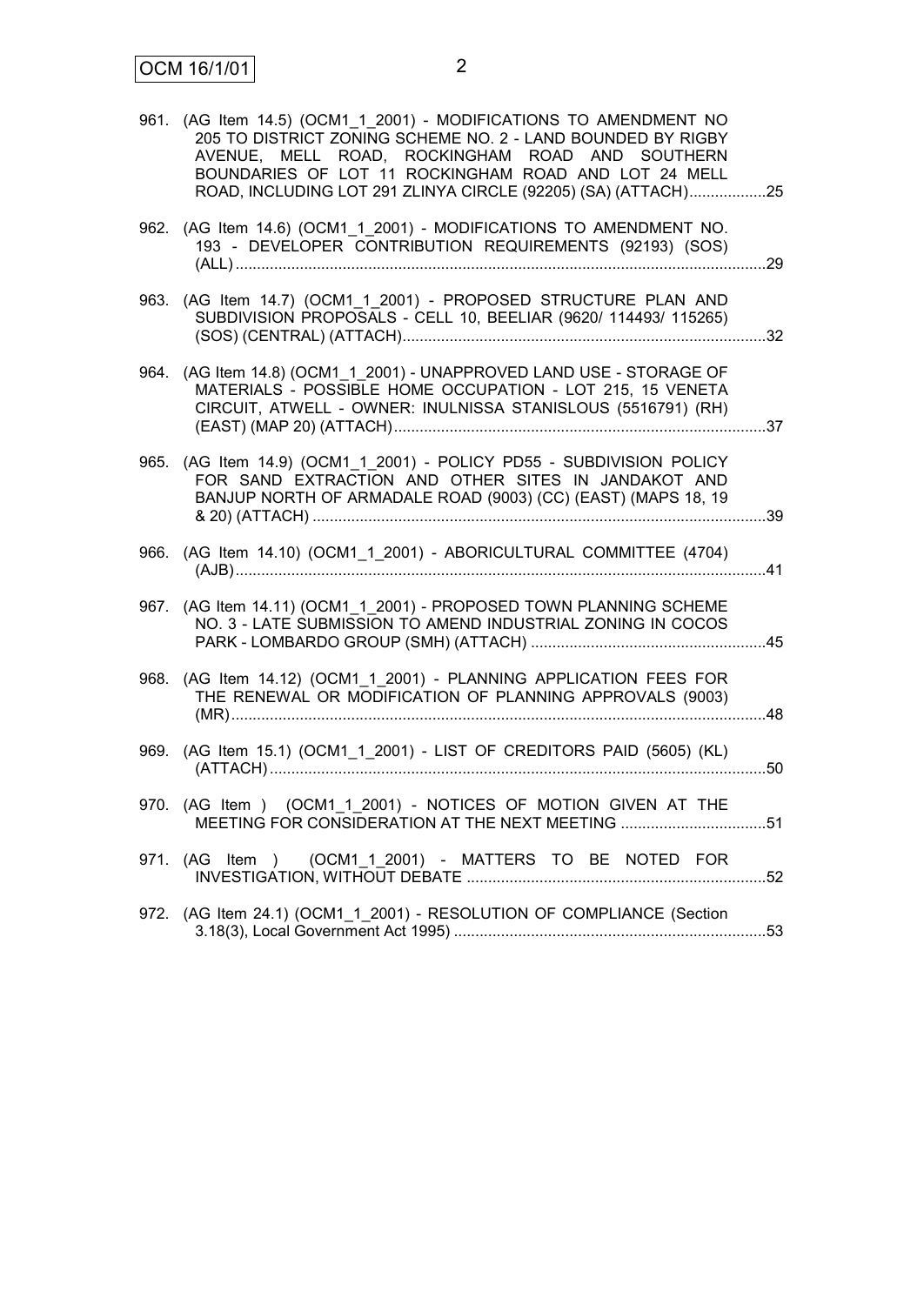961. (AG Item 14.5) (OCM1_1_2001) - MODIFICATIONS TO AMENDMENT NO 205 TO DISTRICT ZONING SCHEME NO. 2 - LAND BOUNDED BY RIGBY AVENUE, MELL ROAD, ROCKINGHAM ROAD AND SOUTHERN BOUNDARIES OF LOT 11 ROCKINGHAM ROAD AND LOT 24 MELL ROAD, INCLUDING LOT 291 ZLINYA CIRCLE (92205) (SA) (ATTACH)..................25

962. (AG Item 14.6) (OCM1_1_2001) - MODIFICATIONS TO AMENDMENT NO. 193 - DEVELOPER CONTRIBUTION REQUIREMENTS (92193) (SOS) (ALL)..........................................................................................................................29

963. (AG Item 14.7) (OCM1_1_2001) - PROPOSED STRUCTURE PLAN AND SUBDIVISION PROPOSALS - CELL 10, BEELIAR (9620/ 114493/ 115265) (SOS) (CENTRAL) (ATTACH)....................................................................................32

964. (AG Item 14.8) (OCM1_1_2001) - UNAPPROVED LAND USE - STORAGE OF MATERIALS - POSSIBLE HOME OCCUPATION - LOT 215, 15 VENETA CIRCUIT, ATWELL - OWNER: INULNISSA STANISLOUS (5516791) (RH) (EAST) (MAP 20) (ATTACH).......................................................................................37

965. (AG Item 14.9) (OCM1_1_2001) - POLICY PD55 - SUBDIVISION POLICY FOR SAND EXTRACTION AND OTHER SITES IN JANDAKOT AND BANJUP NORTH OF ARMADALE ROAD (9003) (CC) (EAST) (MAPS 18, 19 & 20) (ATTACH) ..........................................................................................................39

966. (AG Item 14.10) (OCM1_1_2001) - ABORICULTURAL COMMITTEE (4704) (AJB)..........................................................................................................................41

967. (AG Item 14.11) (OCM1_1_2001) - PROPOSED TOWN PLANNING SCHEME NO. 3 - LATE SUBMISSION TO AMEND INDUSTRIAL ZONING IN COCOS PARK - LOMBARDO GROUP (SMH) (ATTACH) .......................................................45

968. (AG Item 14.12) (OCM1_1_2001) - PLANNING APPLICATION FEES FOR THE RENEWAL OR MODIFICATION OF PLANNING APPROVALS (9003) (MR)...........................................................................................................................48

969. (AG Item 15.1) (OCM1_1_2001) - LIST OF CREDITORS PAID (5605) (KL) (ATTACH)..................................................................................................................50

970. (AG Item ) (OCM1_1_2001) - NOTICES OF MOTION GIVEN AT THE MEETING FOR CONSIDERATION AT THE NEXT MEETING ..................................51

971. (AG Item ) (OCM1_1_2001) - MATTERS TO BE NOTED FOR INVESTIGATION, WITHOUT DEBATE ......................................................................52

972. (AG Item 24.1) (OCM1_1_2001) - RESOLUTION OF COMPLIANCE (Section 3.18(3), Local Government Act 1995) .........................................................................53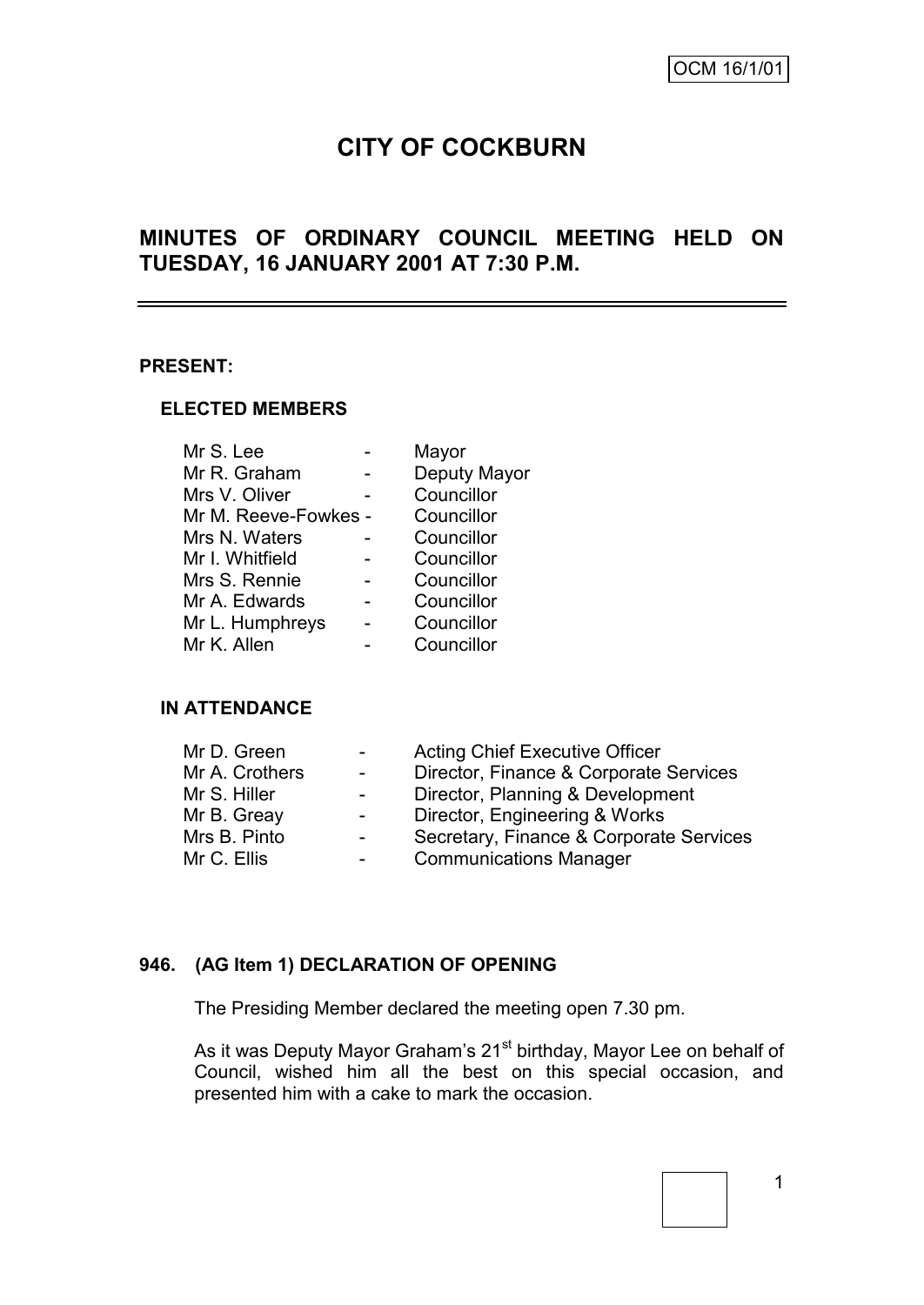OCM 16/1/01

# CITY OF COCKBURN

## MINUTES OF ORDINARY COUNCIL MEETING HELD ON TUESDAY, 16 JANUARY 2001 AT 7:30 P.M.

**PRESENT:**

**ELECTED MEMBERS**

| | | |
|---|---|---|
| Mr S. Lee | - | Mayor |
| Mr R. Graham | - | Deputy Mayor |
| Mrs V. Oliver | - | Councillor |
| Mr M. Reeve-Fowkes | - | Councillor |
| Mrs N. Waters | - | Councillor |
| Mr I. Whitfield | - | Councillor |
| Mrs S. Rennie | - | Councillor |
| Mr A. Edwards | - | Councillor |
| Mr L. Humphreys | - | Councillor |
| Mr K. Allen | - | Councillor |

**IN ATTENDANCE**

| | | |
|---|---|---|
| Mr D. Green | - | Acting Chief Executive Officer |
| Mr A. Crothers | - | Director, Finance & Corporate Services |
| Mr S. Hiller | - | Director, Planning & Development |
| Mr B. Greay | - | Director, Engineering & Works |
| Mrs B. Pinto | - | Secretary, Finance & Corporate Services |
| Mr C. Ellis | - | Communications Manager |

**946. (AG Item 1) DECLARATION OF OPENING**

The Presiding Member declared the meeting open 7.30 pm.

As it was Deputy Mayor Graham's 21st birthday, Mayor Lee on behalf of Council, wished him all the best on this special occasion, and presented him with a cake to mark the occasion.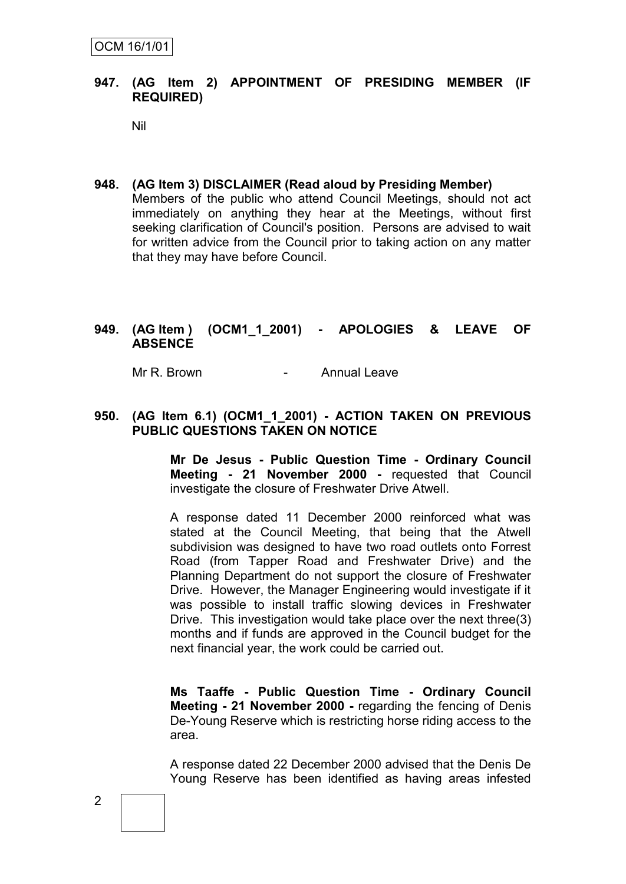**947. (AG Item 2) APPOINTMENT OF PRESIDING MEMBER (IF REQUIRED)**

Nil

**948. (AG Item 3) DISCLAIMER (Read aloud by Presiding Member)**

Members of the public who attend Council Meetings, should not act immediately on anything they hear at the Meetings, without first seeking clarification of Council's position. Persons are advised to wait for written advice from the Council prior to taking action on any matter that they may have before Council.

**949. (AG Item ) (OCM1_1_2001) - APOLOGIES & LEAVE OF ABSENCE**

Mr R. Brown - Annual Leave

**950. (AG Item 6.1) (OCM1_1_2001) - ACTION TAKEN ON PREVIOUS PUBLIC QUESTIONS TAKEN ON NOTICE**

**Mr De Jesus - Public Question Time - Ordinary Council Meeting - 21 November 2000 -** requested that Council investigate the closure of Freshwater Drive Atwell.

A response dated 11 December 2000 reinforced what was stated at the Council Meeting, that being that the Atwell subdivision was designed to have two road outlets onto Forrest Road (from Tapper Road and Freshwater Drive) and the Planning Department do not support the closure of Freshwater Drive. However, the Manager Engineering would investigate if it was possible to install traffic slowing devices in Freshwater Drive. This investigation would take place over the next three(3) months and if funds are approved in the Council budget for the next financial year, the work could be carried out.

**Ms Taaffe - Public Question Time - Ordinary Council Meeting - 21 November 2000 -** regarding the fencing of Denis De-Young Reserve which is restricting horse riding access to the area.

A response dated 22 December 2000 advised that the Denis De Young Reserve has been identified as having areas infested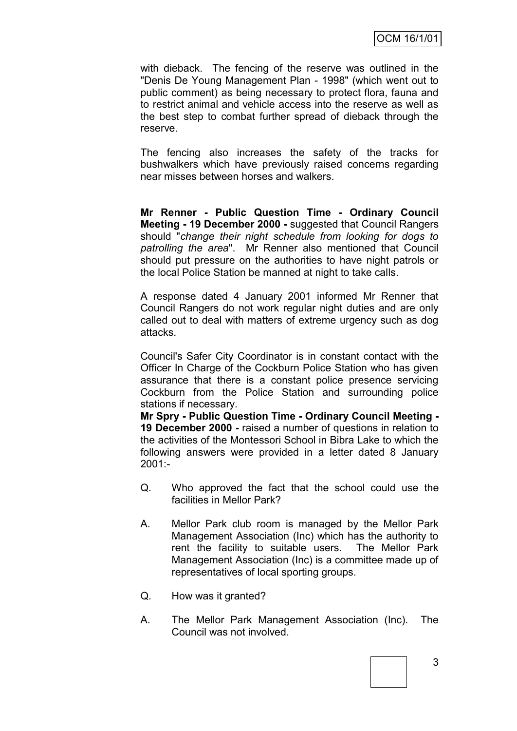with dieback. The fencing of the reserve was outlined in the "Denis De Young Management Plan - 1998" (which went out to public comment) as being necessary to protect flora, fauna and to restrict animal and vehicle access into the reserve as well as the best step to combat further spread of dieback through the reserve.

The fencing also increases the safety of the tracks for bushwalkers which have previously raised concerns regarding near misses between horses and walkers.

**Mr Renner - Public Question Time - Ordinary Council Meeting - 19 December 2000 -** suggested that Council Rangers should "*change their night schedule from looking for dogs to patrolling the area*". Mr Renner also mentioned that Council should put pressure on the authorities to have night patrols or the local Police Station be manned at night to take calls.

A response dated 4 January 2001 informed Mr Renner that Council Rangers do not work regular night duties and are only called out to deal with matters of extreme urgency such as dog attacks.

Council's Safer City Coordinator is in constant contact with the Officer In Charge of the Cockburn Police Station who has given assurance that there is a constant police presence servicing Cockburn from the Police Station and surrounding police stations if necessary.

**Mr Spry - Public Question Time - Ordinary Council Meeting - 19 December 2000 -** raised a number of questions in relation to the activities of the Montessori School in Bibra Lake to which the following answers were provided in a letter dated 8 January 2001:-

Q. Who approved the fact that the school could use the facilities in Mellor Park?

A. Mellor Park club room is managed by the Mellor Park Management Association (Inc) which has the authority to rent the facility to suitable users. The Mellor Park Management Association (Inc) is a committee made up of representatives of local sporting groups.

Q. How was it granted?

A. The Mellor Park Management Association (Inc). The Council was not involved.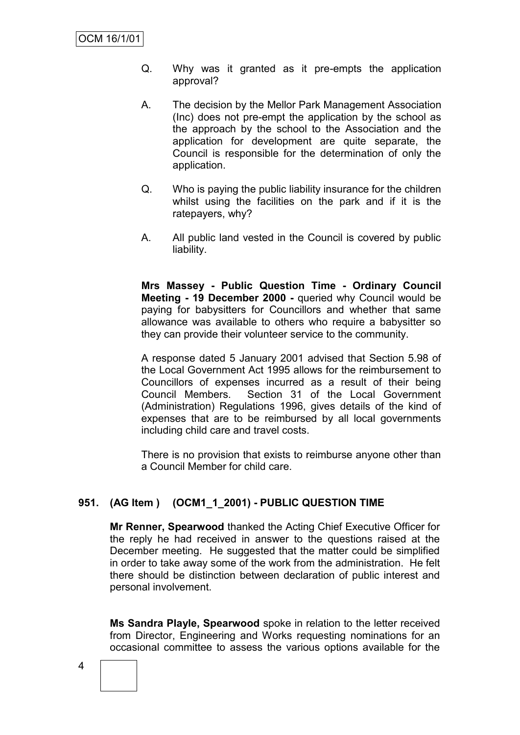Q. Why was it granted as it pre-empts the application approval?

A. The decision by the Mellor Park Management Association (Inc) does not pre-empt the application by the school as the approach by the school to the Association and the application for development are quite separate, the Council is responsible for the determination of only the application.

Q. Who is paying the public liability insurance for the children whilst using the facilities on the park and if it is the ratepayers, why?

A. All public land vested in the Council is covered by public liability.

**Mrs Massey - Public Question Time - Ordinary Council Meeting - 19 December 2000 -** queried why Council would be paying for babysitters for Councillors and whether that same allowance was available to others who require a babysitter so they can provide their volunteer service to the community.

A response dated 5 January 2001 advised that Section 5.98 of the Local Government Act 1995 allows for the reimbursement to Councillors of expenses incurred as a result of their being Council Members. Section 31 of the Local Government (Administration) Regulations 1996, gives details of the kind of expenses that are to be reimbursed by all local governments including child care and travel costs.

There is no provision that exists to reimburse anyone other than a Council Member for child care.

## 951. (AG Item ) (OCM1_1_2001) - PUBLIC QUESTION TIME

**Mr Renner, Spearwood** thanked the Acting Chief Executive Officer for the reply he had received in answer to the questions raised at the December meeting. He suggested that the matter could be simplified in order to take away some of the work from the administration. He felt there should be distinction between declaration of public interest and personal involvement.

**Ms Sandra Playle, Spearwood** spoke in relation to the letter received from Director, Engineering and Works requesting nominations for an occasional committee to assess the various options available for the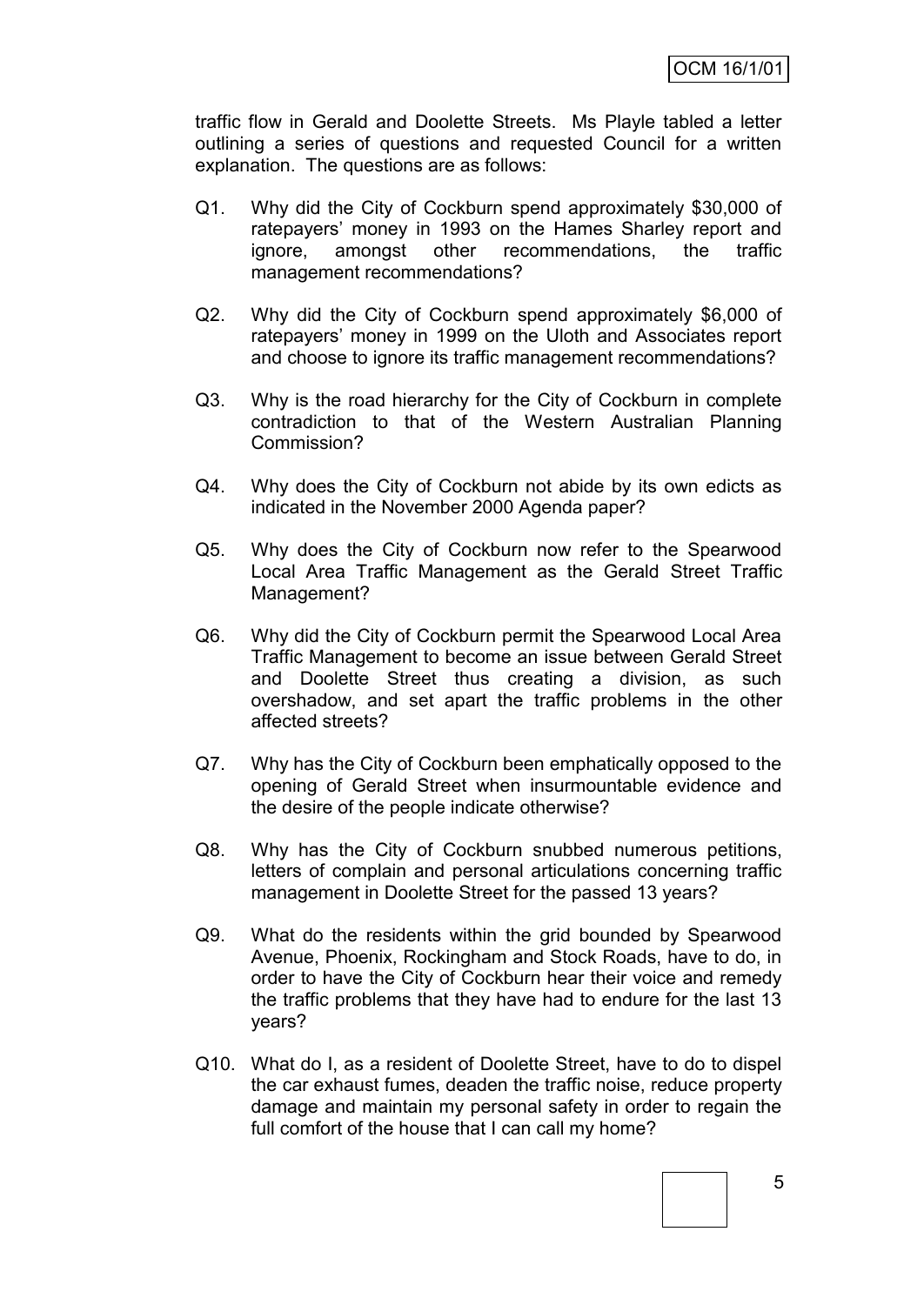traffic flow in Gerald and Doolette Streets. Ms Playle tabled a letter outlining a series of questions and requested Council for a written explanation. The questions are as follows:

Q1. Why did the City of Cockburn spend approximately $30,000 of ratepayers' money in 1993 on the Hames Sharley report and ignore, amongst other recommendations, the traffic management recommendations?

Q2. Why did the City of Cockburn spend approximately $6,000 of ratepayers' money in 1999 on the Uloth and Associates report and choose to ignore its traffic management recommendations?

Q3. Why is the road hierarchy for the City of Cockburn in complete contradiction to that of the Western Australian Planning Commission?

Q4. Why does the City of Cockburn not abide by its own edicts as indicated in the November 2000 Agenda paper?

Q5. Why does the City of Cockburn now refer to the Spearwood Local Area Traffic Management as the Gerald Street Traffic Management?

Q6. Why did the City of Cockburn permit the Spearwood Local Area Traffic Management to become an issue between Gerald Street and Doolette Street thus creating a division, as such overshadow, and set apart the traffic problems in the other affected streets?

Q7. Why has the City of Cockburn been emphatically opposed to the opening of Gerald Street when insurmountable evidence and the desire of the people indicate otherwise?

Q8. Why has the City of Cockburn snubbed numerous petitions, letters of complain and personal articulations concerning traffic management in Doolette Street for the passed 13 years?

Q9. What do the residents within the grid bounded by Spearwood Avenue, Phoenix, Rockingham and Stock Roads, have to do, in order to have the City of Cockburn hear their voice and remedy the traffic problems that they have had to endure for the last 13 years?

Q10. What do I, as a resident of Doolette Street, have to do to dispel the car exhaust fumes, deaden the traffic noise, reduce property damage and maintain my personal safety in order to regain the full comfort of the house that I can call my home?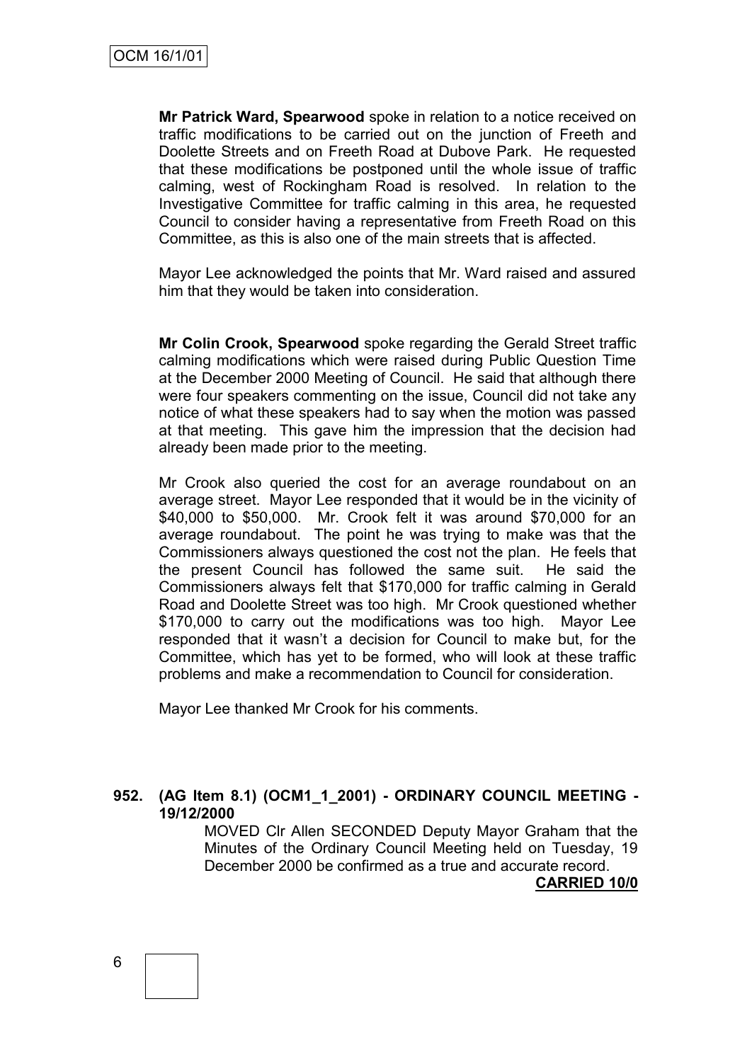**Mr Patrick Ward, Spearwood** spoke in relation to a notice received on traffic modifications to be carried out on the junction of Freeth and Doolette Streets and on Freeth Road at Dubove Park. He requested that these modifications be postponed until the whole issue of traffic calming, west of Rockingham Road is resolved. In relation to the Investigative Committee for traffic calming in this area, he requested Council to consider having a representative from Freeth Road on this Committee, as this is also one of the main streets that is affected.

Mayor Lee acknowledged the points that Mr. Ward raised and assured him that they would be taken into consideration.

**Mr Colin Crook, Spearwood** spoke regarding the Gerald Street traffic calming modifications which were raised during Public Question Time at the December 2000 Meeting of Council. He said that although there were four speakers commenting on the issue, Council did not take any notice of what these speakers had to say when the motion was passed at that meeting. This gave him the impression that the decision had already been made prior to the meeting.

Mr Crook also queried the cost for an average roundabout on an average street. Mayor Lee responded that it would be in the vicinity of \$40,000 to \$50,000. Mr. Crook felt it was around \$70,000 for an average roundabout. The point he was trying to make was that the Commissioners always questioned the cost not the plan. He feels that the present Council has followed the same suit. He said the Commissioners always felt that \$170,000 for traffic calming in Gerald Road and Doolette Street was too high. Mr Crook questioned whether \$170,000 to carry out the modifications was too high. Mayor Lee responded that it wasn't a decision for Council to make but, for the Committee, which has yet to be formed, who will look at these traffic problems and make a recommendation to Council for consideration.

Mayor Lee thanked Mr Crook for his comments.

**952. (AG Item 8.1) (OCM1_1_2001) - ORDINARY COUNCIL MEETING - 19/12/2000**

MOVED Clr Allen SECONDED Deputy Mayor Graham that the Minutes of the Ordinary Council Meeting held on Tuesday, 19 December 2000 be confirmed as a true and accurate record.

**CARRIED 10/0**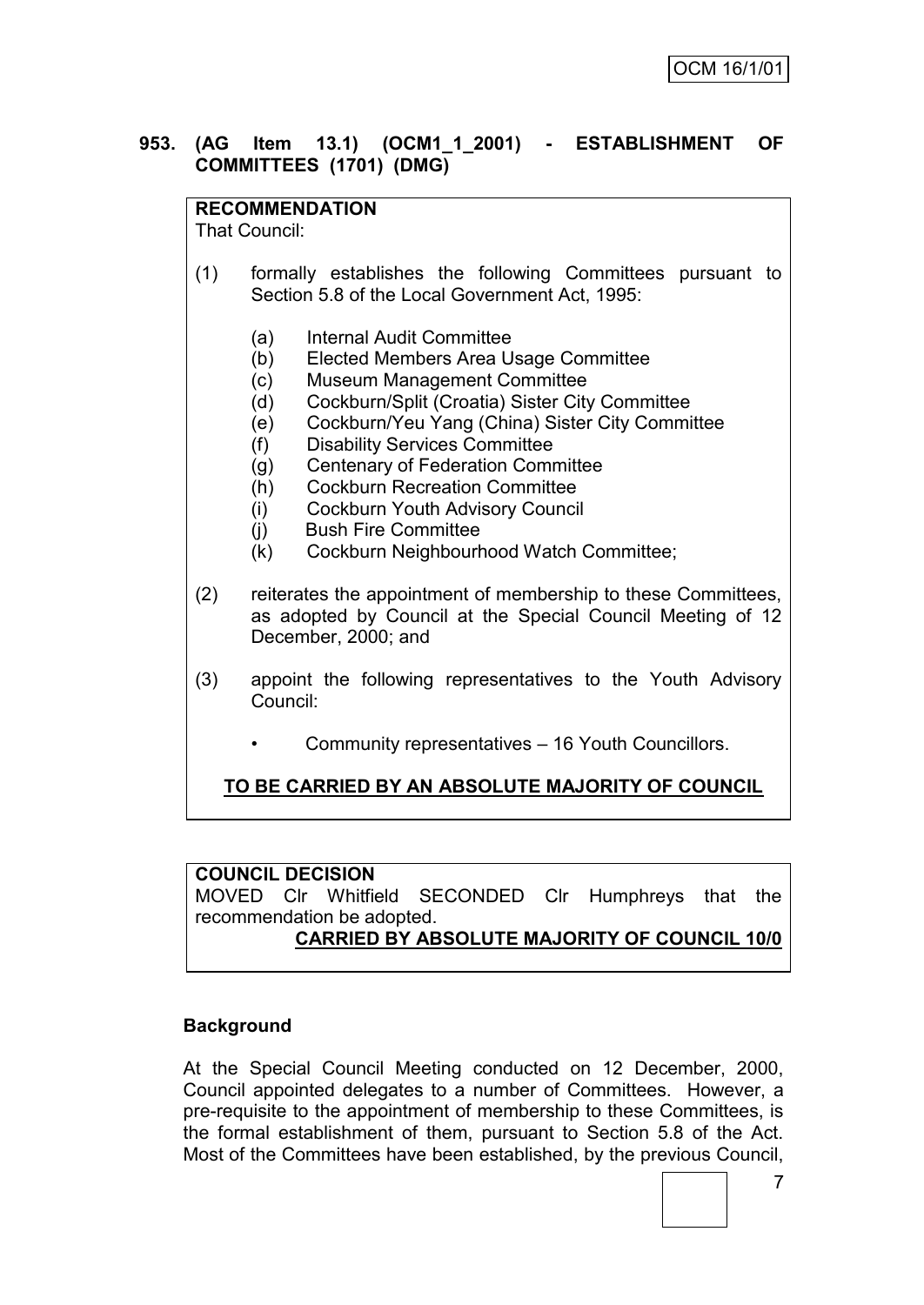**953. (AG Item 13.1) (OCM1_1_2001) - ESTABLISHMENT OF COMMITTEES (1701) (DMG)**

**RECOMMENDATION**
That Council:

(1) formally establishes the following Committees pursuant to Section 5.8 of the Local Government Act, 1995:

- (a) Internal Audit Committee
- (b) Elected Members Area Usage Committee
- (c) Museum Management Committee
- (d) Cockburn/Split (Croatia) Sister City Committee
- (e) Cockburn/Yeu Yang (China) Sister City Committee
- (f) Disability Services Committee
- (g) Centenary of Federation Committee
- (h) Cockburn Recreation Committee
- (i) Cockburn Youth Advisory Council
- (j) Bush Fire Committee
- (k) Cockburn Neighbourhood Watch Committee;

(2) reiterates the appointment of membership to these Committees, as adopted by Council at the Special Council Meeting of 12 December, 2000; and

(3) appoint the following representatives to the Youth Advisory Council:

- Community representatives – 16 Youth Councillors.

**TO BE CARRIED BY AN ABSOLUTE MAJORITY OF COUNCIL**

**COUNCIL DECISION**
MOVED Clr Whitfield SECONDED Clr Humphreys that the recommendation be adopted.

**CARRIED BY ABSOLUTE MAJORITY OF COUNCIL 10/0**

**Background**

At the Special Council Meeting conducted on 12 December, 2000, Council appointed delegates to a number of Committees. However, a pre-requisite to the appointment of membership to these Committees, is the formal establishment of them, pursuant to Section 5.8 of the Act. Most of the Committees have been established, by the previous Council,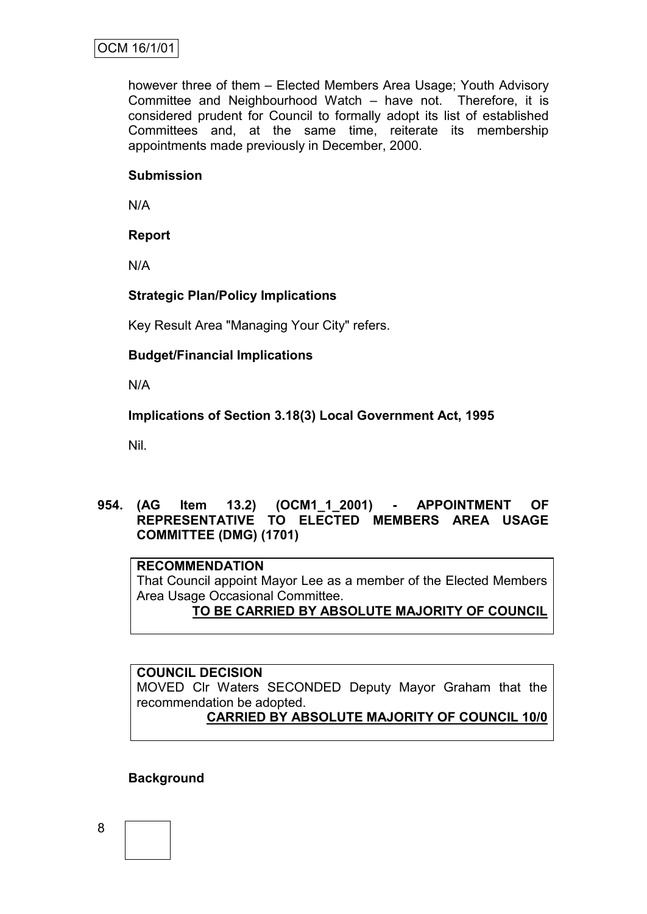however three of them – Elected Members Area Usage; Youth Advisory Committee and Neighbourhood Watch – have not. Therefore, it is considered prudent for Council to formally adopt its list of established Committees and, at the same time, reiterate its membership appointments made previously in December, 2000.

**Submission**

N/A

**Report**

N/A

**Strategic Plan/Policy Implications**

Key Result Area "Managing Your City" refers.

**Budget/Financial Implications**

N/A

**Implications of Section 3.18(3) Local Government Act, 1995**

Nil.

**954. (AG Item 13.2) (OCM1_1_2001) - APPOINTMENT OF REPRESENTATIVE TO ELECTED MEMBERS AREA USAGE COMMITTEE (DMG) (1701)**

**RECOMMENDATION**
That Council appoint Mayor Lee as a member of the Elected Members Area Usage Occasional Committee.

**TO BE CARRIED BY ABSOLUTE MAJORITY OF COUNCIL**

**COUNCIL DECISION**
MOVED Clr Waters SECONDED Deputy Mayor Graham that the recommendation be adopted.

**CARRIED BY ABSOLUTE MAJORITY OF COUNCIL 10/0**

**Background**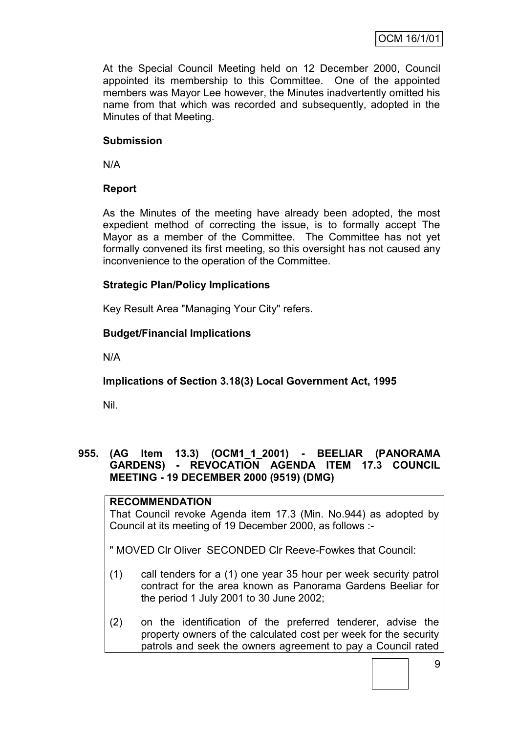At the Special Council Meeting held on 12 December 2000, Council appointed its membership to this Committee. One of the appointed members was Mayor Lee however, the Minutes inadvertently omitted his name from that which was recorded and subsequently, adopted in the Minutes of that Meeting.

**Submission**

N/A

**Report**

As the Minutes of the meeting have already been adopted, the most expedient method of correcting the issue, is to formally accept The Mayor as a member of the Committee. The Committee has not yet formally convened its first meeting, so this oversight has not caused any inconvenience to the operation of the Committee.

**Strategic Plan/Policy Implications**

Key Result Area "Managing Your City" refers.

**Budget/Financial Implications**

N/A

**Implications of Section 3.18(3) Local Government Act, 1995**

Nil.

### 955. (AG Item 13.3) (OCM1_1_2001) - BEELIAR (PANORAMA GARDENS) - REVOCATION AGENDA ITEM 17.3 COUNCIL MEETING - 19 DECEMBER 2000 (9519) (DMG)

**RECOMMENDATION**

That Council revoke Agenda item 17.3 (Min. No.944) as adopted by Council at its meeting of 19 December 2000, as follows :-

" MOVED Clr Oliver SECONDED Clr Reeve-Fowkes that Council:

(1) call tenders for a (1) one year 35 hour per week security patrol contract for the area known as Panorama Gardens Beeliar for the period 1 July 2001 to 30 June 2002;

(2) on the identification of the preferred tenderer, advise the property owners of the calculated cost per week for the security patrols and seek the owners agreement to pay a Council rated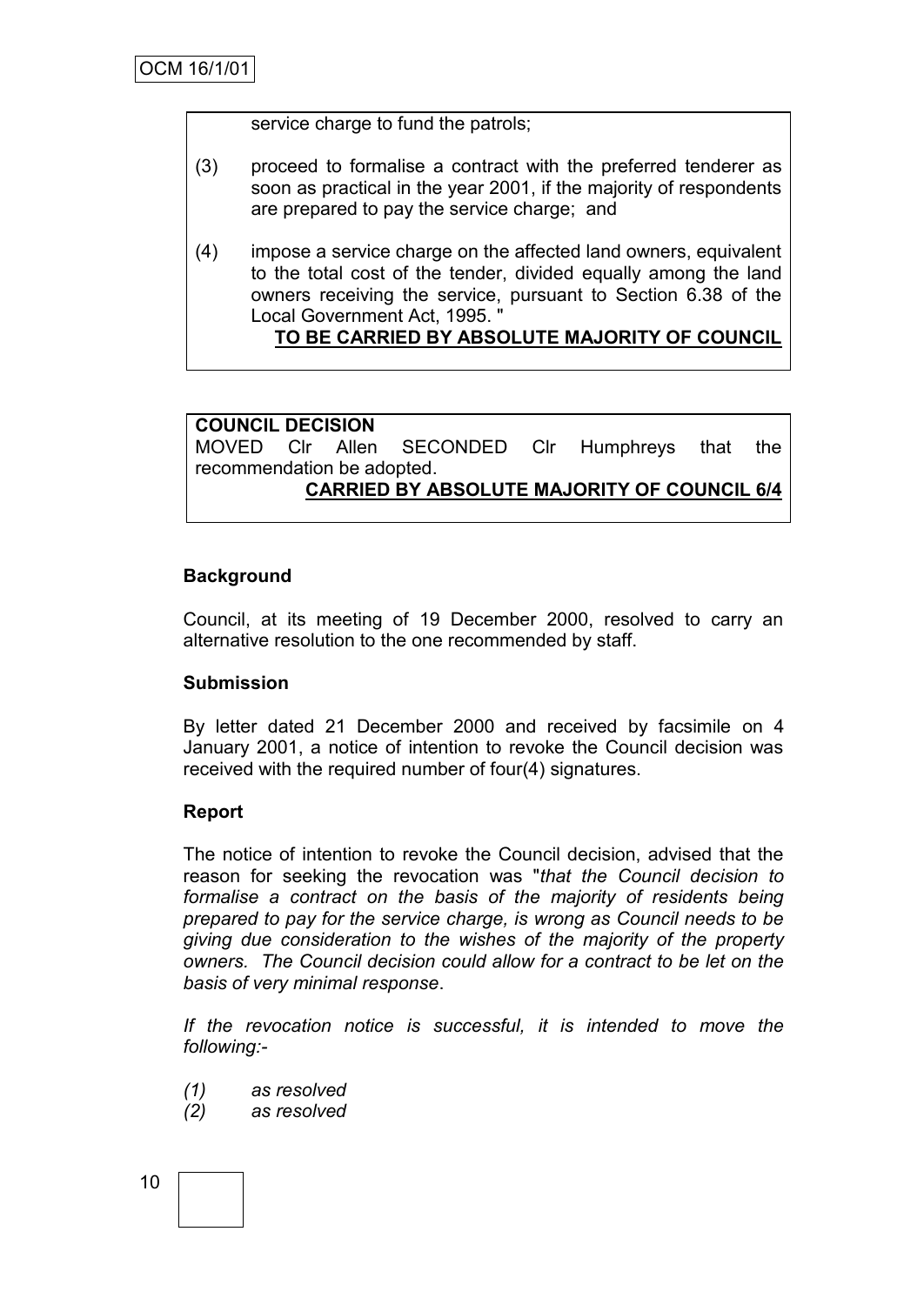service charge to fund the patrols;

(3) proceed to formalise a contract with the preferred tenderer as soon as practical in the year 2001, if the majority of respondents are prepared to pay the service charge; and

(4) impose a service charge on the affected land owners, equivalent to the total cost of the tender, divided equally among the land owners receiving the service, pursuant to Section 6.38 of the Local Government Act, 1995. "

**TO BE CARRIED BY ABSOLUTE MAJORITY OF COUNCIL**

**COUNCIL DECISION**

MOVED Clr Allen SECONDED Clr Humphreys that the recommendation be adopted.

**CARRIED BY ABSOLUTE MAJORITY OF COUNCIL 6/4**

**Background**

Council, at its meeting of 19 December 2000, resolved to carry an alternative resolution to the one recommended by staff.

**Submission**

By letter dated 21 December 2000 and received by facsimile on 4 January 2001, a notice of intention to revoke the Council decision was received with the required number of four(4) signatures.

**Report**

The notice of intention to revoke the Council decision, advised that the reason for seeking the revocation was "*that the Council decision to formalise a contract on the basis of the majority of residents being prepared to pay for the service charge, is wrong as Council needs to be giving due consideration to the wishes of the majority of the property owners. The Council decision could allow for a contract to be let on the basis of very minimal response*.

*If the revocation notice is successful, it is intended to move the following:-*

*(1) as resolved*
*(2) as resolved*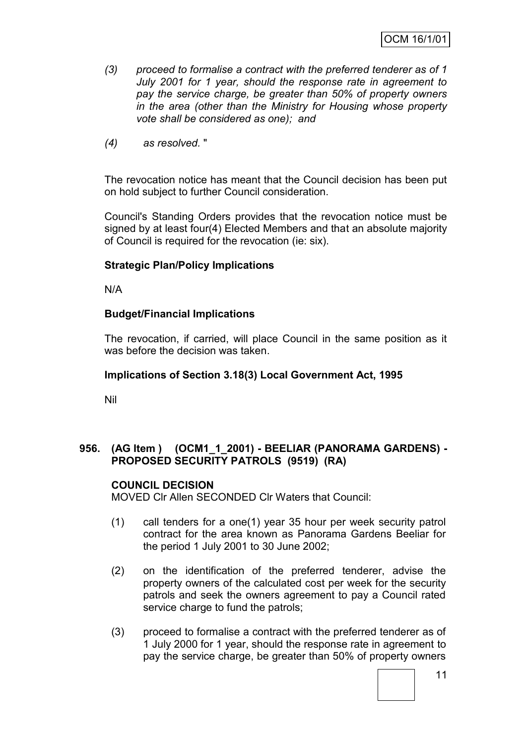*(3) proceed to formalise a contract with the preferred tenderer as of 1 July 2001 for 1 year, should the response rate in agreement to pay the service charge, be greater than 50% of property owners in the area (other than the Ministry for Housing whose property vote shall be considered as one); and*

*(4) as resolved.* "

The revocation notice has meant that the Council decision has been put on hold subject to further Council consideration.

Council's Standing Orders provides that the revocation notice must be signed by at least four(4) Elected Members and that an absolute majority of Council is required for the revocation (ie: six).

**Strategic Plan/Policy Implications**

N/A

**Budget/Financial Implications**

The revocation, if carried, will place Council in the same position as it was before the decision was taken.

**Implications of Section 3.18(3) Local Government Act, 1995**

Nil

**956. (AG Item ) (OCM1_1_2001) - BEELIAR (PANORAMA GARDENS) - PROPOSED SECURITY PATROLS (9519) (RA)**

**COUNCIL DECISION**

MOVED Clr Allen SECONDED Clr Waters that Council:

(1) call tenders for a one(1) year 35 hour per week security patrol contract for the area known as Panorama Gardens Beeliar for the period 1 July 2001 to 30 June 2002;

(2) on the identification of the preferred tenderer, advise the property owners of the calculated cost per week for the security patrols and seek the owners agreement to pay a Council rated service charge to fund the patrols;

(3) proceed to formalise a contract with the preferred tenderer as of 1 July 2000 for 1 year, should the response rate in agreement to pay the service charge, be greater than 50% of property owners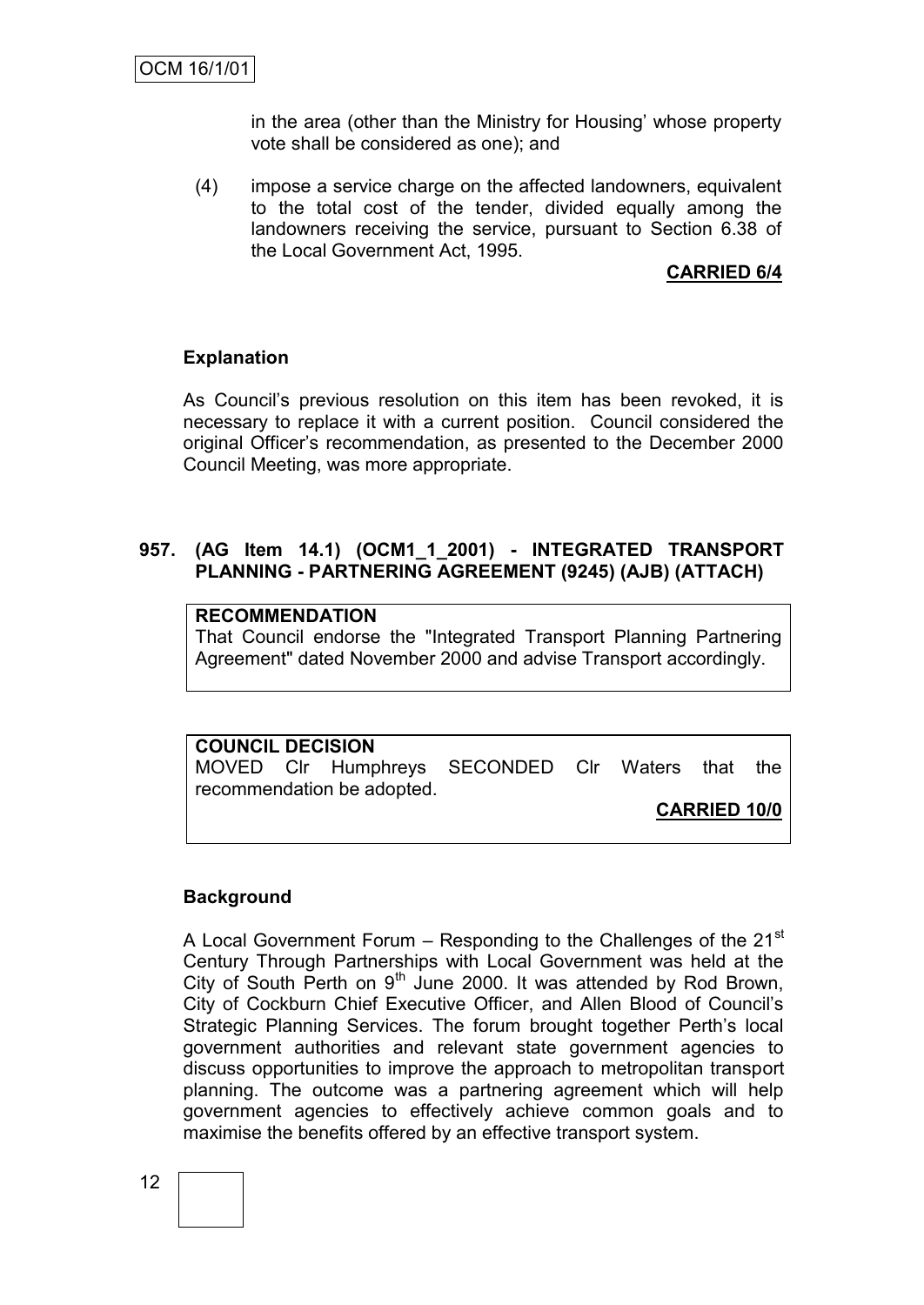in the area (other than the Ministry for Housing' whose property vote shall be considered as one); and

(4) impose a service charge on the affected landowners, equivalent to the total cost of the tender, divided equally among the landowners receiving the service, pursuant to Section 6.38 of the Local Government Act, 1995.

**CARRIED 6/4**

**Explanation**

As Council's previous resolution on this item has been revoked, it is necessary to replace it with a current position. Council considered the original Officer's recommendation, as presented to the December 2000 Council Meeting, was more appropriate.

**957. (AG Item 14.1) (OCM1_1_2001) - INTEGRATED TRANSPORT PLANNING - PARTNERING AGREEMENT (9245) (AJB) (ATTACH)**

**RECOMMENDATION**
That Council endorse the "Integrated Transport Planning Partnering Agreement" dated November 2000 and advise Transport accordingly.

**COUNCIL DECISION**
MOVED Clr Humphreys SECONDED Clr Waters that the recommendation be adopted.

**CARRIED 10/0**

**Background**

A Local Government Forum – Responding to the Challenges of the 21st Century Through Partnerships with Local Government was held at the City of South Perth on 9th June 2000. It was attended by Rod Brown, City of Cockburn Chief Executive Officer, and Allen Blood of Council's Strategic Planning Services. The forum brought together Perth's local government authorities and relevant state government agencies to discuss opportunities to improve the approach to metropolitan transport planning. The outcome was a partnering agreement which will help government agencies to effectively achieve common goals and to maximise the benefits offered by an effective transport system.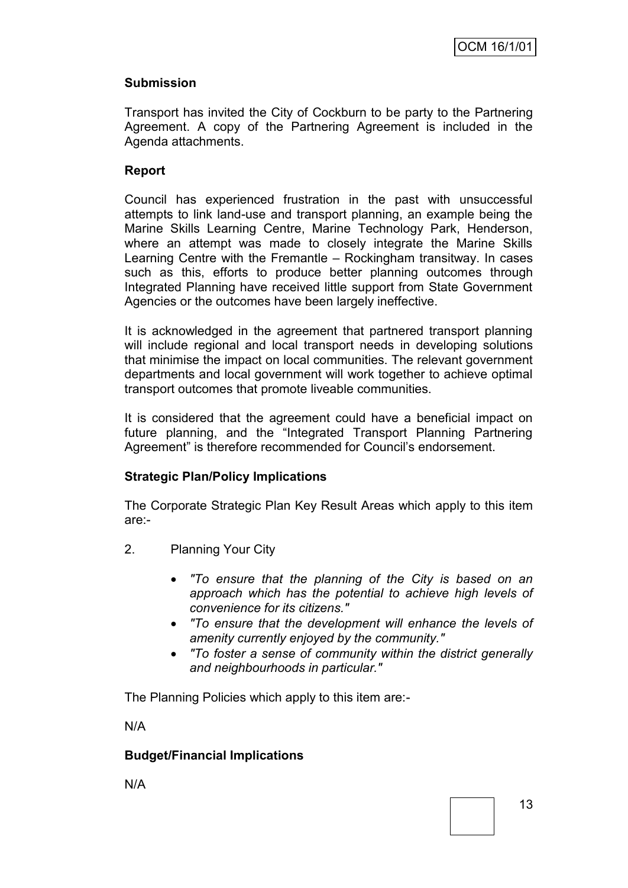**Submission**

Transport has invited the City of Cockburn to be party to the Partnering Agreement. A copy of the Partnering Agreement is included in the Agenda attachments.

**Report**

Council has experienced frustration in the past with unsuccessful attempts to link land-use and transport planning, an example being the Marine Skills Learning Centre, Marine Technology Park, Henderson, where an attempt was made to closely integrate the Marine Skills Learning Centre with the Fremantle – Rockingham transitway. In cases such as this, efforts to produce better planning outcomes through Integrated Planning have received little support from State Government Agencies or the outcomes have been largely ineffective.

It is acknowledged in the agreement that partnered transport planning will include regional and local transport needs in developing solutions that minimise the impact on local communities. The relevant government departments and local government will work together to achieve optimal transport outcomes that promote liveable communities.

It is considered that the agreement could have a beneficial impact on future planning, and the "Integrated Transport Planning Partnering Agreement" is therefore recommended for Council's endorsement.

**Strategic Plan/Policy Implications**

The Corporate Strategic Plan Key Result Areas which apply to this item are:-

2. Planning Your City

   - *"To ensure that the planning of the City is based on an approach which has the potential to achieve high levels of convenience for its citizens."*
   - *"To ensure that the development will enhance the levels of amenity currently enjoyed by the community."*
   - *"To foster a sense of community within the district generally and neighbourhoods in particular."*

The Planning Policies which apply to this item are:-

N/A

**Budget/Financial Implications**

N/A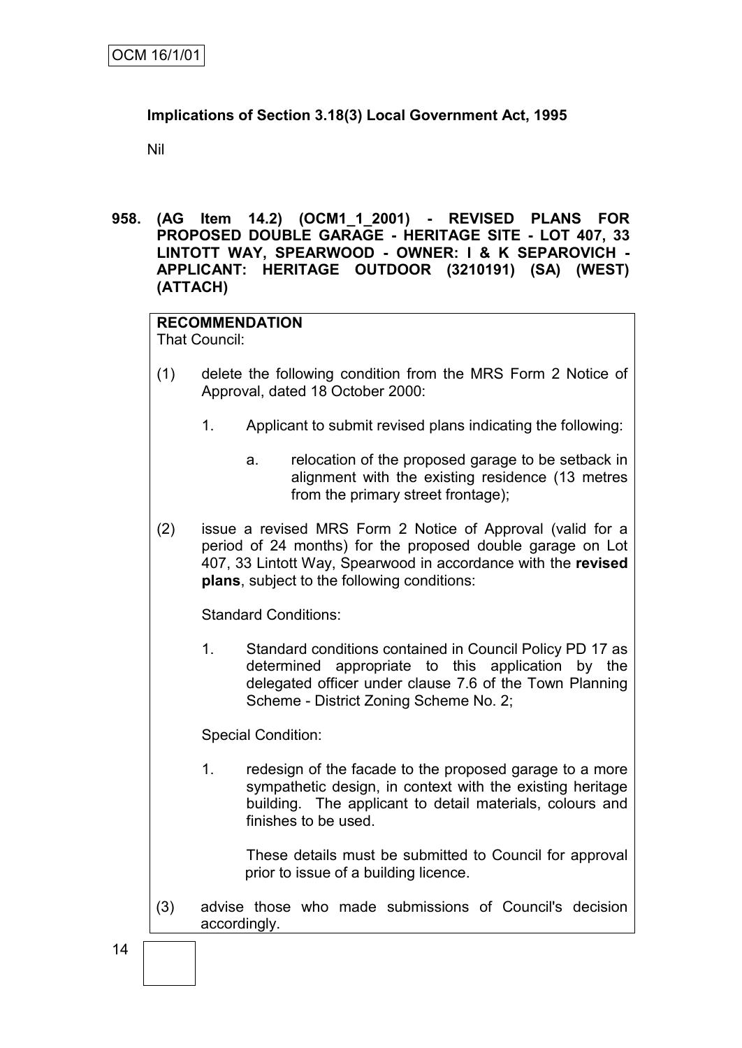**Implications of Section 3.18(3) Local Government Act, 1995**

Nil

**958. (AG Item 14.2) (OCM1_1_2001) - REVISED PLANS FOR PROPOSED DOUBLE GARAGE - HERITAGE SITE - LOT 407, 33 LINTOTT WAY, SPEARWOOD - OWNER: I & K SEPAROVICH - APPLICANT: HERITAGE OUTDOOR (3210191) (SA) (WEST) (ATTACH)**

**RECOMMENDATION**

That Council:

(1) delete the following condition from the MRS Form 2 Notice of Approval, dated 18 October 2000:

1. Applicant to submit revised plans indicating the following:

   a. relocation of the proposed garage to be setback in alignment with the existing residence (13 metres from the primary street frontage);

(2) issue a revised MRS Form 2 Notice of Approval (valid for a period of 24 months) for the proposed double garage on Lot 407, 33 Lintott Way, Spearwood in accordance with the **revised plans**, subject to the following conditions:

Standard Conditions:

1. Standard conditions contained in Council Policy PD 17 as determined appropriate to this application by the delegated officer under clause 7.6 of the Town Planning Scheme - District Zoning Scheme No. 2;

Special Condition:

1. redesign of the facade to the proposed garage to a more sympathetic design, in context with the existing heritage building. The applicant to detail materials, colours and finishes to be used.

   These details must be submitted to Council for approval prior to issue of a building licence.

(3) advise those who made submissions of Council's decision accordingly.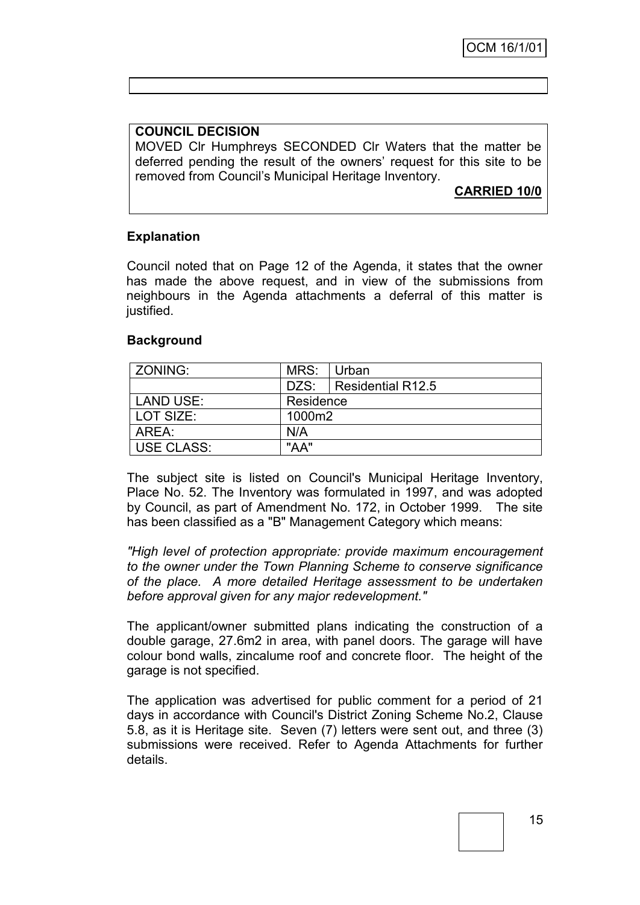**COUNCIL DECISION**

MOVED Clr Humphreys SECONDED Clr Waters that the matter be deferred pending the result of the owners' request for this site to be removed from Council's Municipal Heritage Inventory.

**CARRIED 10/0**

**Explanation**

Council noted that on Page 12 of the Agenda, it states that the owner has made the above request, and in view of the submissions from neighbours in the Agenda attachments a deferral of this matter is justified.

**Background**

| ZONING: | MRS: | Urban |
|---|---|---|
| | DZS: | Residential R12.5 |
| LAND USE: | Residence | |
| LOT SIZE: | 1000m2 | |
| AREA: | N/A | |
| USE CLASS: | "AA" | |

The subject site is listed on Council's Municipal Heritage Inventory, Place No. 52. The Inventory was formulated in 1997, and was adopted by Council, as part of Amendment No. 172, in October 1999. The site has been classified as a "B" Management Category which means:

*"High level of protection appropriate: provide maximum encouragement to the owner under the Town Planning Scheme to conserve significance of the place. A more detailed Heritage assessment to be undertaken before approval given for any major redevelopment."*

The applicant/owner submitted plans indicating the construction of a double garage, 27.6m2 in area, with panel doors. The garage will have colour bond walls, zincalume roof and concrete floor. The height of the garage is not specified.

The application was advertised for public comment for a period of 21 days in accordance with Council's District Zoning Scheme No.2, Clause 5.8, as it is Heritage site. Seven (7) letters were sent out, and three (3) submissions were received. Refer to Agenda Attachments for further details.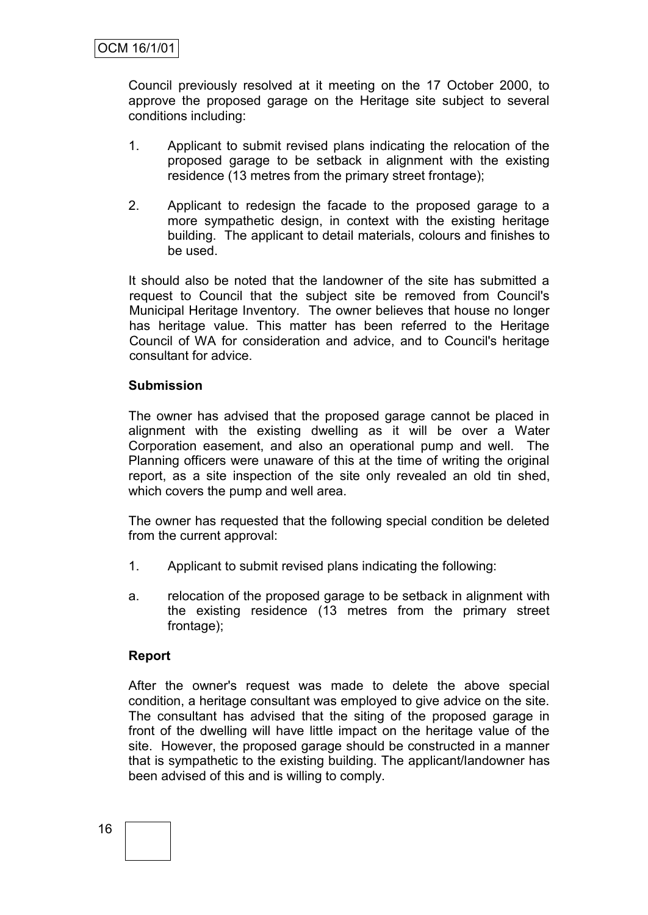Council previously resolved at it meeting on the 17 October 2000, to approve the proposed garage on the Heritage site subject to several conditions including:

1. Applicant to submit revised plans indicating the relocation of the proposed garage to be setback in alignment with the existing residence (13 metres from the primary street frontage);

2. Applicant to redesign the facade to the proposed garage to a more sympathetic design, in context with the existing heritage building. The applicant to detail materials, colours and finishes to be used.

It should also be noted that the landowner of the site has submitted a request to Council that the subject site be removed from Council's Municipal Heritage Inventory. The owner believes that house no longer has heritage value. This matter has been referred to the Heritage Council of WA for consideration and advice, and to Council's heritage consultant for advice.

**Submission**

The owner has advised that the proposed garage cannot be placed in alignment with the existing dwelling as it will be over a Water Corporation easement, and also an operational pump and well. The Planning officers were unaware of this at the time of writing the original report, as a site inspection of the site only revealed an old tin shed, which covers the pump and well area.

The owner has requested that the following special condition be deleted from the current approval:

1. Applicant to submit revised plans indicating the following:

a. relocation of the proposed garage to be setback in alignment with the existing residence (13 metres from the primary street frontage);

**Report**

After the owner's request was made to delete the above special condition, a heritage consultant was employed to give advice on the site. The consultant has advised that the siting of the proposed garage in front of the dwelling will have little impact on the heritage value of the site. However, the proposed garage should be constructed in a manner that is sympathetic to the existing building. The applicant/landowner has been advised of this and is willing to comply.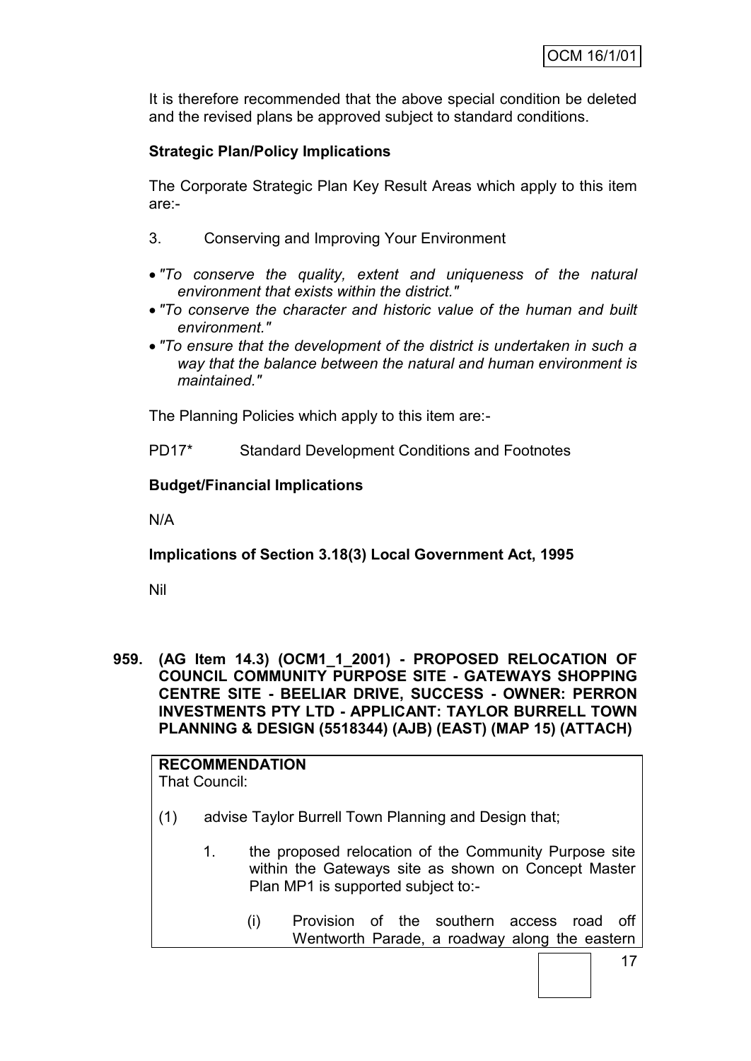It is therefore recommended that the above special condition be deleted and the revised plans be approved subject to standard conditions.

**Strategic Plan/Policy Implications**

The Corporate Strategic Plan Key Result Areas which apply to this item are:-

3. Conserving and Improving Your Environment

- *"To conserve the quality, extent and uniqueness of the natural environment that exists within the district."*
- *"To conserve the character and historic value of the human and built environment."*
- *"To ensure that the development of the district is undertaken in such a way that the balance between the natural and human environment is maintained."*

The Planning Policies which apply to this item are:-

PD17* Standard Development Conditions and Footnotes

**Budget/Financial Implications**

N/A

**Implications of Section 3.18(3) Local Government Act, 1995**

Nil

**959. (AG Item 14.3) (OCM1_1_2001) - PROPOSED RELOCATION OF COUNCIL COMMUNITY PURPOSE SITE - GATEWAYS SHOPPING CENTRE SITE - BEELIAR DRIVE, SUCCESS - OWNER: PERRON INVESTMENTS PTY LTD - APPLICANT: TAYLOR BURRELL TOWN PLANNING & DESIGN (5518344) (AJB) (EAST) (MAP 15) (ATTACH)**

**RECOMMENDATION**
That Council:

(1) advise Taylor Burrell Town Planning and Design that;

1. the proposed relocation of the Community Purpose site within the Gateways site as shown on Concept Master Plan MP1 is supported subject to:-

   (i) Provision of the southern access road off Wentworth Parade, a roadway along the eastern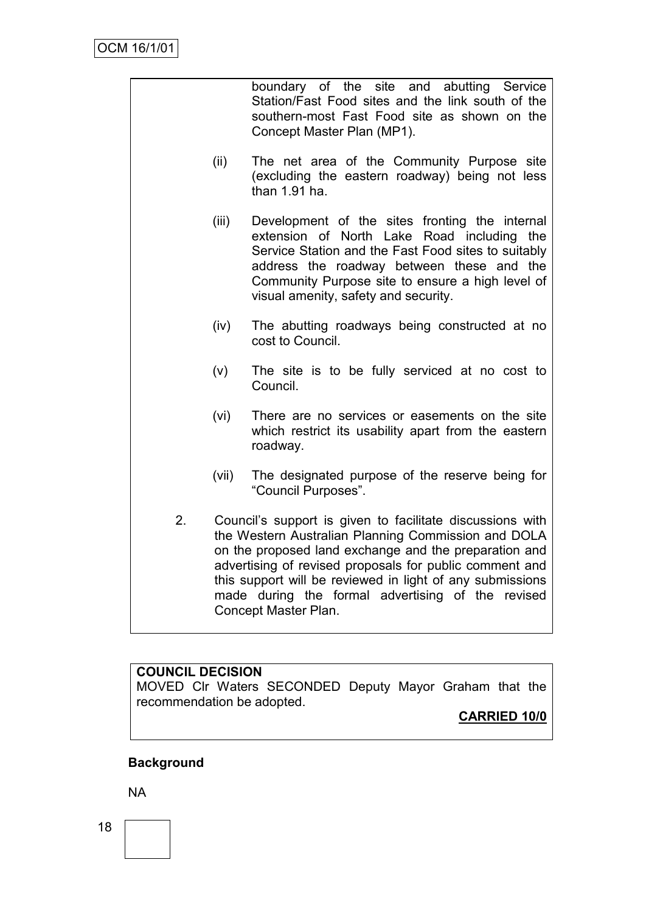boundary of the site and abutting Service Station/Fast Food sites and the link south of the southern-most Fast Food site as shown on the Concept Master Plan (MP1).

(ii) The net area of the Community Purpose site (excluding the eastern roadway) being not less than 1.91 ha.

(iii) Development of the sites fronting the internal extension of North Lake Road including the Service Station and the Fast Food sites to suitably address the roadway between these and the Community Purpose site to ensure a high level of visual amenity, safety and security.

(iv) The abutting roadways being constructed at no cost to Council.

(v) The site is to be fully serviced at no cost to Council.

(vi) There are no services or easements on the site which restrict its usability apart from the eastern roadway.

(vii) The designated purpose of the reserve being for "Council Purposes".

2. Council's support is given to facilitate discussions with the Western Australian Planning Commission and DOLA on the proposed land exchange and the preparation and advertising of revised proposals for public comment and this support will be reviewed in light of any submissions made during the formal advertising of the revised Concept Master Plan.

**COUNCIL DECISION**

MOVED Clr Waters SECONDED Deputy Mayor Graham that the recommendation be adopted.

**CARRIED 10/0**

**Background**

NA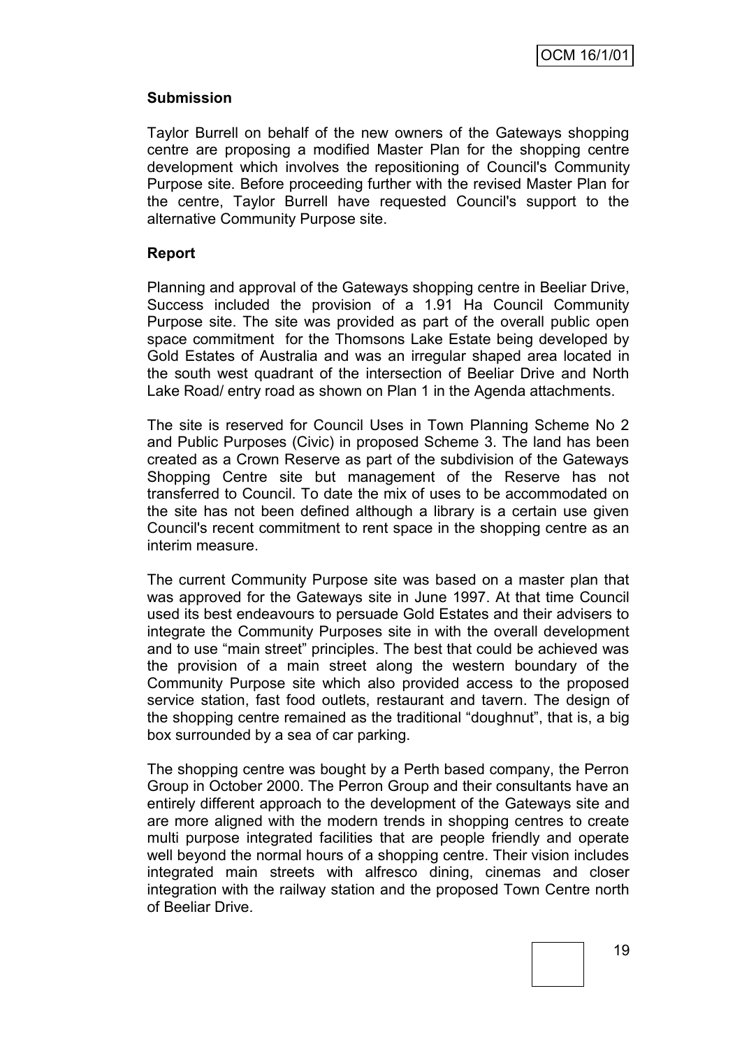**Submission**

Taylor Burrell on behalf of the new owners of the Gateways shopping centre are proposing a modified Master Plan for the shopping centre development which involves the repositioning of Council's Community Purpose site. Before proceeding further with the revised Master Plan for the centre, Taylor Burrell have requested Council's support to the alternative Community Purpose site.

**Report**

Planning and approval of the Gateways shopping centre in Beeliar Drive, Success included the provision of a 1.91 Ha Council Community Purpose site. The site was provided as part of the overall public open space commitment for the Thomsons Lake Estate being developed by Gold Estates of Australia and was an irregular shaped area located in the south west quadrant of the intersection of Beeliar Drive and North Lake Road/ entry road as shown on Plan 1 in the Agenda attachments.

The site is reserved for Council Uses in Town Planning Scheme No 2 and Public Purposes (Civic) in proposed Scheme 3. The land has been created as a Crown Reserve as part of the subdivision of the Gateways Shopping Centre site but management of the Reserve has not transferred to Council. To date the mix of uses to be accommodated on the site has not been defined although a library is a certain use given Council's recent commitment to rent space in the shopping centre as an interim measure.

The current Community Purpose site was based on a master plan that was approved for the Gateways site in June 1997. At that time Council used its best endeavours to persuade Gold Estates and their advisers to integrate the Community Purposes site in with the overall development and to use "main street" principles. The best that could be achieved was the provision of a main street along the western boundary of the Community Purpose site which also provided access to the proposed service station, fast food outlets, restaurant and tavern. The design of the shopping centre remained as the traditional "doughnut", that is, a big box surrounded by a sea of car parking.

The shopping centre was bought by a Perth based company, the Perron Group in October 2000. The Perron Group and their consultants have an entirely different approach to the development of the Gateways site and are more aligned with the modern trends in shopping centres to create multi purpose integrated facilities that are people friendly and operate well beyond the normal hours of a shopping centre. Their vision includes integrated main streets with alfresco dining, cinemas and closer integration with the railway station and the proposed Town Centre north of Beeliar Drive.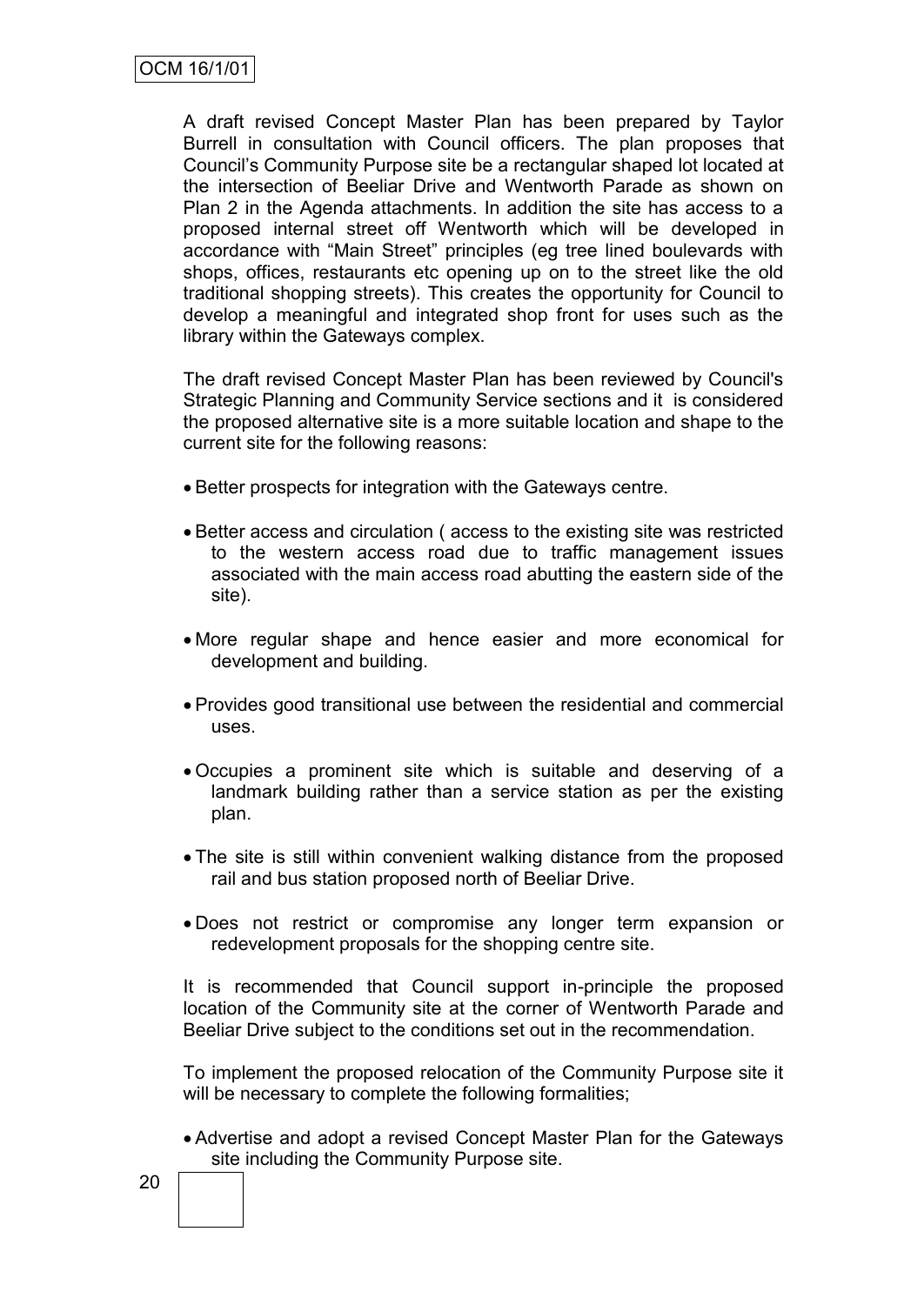A draft revised Concept Master Plan has been prepared by Taylor Burrell in consultation with Council officers. The plan proposes that Council's Community Purpose site be a rectangular shaped lot located at the intersection of Beeliar Drive and Wentworth Parade as shown on Plan 2 in the Agenda attachments. In addition the site has access to a proposed internal street off Wentworth which will be developed in accordance with "Main Street" principles (eg tree lined boulevards with shops, offices, restaurants etc opening up on to the street like the old traditional shopping streets). This creates the opportunity for Council to develop a meaningful and integrated shop front for uses such as the library within the Gateways complex.

The draft revised Concept Master Plan has been reviewed by Council's Strategic Planning and Community Service sections and it is considered the proposed alternative site is a more suitable location and shape to the current site for the following reasons:

- Better prospects for integration with the Gateways centre.
- Better access and circulation ( access to the existing site was restricted to the western access road due to traffic management issues associated with the main access road abutting the eastern side of the site).
- More regular shape and hence easier and more economical for development and building.
- Provides good transitional use between the residential and commercial uses.
- Occupies a prominent site which is suitable and deserving of a landmark building rather than a service station as per the existing plan.
- The site is still within convenient walking distance from the proposed rail and bus station proposed north of Beeliar Drive.
- Does not restrict or compromise any longer term expansion or redevelopment proposals for the shopping centre site.

It is recommended that Council support in-principle the proposed location of the Community site at the corner of Wentworth Parade and Beeliar Drive subject to the conditions set out in the recommendation.

To implement the proposed relocation of the Community Purpose site it will be necessary to complete the following formalities;

- Advertise and adopt a revised Concept Master Plan for the Gateways site including the Community Purpose site.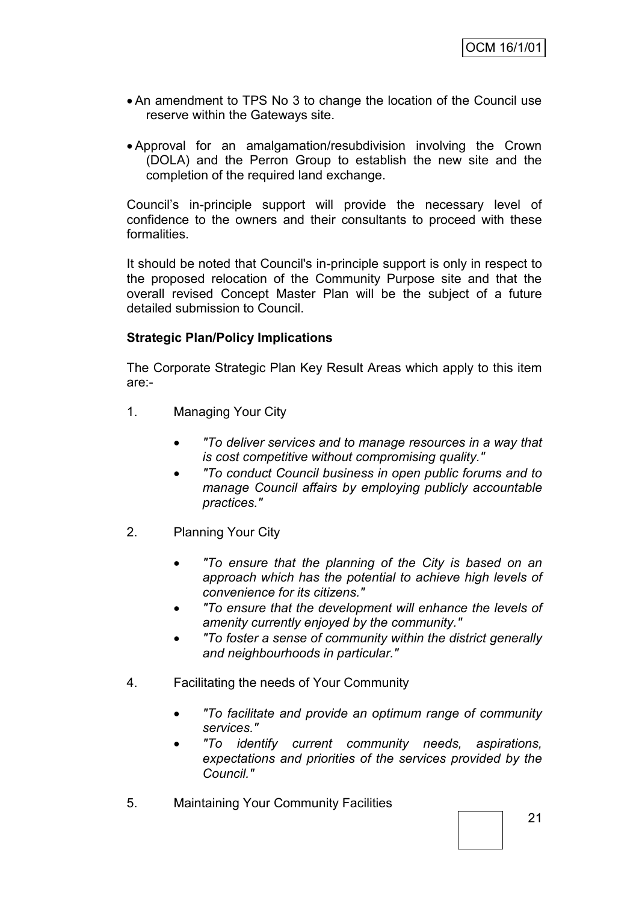- An amendment to TPS No 3 to change the location of the Council use reserve within the Gateways site.
- Approval for an amalgamation/resubdivision involving the Crown (DOLA) and the Perron Group to establish the new site and the completion of the required land exchange.

Council's in-principle support will provide the necessary level of confidence to the owners and their consultants to proceed with these formalities.

It should be noted that Council's in-principle support is only in respect to the proposed relocation of the Community Purpose site and that the overall revised Concept Master Plan will be the subject of a future detailed submission to Council.

**Strategic Plan/Policy Implications**

The Corporate Strategic Plan Key Result Areas which apply to this item are:-

1. Managing Your City

   - *"To deliver services and to manage resources in a way that is cost competitive without compromising quality."*
   - *"To conduct Council business in open public forums and to manage Council affairs by employing publicly accountable practices."*

2. Planning Your City

   - *"To ensure that the planning of the City is based on an approach which has the potential to achieve high levels of convenience for its citizens."*
   - *"To ensure that the development will enhance the levels of amenity currently enjoyed by the community."*
   - *"To foster a sense of community within the district generally and neighbourhoods in particular."*

4. Facilitating the needs of Your Community

   - *"To facilitate and provide an optimum range of community services."*
   - *"To identify current community needs, aspirations, expectations and priorities of the services provided by the Council."*

5. Maintaining Your Community Facilities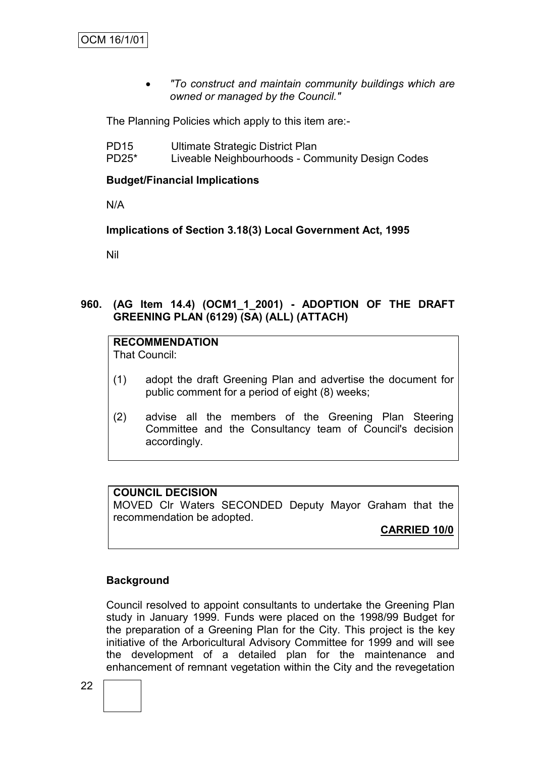- *"To construct and maintain community buildings which are owned or managed by the Council."*

The Planning Policies which apply to this item are:-

PD15 Ultimate Strategic District Plan
PD25* Liveable Neighbourhoods - Community Design Codes

**Budget/Financial Implications**

N/A

**Implications of Section 3.18(3) Local Government Act, 1995**

Nil

## 960. (AG Item 14.4) (OCM1_1_2001) - ADOPTION OF THE DRAFT GREENING PLAN (6129) (SA) (ALL) (ATTACH)

**RECOMMENDATION**
That Council:

(1) adopt the draft Greening Plan and advertise the document for public comment for a period of eight (8) weeks;

(2) advise all the members of the Greening Plan Steering Committee and the Consultancy team of Council's decision accordingly.

**COUNCIL DECISION**
MOVED Clr Waters SECONDED Deputy Mayor Graham that the recommendation be adopted.

**CARRIED 10/0**

**Background**

Council resolved to appoint consultants to undertake the Greening Plan study in January 1999. Funds were placed on the 1998/99 Budget for the preparation of a Greening Plan for the City. This project is the key initiative of the Arboricultural Advisory Committee for 1999 and will see the development of a detailed plan for the maintenance and enhancement of remnant vegetation within the City and the revegetation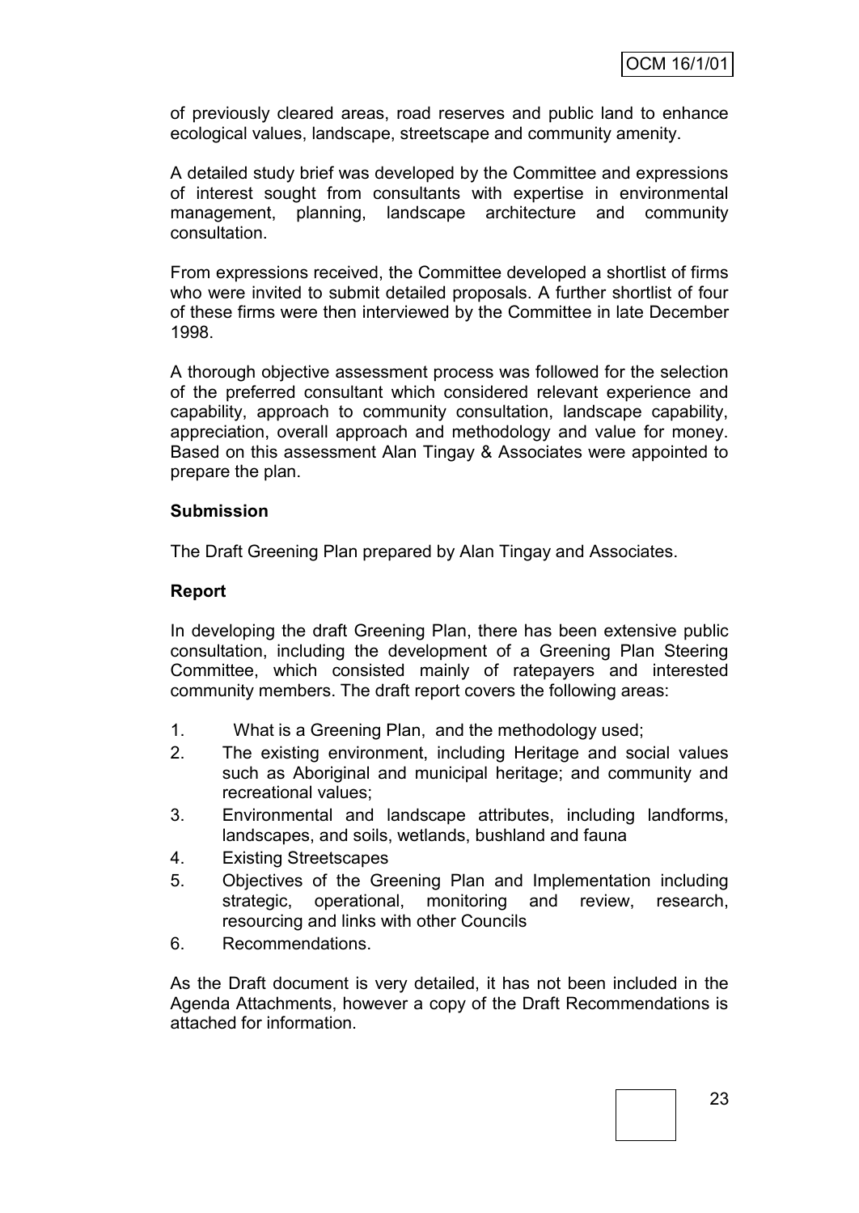of previously cleared areas, road reserves and public land to enhance ecological values, landscape, streetscape and community amenity.

A detailed study brief was developed by the Committee and expressions of interest sought from consultants with expertise in environmental management, planning, landscape architecture and community consultation.

From expressions received, the Committee developed a shortlist of firms who were invited to submit detailed proposals. A further shortlist of four of these firms were then interviewed by the Committee in late December 1998.

A thorough objective assessment process was followed for the selection of the preferred consultant which considered relevant experience and capability, approach to community consultation, landscape capability, appreciation, overall approach and methodology and value for money. Based on this assessment Alan Tingay & Associates were appointed to prepare the plan.

**Submission**

The Draft Greening Plan prepared by Alan Tingay and Associates.

**Report**

In developing the draft Greening Plan, there has been extensive public consultation, including the development of a Greening Plan Steering Committee, which consisted mainly of ratepayers and interested community members. The draft report covers the following areas:

1. What is a Greening Plan, and the methodology used;
2. The existing environment, including Heritage and social values such as Aboriginal and municipal heritage; and community and recreational values;
3. Environmental and landscape attributes, including landforms, landscapes, and soils, wetlands, bushland and fauna
4. Existing Streetscapes
5. Objectives of the Greening Plan and Implementation including strategic, operational, monitoring and review, research, resourcing and links with other Councils
6. Recommendations.

As the Draft document is very detailed, it has not been included in the Agenda Attachments, however a copy of the Draft Recommendations is attached for information.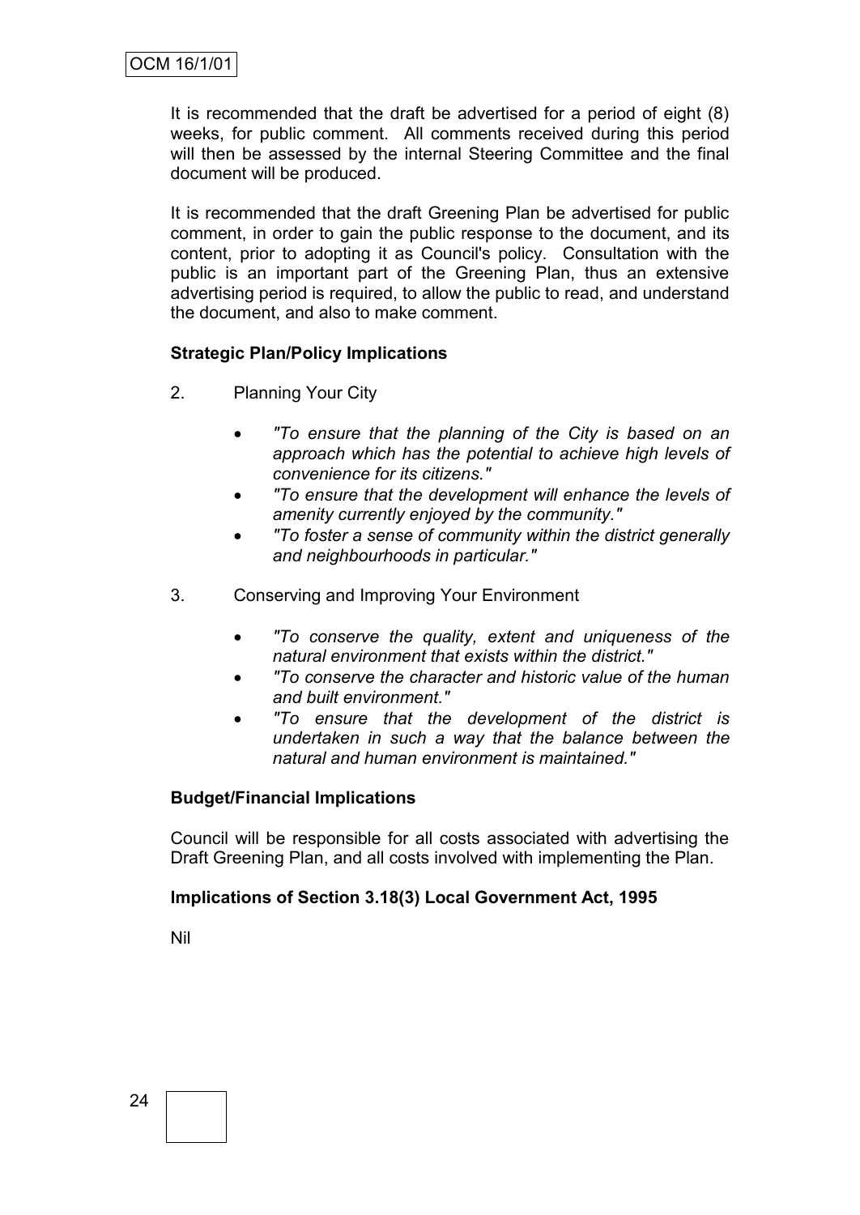It is recommended that the draft be advertised for a period of eight (8) weeks, for public comment. All comments received during this period will then be assessed by the internal Steering Committee and the final document will be produced.

It is recommended that the draft Greening Plan be advertised for public comment, in order to gain the public response to the document, and its content, prior to adopting it as Council's policy. Consultation with the public is an important part of the Greening Plan, thus an extensive advertising period is required, to allow the public to read, and understand the document, and also to make comment.

**Strategic Plan/Policy Implications**

2. Planning Your City

   - *"To ensure that the planning of the City is based on an approach which has the potential to achieve high levels of convenience for its citizens."*
   - *"To ensure that the development will enhance the levels of amenity currently enjoyed by the community."*
   - *"To foster a sense of community within the district generally and neighbourhoods in particular."*

3. Conserving and Improving Your Environment

   - *"To conserve the quality, extent and uniqueness of the natural environment that exists within the district."*
   - *"To conserve the character and historic value of the human and built environment."*
   - *"To ensure that the development of the district is undertaken in such a way that the balance between the natural and human environment is maintained."*

**Budget/Financial Implications**

Council will be responsible for all costs associated with advertising the Draft Greening Plan, and all costs involved with implementing the Plan.

**Implications of Section 3.18(3) Local Government Act, 1995**

Nil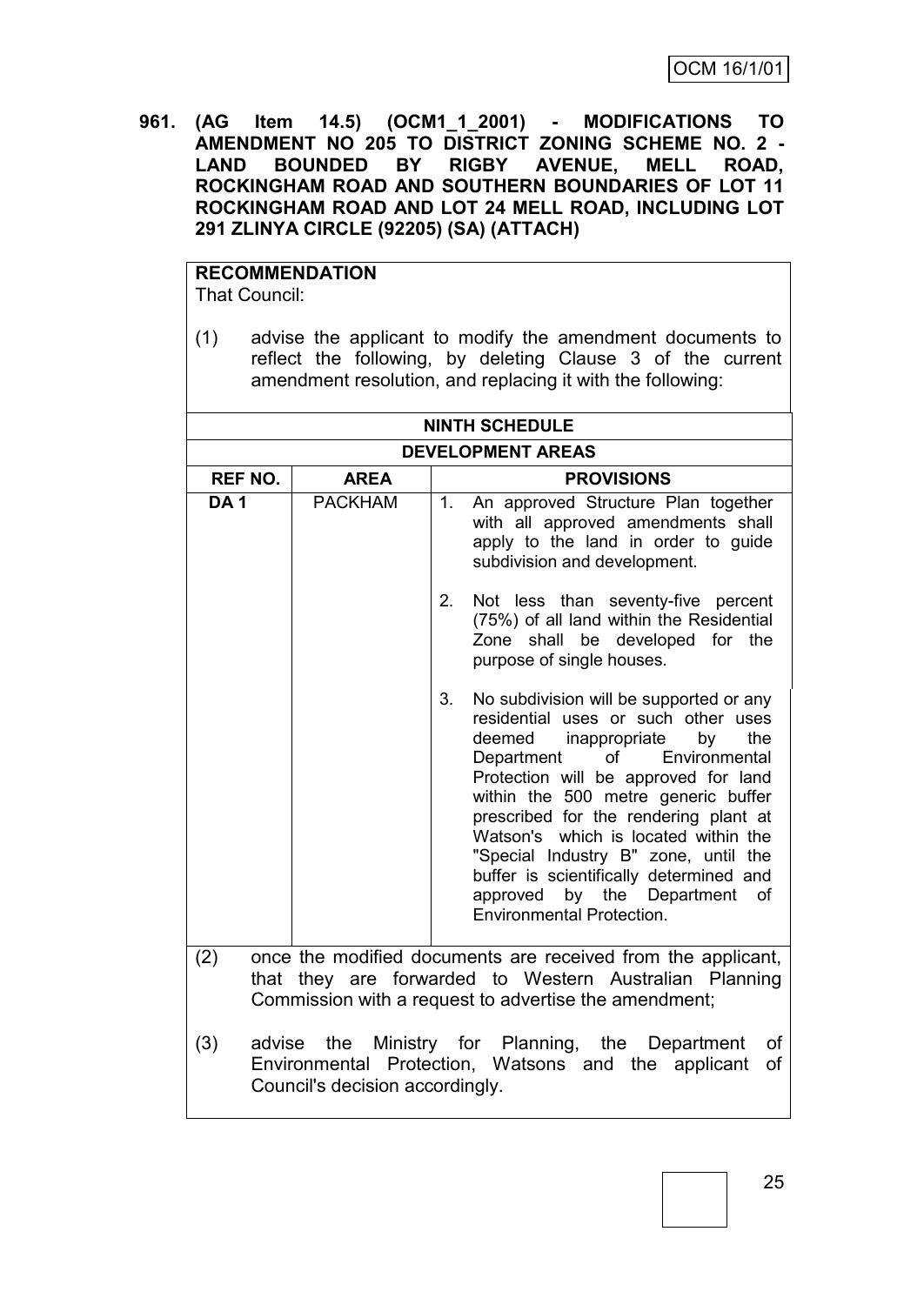**961. (AG Item 14.5) (OCM1_1_2001) - MODIFICATIONS TO AMENDMENT NO 205 TO DISTRICT ZONING SCHEME NO. 2 - LAND BOUNDED BY RIGBY AVENUE, MELL ROAD, ROCKINGHAM ROAD AND SOUTHERN BOUNDARIES OF LOT 11 ROCKINGHAM ROAD AND LOT 24 MELL ROAD, INCLUDING LOT 291 ZLINYA CIRCLE (92205) (SA) (ATTACH)**

**RECOMMENDATION**

That Council:

(1) advise the applicant to modify the amendment documents to reflect the following, by deleting Clause 3 of the current amendment resolution, and replacing it with the following:

| NINTH SCHEDULE | | |
|---|---|---|
| **DEVELOPMENT AREAS** | | |
| **REF NO.** | **AREA** | **PROVISIONS** |
| **DA 1** | PACKHAM | 1. An approved Structure Plan together with all approved amendments shall apply to the land in order to guide subdivision and development.<br><br>2. Not less than seventy-five percent (75%) of all land within the Residential Zone shall be developed for the purpose of single houses.<br><br>3. No subdivision will be supported or any residential uses or such other uses deemed inappropriate by the Department of Environmental Protection will be approved for land within the 500 metre generic buffer prescribed for the rendering plant at Watson's which is located within the "Special Industry B" zone, until the buffer is scientifically determined and approved by the Department of Environmental Protection. |

(2) once the modified documents are received from the applicant, that they are forwarded to Western Australian Planning Commission with a request to advertise the amendment;

(3) advise the Ministry for Planning, the Department of Environmental Protection, Watsons and the applicant of Council's decision accordingly.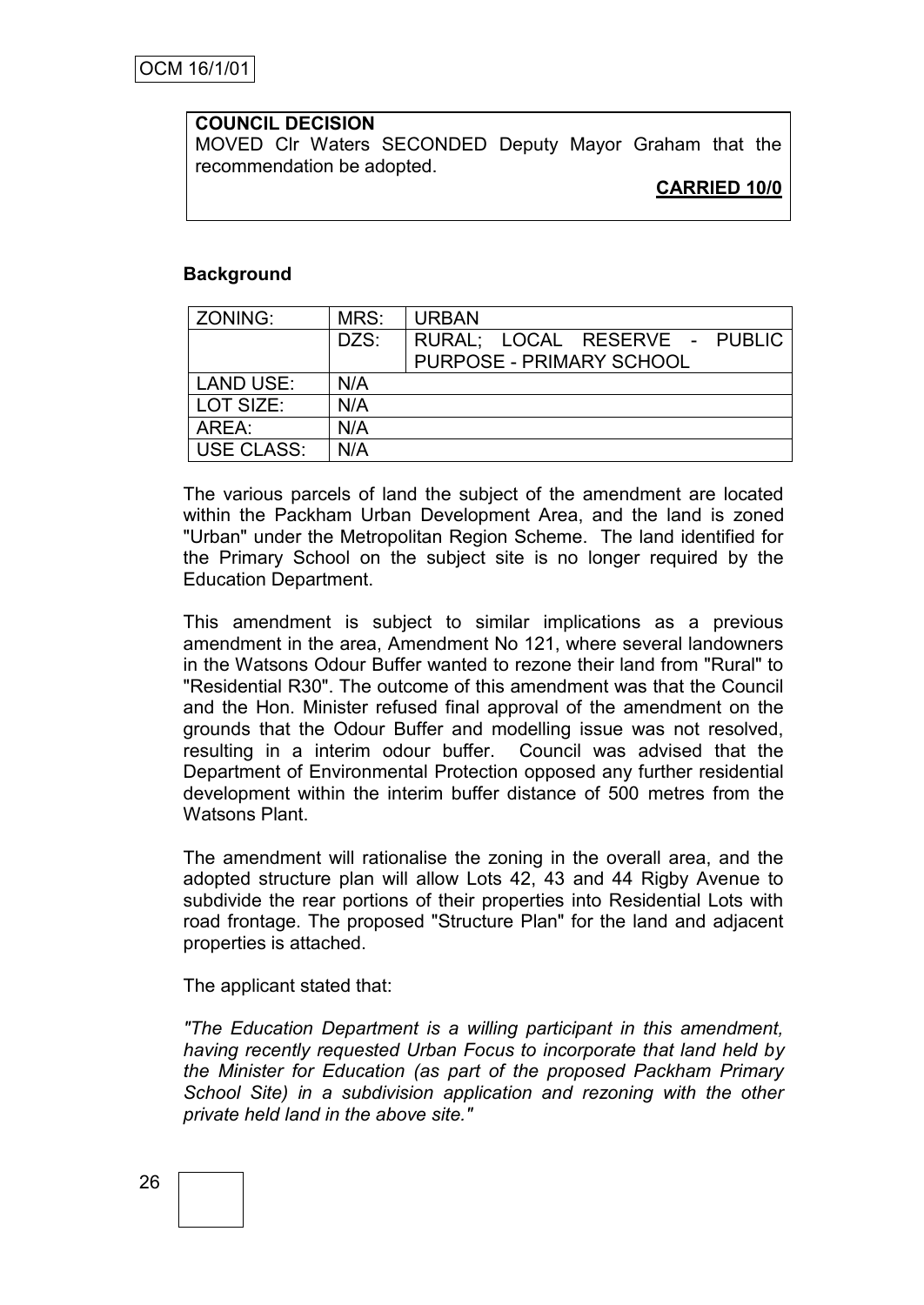**COUNCIL DECISION**

MOVED Clr Waters SECONDED Deputy Mayor Graham that the recommendation be adopted.

**CARRIED 10/0**

**Background**

| ZONING: | MRS: | URBAN |
|---|---|---|
| | DZS: | RURAL; LOCAL RESERVE - PUBLIC PURPOSE - PRIMARY SCHOOL |
| LAND USE: | N/A | |
| LOT SIZE: | N/A | |
| AREA: | N/A | |
| USE CLASS: | N/A | |

The various parcels of land the subject of the amendment are located within the Packham Urban Development Area, and the land is zoned "Urban" under the Metropolitan Region Scheme. The land identified for the Primary School on the subject site is no longer required by the Education Department.

This amendment is subject to similar implications as a previous amendment in the area, Amendment No 121, where several landowners in the Watsons Odour Buffer wanted to rezone their land from "Rural" to "Residential R30". The outcome of this amendment was that the Council and the Hon. Minister refused final approval of the amendment on the grounds that the Odour Buffer and modelling issue was not resolved, resulting in a interim odour buffer. Council was advised that the Department of Environmental Protection opposed any further residential development within the interim buffer distance of 500 metres from the Watsons Plant.

The amendment will rationalise the zoning in the overall area, and the adopted structure plan will allow Lots 42, 43 and 44 Rigby Avenue to subdivide the rear portions of their properties into Residential Lots with road frontage. The proposed "Structure Plan" for the land and adjacent properties is attached.

The applicant stated that:

*"The Education Department is a willing participant in this amendment, having recently requested Urban Focus to incorporate that land held by the Minister for Education (as part of the proposed Packham Primary School Site) in a subdivision application and rezoning with the other private held land in the above site."*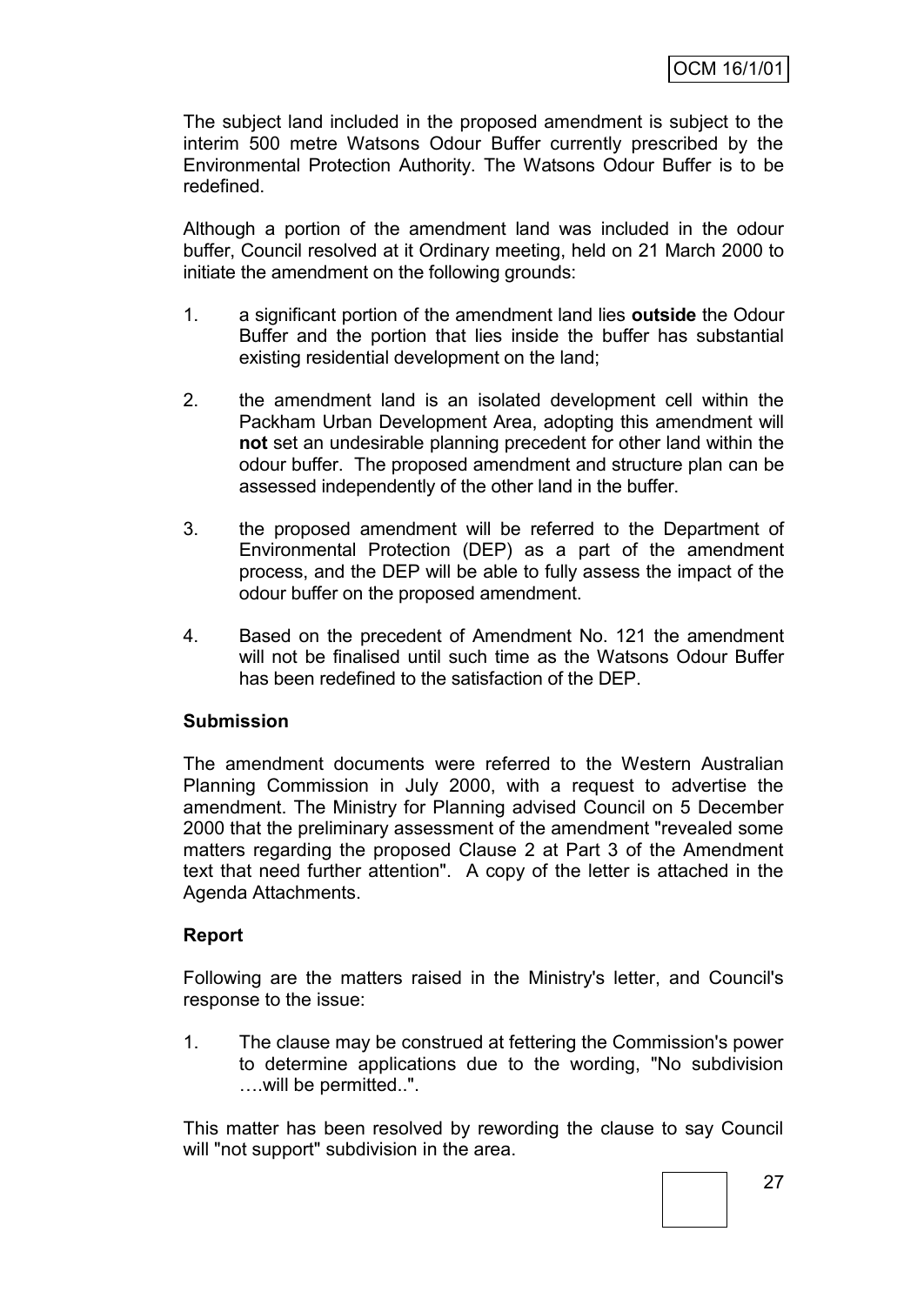The subject land included in the proposed amendment is subject to the interim 500 metre Watsons Odour Buffer currently prescribed by the Environmental Protection Authority. The Watsons Odour Buffer is to be redefined.

Although a portion of the amendment land was included in the odour buffer, Council resolved at it Ordinary meeting, held on 21 March 2000 to initiate the amendment on the following grounds:

1. a significant portion of the amendment land lies **outside** the Odour Buffer and the portion that lies inside the buffer has substantial existing residential development on the land;

2. the amendment land is an isolated development cell within the Packham Urban Development Area, adopting this amendment will **not** set an undesirable planning precedent for other land within the odour buffer. The proposed amendment and structure plan can be assessed independently of the other land in the buffer.

3. the proposed amendment will be referred to the Department of Environmental Protection (DEP) as a part of the amendment process, and the DEP will be able to fully assess the impact of the odour buffer on the proposed amendment.

4. Based on the precedent of Amendment No. 121 the amendment will not be finalised until such time as the Watsons Odour Buffer has been redefined to the satisfaction of the DEP.

**Submission**

The amendment documents were referred to the Western Australian Planning Commission in July 2000, with a request to advertise the amendment. The Ministry for Planning advised Council on 5 December 2000 that the preliminary assessment of the amendment "revealed some matters regarding the proposed Clause 2 at Part 3 of the Amendment text that need further attention". A copy of the letter is attached in the Agenda Attachments.

**Report**

Following are the matters raised in the Ministry's letter, and Council's response to the issue:

1. The clause may be construed at fettering the Commission's power to determine applications due to the wording, "No subdivision ….will be permitted..".

This matter has been resolved by rewording the clause to say Council will "not support" subdivision in the area.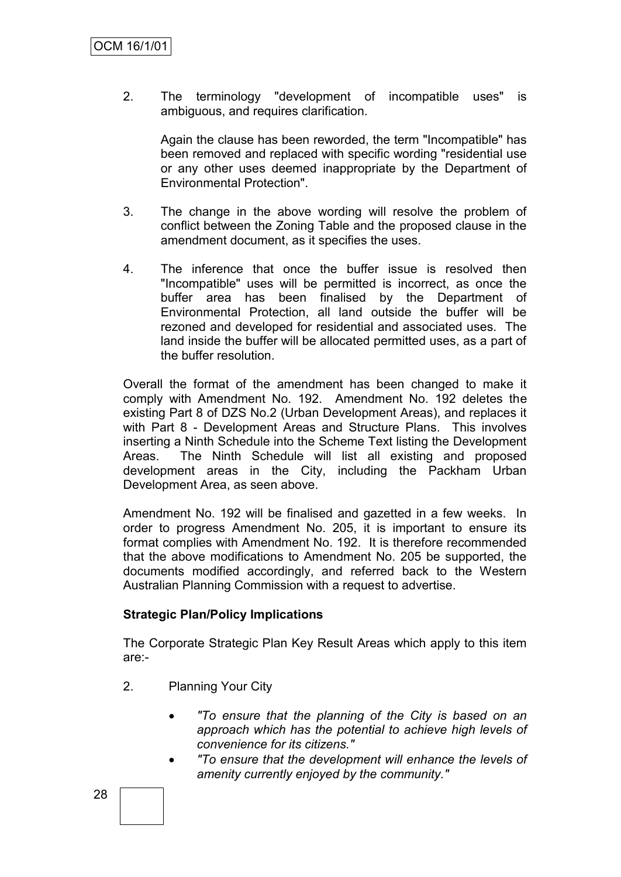2. The terminology "development of incompatible uses" is ambiguous, and requires clarification.

   Again the clause has been reworded, the term "Incompatible" has been removed and replaced with specific wording "residential use or any other uses deemed inappropriate by the Department of Environmental Protection".

3. The change in the above wording will resolve the problem of conflict between the Zoning Table and the proposed clause in the amendment document, as it specifies the uses.

4. The inference that once the buffer issue is resolved then "Incompatible" uses will be permitted is incorrect, as once the buffer area has been finalised by the Department of Environmental Protection, all land outside the buffer will be rezoned and developed for residential and associated uses. The land inside the buffer will be allocated permitted uses, as a part of the buffer resolution.

Overall the format of the amendment has been changed to make it comply with Amendment No. 192. Amendment No. 192 deletes the existing Part 8 of DZS No.2 (Urban Development Areas), and replaces it with Part 8 - Development Areas and Structure Plans. This involves inserting a Ninth Schedule into the Scheme Text listing the Development Areas. The Ninth Schedule will list all existing and proposed development areas in the City, including the Packham Urban Development Area, as seen above.

Amendment No. 192 will be finalised and gazetted in a few weeks. In order to progress Amendment No. 205, it is important to ensure its format complies with Amendment No. 192. It is therefore recommended that the above modifications to Amendment No. 205 be supported, the documents modified accordingly, and referred back to the Western Australian Planning Commission with a request to advertise.

**Strategic Plan/Policy Implications**

The Corporate Strategic Plan Key Result Areas which apply to this item are:-

2. Planning Your City

   - *"To ensure that the planning of the City is based on an approach which has the potential to achieve high levels of convenience for its citizens."*
   - *"To ensure that the development will enhance the levels of amenity currently enjoyed by the community."*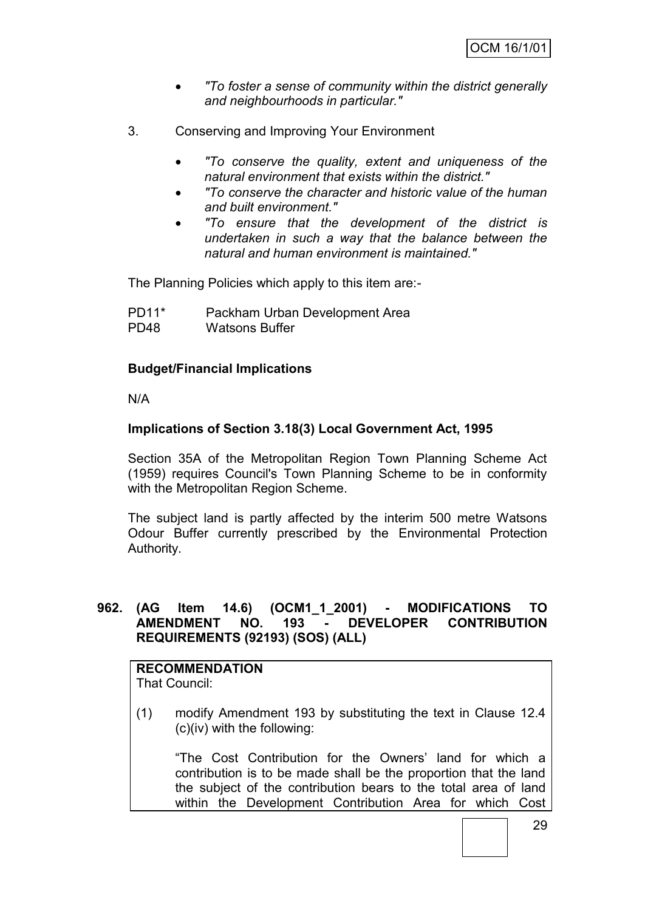- *"To foster a sense of community within the district generally and neighbourhoods in particular."*

3. Conserving and Improving Your Environment

   - *"To conserve the quality, extent and uniqueness of the natural environment that exists within the district."*
   - *"To conserve the character and historic value of the human and built environment."*
   - *"To ensure that the development of the district is undertaken in such a way that the balance between the natural and human environment is maintained."*

The Planning Policies which apply to this item are:-

PD11* Packham Urban Development Area
PD48 Watsons Buffer

**Budget/Financial Implications**

N/A

**Implications of Section 3.18(3) Local Government Act, 1995**

Section 35A of the Metropolitan Region Town Planning Scheme Act (1959) requires Council's Town Planning Scheme to be in conformity with the Metropolitan Region Scheme.

The subject land is partly affected by the interim 500 metre Watsons Odour Buffer currently prescribed by the Environmental Protection Authority.

**962. (AG Item 14.6) (OCM1_1_2001) - MODIFICATIONS TO AMENDMENT NO. 193 - DEVELOPER CONTRIBUTION REQUIREMENTS (92193) (SOS) (ALL)**

**RECOMMENDATION**
That Council:

(1) modify Amendment 193 by substituting the text in Clause 12.4 (c)(iv) with the following:

"The Cost Contribution for the Owners' land for which a contribution is to be made shall be the proportion that the land the subject of the contribution bears to the total area of land within the Development Contribution Area for which Cost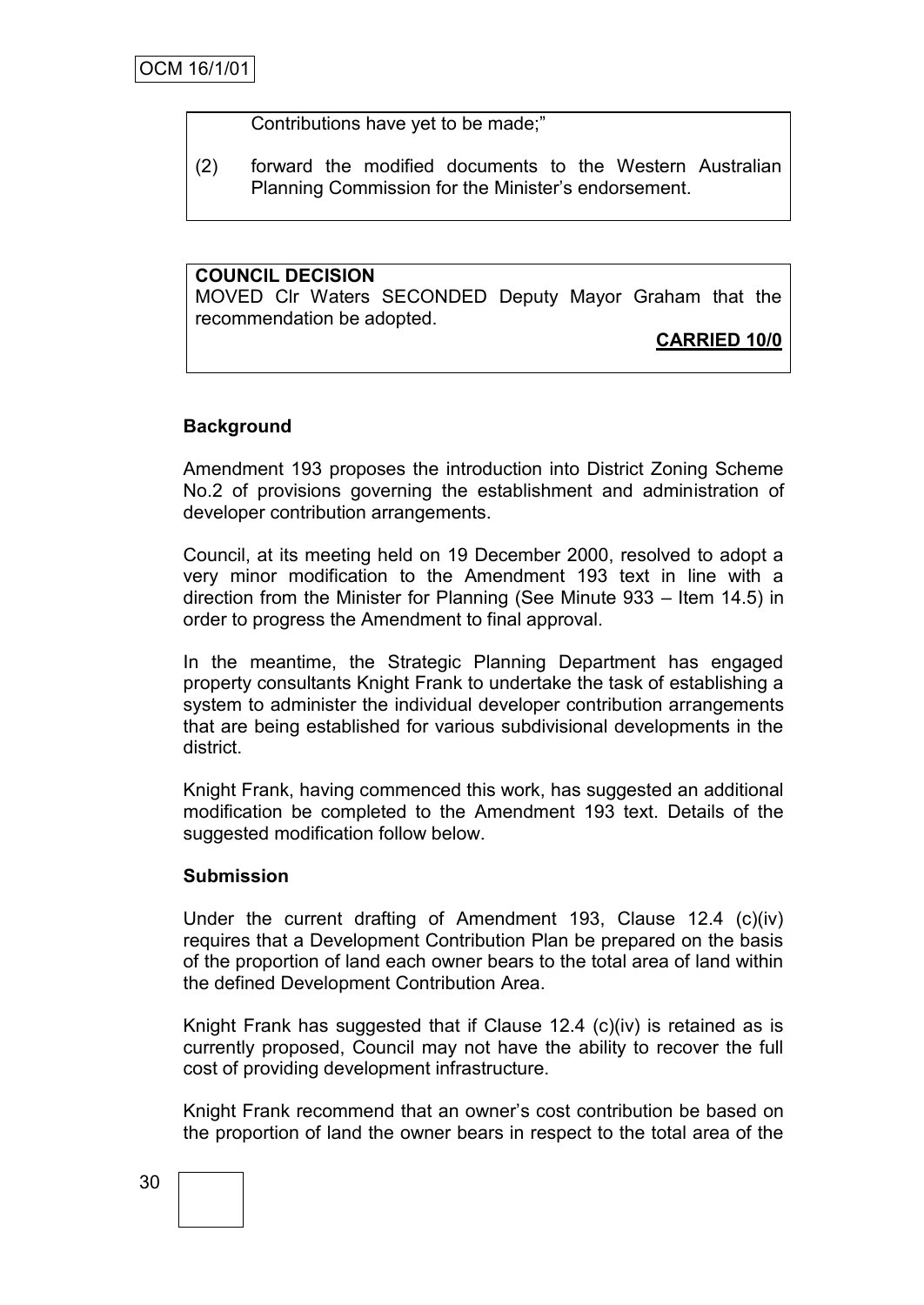Contributions have yet to be made;"

(2) forward the modified documents to the Western Australian Planning Commission for the Minister's endorsement.

**COUNCIL DECISION**

MOVED Clr Waters SECONDED Deputy Mayor Graham that the recommendation be adopted.

**CARRIED 10/0**

**Background**

Amendment 193 proposes the introduction into District Zoning Scheme No.2 of provisions governing the establishment and administration of developer contribution arrangements.

Council, at its meeting held on 19 December 2000, resolved to adopt a very minor modification to the Amendment 193 text in line with a direction from the Minister for Planning (See Minute 933 – Item 14.5) in order to progress the Amendment to final approval.

In the meantime, the Strategic Planning Department has engaged property consultants Knight Frank to undertake the task of establishing a system to administer the individual developer contribution arrangements that are being established for various subdivisional developments in the district.

Knight Frank, having commenced this work, has suggested an additional modification be completed to the Amendment 193 text. Details of the suggested modification follow below.

**Submission**

Under the current drafting of Amendment 193, Clause 12.4 (c)(iv) requires that a Development Contribution Plan be prepared on the basis of the proportion of land each owner bears to the total area of land within the defined Development Contribution Area.

Knight Frank has suggested that if Clause 12.4 (c)(iv) is retained as is currently proposed, Council may not have the ability to recover the full cost of providing development infrastructure.

Knight Frank recommend that an owner's cost contribution be based on the proportion of land the owner bears in respect to the total area of the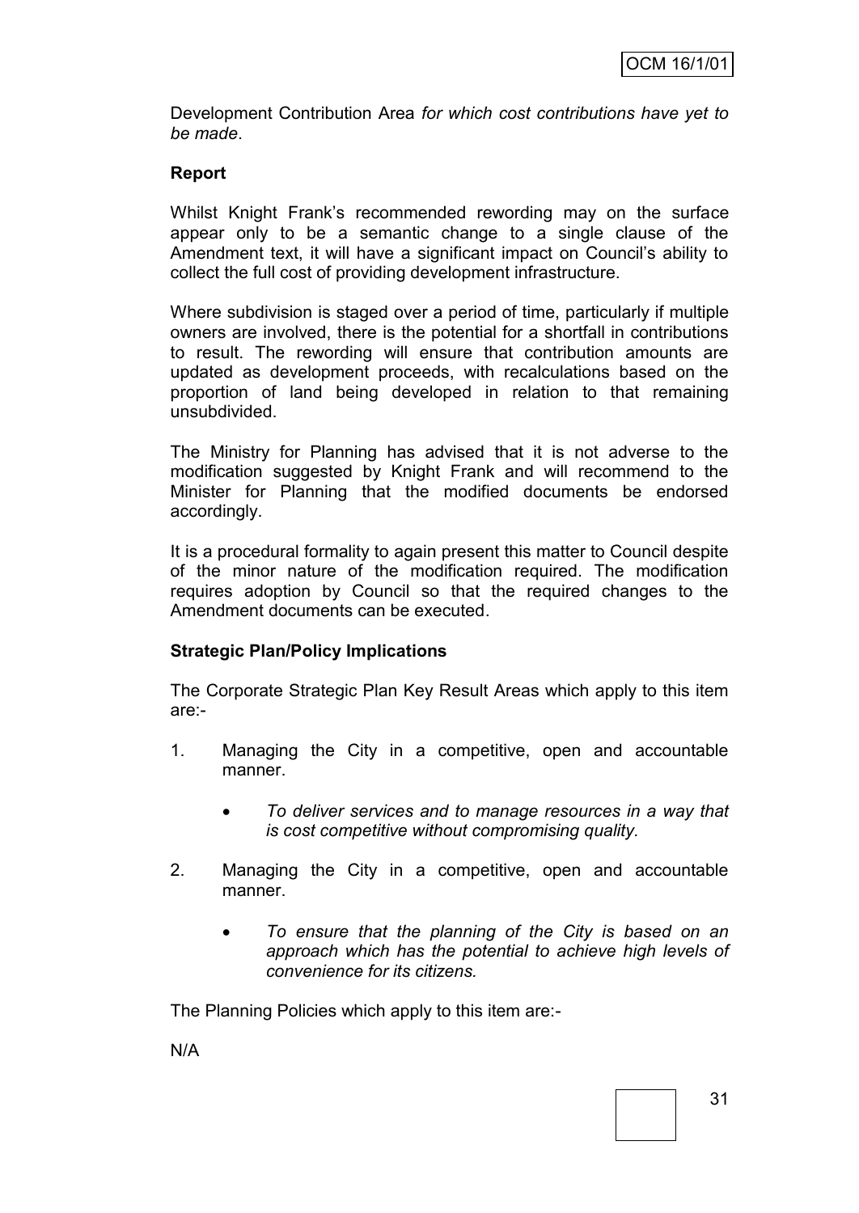Development Contribution Area *for which cost contributions have yet to be made*.

**Report**

Whilst Knight Frank's recommended rewording may on the surface appear only to be a semantic change to a single clause of the Amendment text, it will have a significant impact on Council's ability to collect the full cost of providing development infrastructure.

Where subdivision is staged over a period of time, particularly if multiple owners are involved, there is the potential for a shortfall in contributions to result. The rewording will ensure that contribution amounts are updated as development proceeds, with recalculations based on the proportion of land being developed in relation to that remaining unsubdivided.

The Ministry for Planning has advised that it is not adverse to the modification suggested by Knight Frank and will recommend to the Minister for Planning that the modified documents be endorsed accordingly.

It is a procedural formality to again present this matter to Council despite of the minor nature of the modification required. The modification requires adoption by Council so that the required changes to the Amendment documents can be executed.

**Strategic Plan/Policy Implications**

The Corporate Strategic Plan Key Result Areas which apply to this item are:-

1. Managing the City in a competitive, open and accountable manner.

   - *To deliver services and to manage resources in a way that is cost competitive without compromising quality.*

2. Managing the City in a competitive, open and accountable manner.

   - *To ensure that the planning of the City is based on an approach which has the potential to achieve high levels of convenience for its citizens.*

The Planning Policies which apply to this item are:-

N/A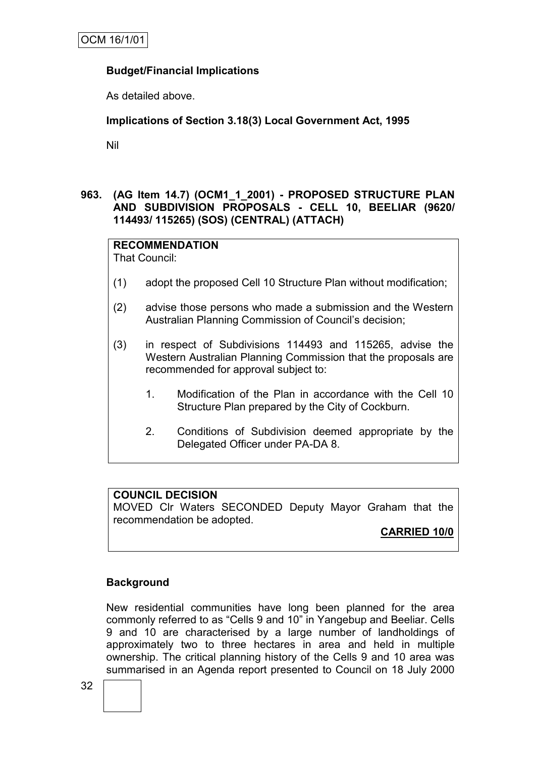**Budget/Financial Implications**

As detailed above.

**Implications of Section 3.18(3) Local Government Act, 1995**

Nil

**963. (AG Item 14.7) (OCM1_1_2001) - PROPOSED STRUCTURE PLAN AND SUBDIVISION PROPOSALS - CELL 10, BEELIAR (9620/ 114493/ 115265) (SOS) (CENTRAL) (ATTACH)**

**RECOMMENDATION**
That Council:

(1) adopt the proposed Cell 10 Structure Plan without modification;

(2) advise those persons who made a submission and the Western Australian Planning Commission of Council's decision;

(3) in respect of Subdivisions 114493 and 115265, advise the Western Australian Planning Commission that the proposals are recommended for approval subject to:

   1. Modification of the Plan in accordance with the Cell 10 Structure Plan prepared by the City of Cockburn.

   2. Conditions of Subdivision deemed appropriate by the Delegated Officer under PA-DA 8.

**COUNCIL DECISION**
MOVED Clr Waters SECONDED Deputy Mayor Graham that the recommendation be adopted.

**CARRIED 10/0**

**Background**

New residential communities have long been planned for the area commonly referred to as "Cells 9 and 10" in Yangebup and Beeliar. Cells 9 and 10 are characterised by a large number of landholdings of approximately two to three hectares in area and held in multiple ownership. The critical planning history of the Cells 9 and 10 area was summarised in an Agenda report presented to Council on 18 July 2000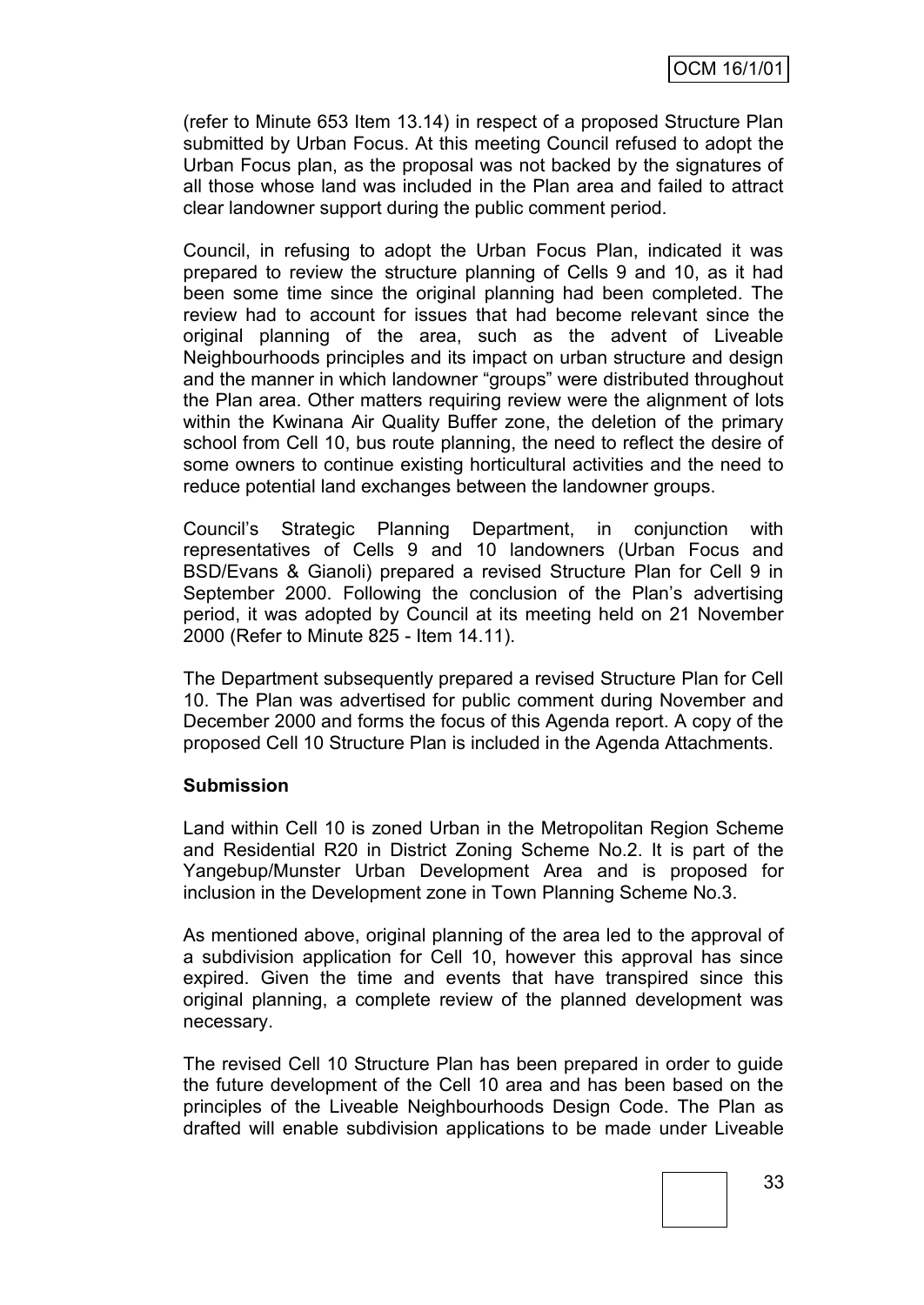(refer to Minute 653 Item 13.14) in respect of a proposed Structure Plan submitted by Urban Focus. At this meeting Council refused to adopt the Urban Focus plan, as the proposal was not backed by the signatures of all those whose land was included in the Plan area and failed to attract clear landowner support during the public comment period.

Council, in refusing to adopt the Urban Focus Plan, indicated it was prepared to review the structure planning of Cells 9 and 10, as it had been some time since the original planning had been completed. The review had to account for issues that had become relevant since the original planning of the area, such as the advent of Liveable Neighbourhoods principles and its impact on urban structure and design and the manner in which landowner "groups" were distributed throughout the Plan area. Other matters requiring review were the alignment of lots within the Kwinana Air Quality Buffer zone, the deletion of the primary school from Cell 10, bus route planning, the need to reflect the desire of some owners to continue existing horticultural activities and the need to reduce potential land exchanges between the landowner groups.

Council's Strategic Planning Department, in conjunction with representatives of Cells 9 and 10 landowners (Urban Focus and BSD/Evans & Gianoli) prepared a revised Structure Plan for Cell 9 in September 2000. Following the conclusion of the Plan's advertising period, it was adopted by Council at its meeting held on 21 November 2000 (Refer to Minute 825 - Item 14.11).

The Department subsequently prepared a revised Structure Plan for Cell 10. The Plan was advertised for public comment during November and December 2000 and forms the focus of this Agenda report. A copy of the proposed Cell 10 Structure Plan is included in the Agenda Attachments.

**Submission**

Land within Cell 10 is zoned Urban in the Metropolitan Region Scheme and Residential R20 in District Zoning Scheme No.2. It is part of the Yangebup/Munster Urban Development Area and is proposed for inclusion in the Development zone in Town Planning Scheme No.3.

As mentioned above, original planning of the area led to the approval of a subdivision application for Cell 10, however this approval has since expired. Given the time and events that have transpired since this original planning, a complete review of the planned development was necessary.

The revised Cell 10 Structure Plan has been prepared in order to guide the future development of the Cell 10 area and has been based on the principles of the Liveable Neighbourhoods Design Code. The Plan as drafted will enable subdivision applications to be made under Liveable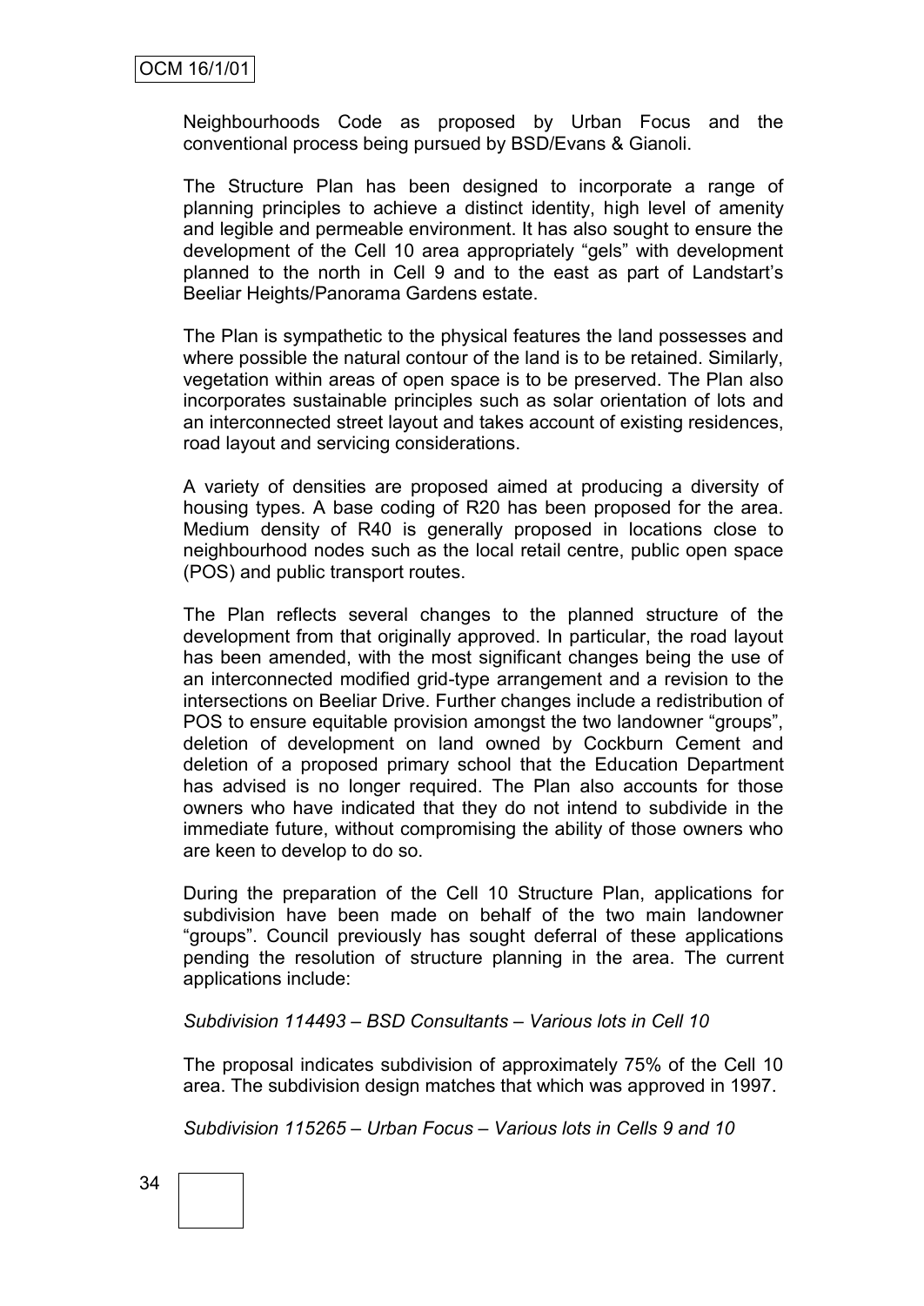Neighbourhoods Code as proposed by Urban Focus and the conventional process being pursued by BSD/Evans & Gianoli.

The Structure Plan has been designed to incorporate a range of planning principles to achieve a distinct identity, high level of amenity and legible and permeable environment. It has also sought to ensure the development of the Cell 10 area appropriately "gels" with development planned to the north in Cell 9 and to the east as part of Landstart's Beeliar Heights/Panorama Gardens estate.

The Plan is sympathetic to the physical features the land possesses and where possible the natural contour of the land is to be retained. Similarly, vegetation within areas of open space is to be preserved. The Plan also incorporates sustainable principles such as solar orientation of lots and an interconnected street layout and takes account of existing residences, road layout and servicing considerations.

A variety of densities are proposed aimed at producing a diversity of housing types. A base coding of R20 has been proposed for the area. Medium density of R40 is generally proposed in locations close to neighbourhood nodes such as the local retail centre, public open space (POS) and public transport routes.

The Plan reflects several changes to the planned structure of the development from that originally approved. In particular, the road layout has been amended, with the most significant changes being the use of an interconnected modified grid-type arrangement and a revision to the intersections on Beeliar Drive. Further changes include a redistribution of POS to ensure equitable provision amongst the two landowner "groups", deletion of development on land owned by Cockburn Cement and deletion of a proposed primary school that the Education Department has advised is no longer required. The Plan also accounts for those owners who have indicated that they do not intend to subdivide in the immediate future, without compromising the ability of those owners who are keen to develop to do so.

During the preparation of the Cell 10 Structure Plan, applications for subdivision have been made on behalf of the two main landowner "groups". Council previously has sought deferral of these applications pending the resolution of structure planning in the area. The current applications include:

*Subdivision 114493 – BSD Consultants – Various lots in Cell 10*

The proposal indicates subdivision of approximately 75% of the Cell 10 area. The subdivision design matches that which was approved in 1997.

*Subdivision 115265 – Urban Focus – Various lots in Cells 9 and 10*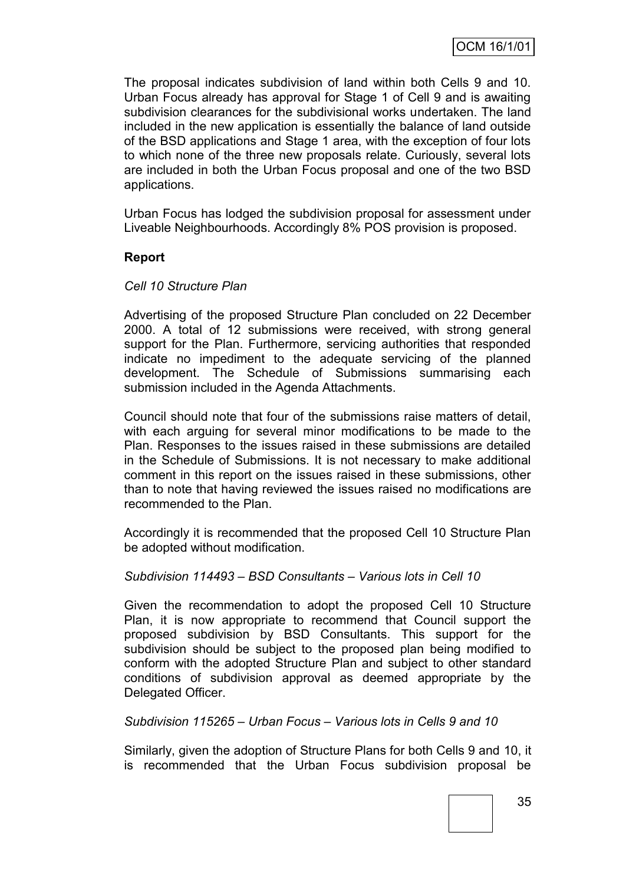The proposal indicates subdivision of land within both Cells 9 and 10. Urban Focus already has approval for Stage 1 of Cell 9 and is awaiting subdivision clearances for the subdivisional works undertaken. The land included in the new application is essentially the balance of land outside of the BSD applications and Stage 1 area, with the exception of four lots to which none of the three new proposals relate. Curiously, several lots are included in both the Urban Focus proposal and one of the two BSD applications.

Urban Focus has lodged the subdivision proposal for assessment under Liveable Neighbourhoods. Accordingly 8% POS provision is proposed.

**Report**

*Cell 10 Structure Plan*

Advertising of the proposed Structure Plan concluded on 22 December 2000. A total of 12 submissions were received, with strong general support for the Plan. Furthermore, servicing authorities that responded indicate no impediment to the adequate servicing of the planned development. The Schedule of Submissions summarising each submission included in the Agenda Attachments.

Council should note that four of the submissions raise matters of detail, with each arguing for several minor modifications to be made to the Plan. Responses to the issues raised in these submissions are detailed in the Schedule of Submissions. It is not necessary to make additional comment in this report on the issues raised in these submissions, other than to note that having reviewed the issues raised no modifications are recommended to the Plan.

Accordingly it is recommended that the proposed Cell 10 Structure Plan be adopted without modification.

*Subdivision 114493 – BSD Consultants – Various lots in Cell 10*

Given the recommendation to adopt the proposed Cell 10 Structure Plan, it is now appropriate to recommend that Council support the proposed subdivision by BSD Consultants. This support for the subdivision should be subject to the proposed plan being modified to conform with the adopted Structure Plan and subject to other standard conditions of subdivision approval as deemed appropriate by the Delegated Officer.

*Subdivision 115265 – Urban Focus – Various lots in Cells 9 and 10*

Similarly, given the adoption of Structure Plans for both Cells 9 and 10, it is recommended that the Urban Focus subdivision proposal be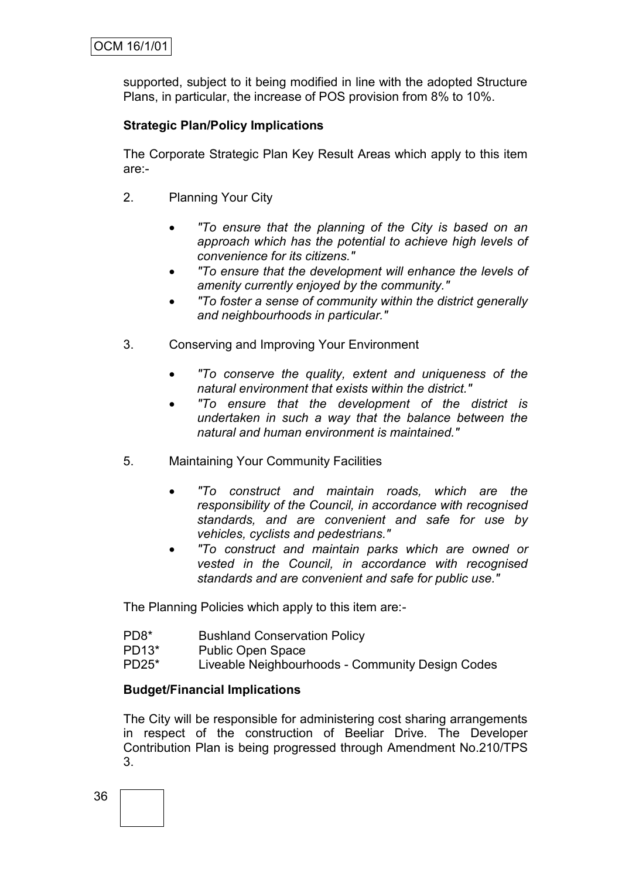supported, subject to it being modified in line with the adopted Structure Plans, in particular, the increase of POS provision from 8% to 10%.

**Strategic Plan/Policy Implications**

The Corporate Strategic Plan Key Result Areas which apply to this item are:-

2. Planning Your City

   - *"To ensure that the planning of the City is based on an approach which has the potential to achieve high levels of convenience for its citizens."*
   - *"To ensure that the development will enhance the levels of amenity currently enjoyed by the community."*
   - *"To foster a sense of community within the district generally and neighbourhoods in particular."*

3. Conserving and Improving Your Environment

   - *"To conserve the quality, extent and uniqueness of the natural environment that exists within the district."*
   - *"To ensure that the development of the district is undertaken in such a way that the balance between the natural and human environment is maintained."*

5. Maintaining Your Community Facilities

   - *"To construct and maintain roads, which are the responsibility of the Council, in accordance with recognised standards, and are convenient and safe for use by vehicles, cyclists and pedestrians."*
   - *"To construct and maintain parks which are owned or vested in the Council, in accordance with recognised standards and are convenient and safe for public use."*

The Planning Policies which apply to this item are:-

PD8* Bushland Conservation Policy
PD13* Public Open Space
PD25* Liveable Neighbourhoods - Community Design Codes

**Budget/Financial Implications**

The City will be responsible for administering cost sharing arrangements in respect of the construction of Beeliar Drive. The Developer Contribution Plan is being progressed through Amendment No.210/TPS 3.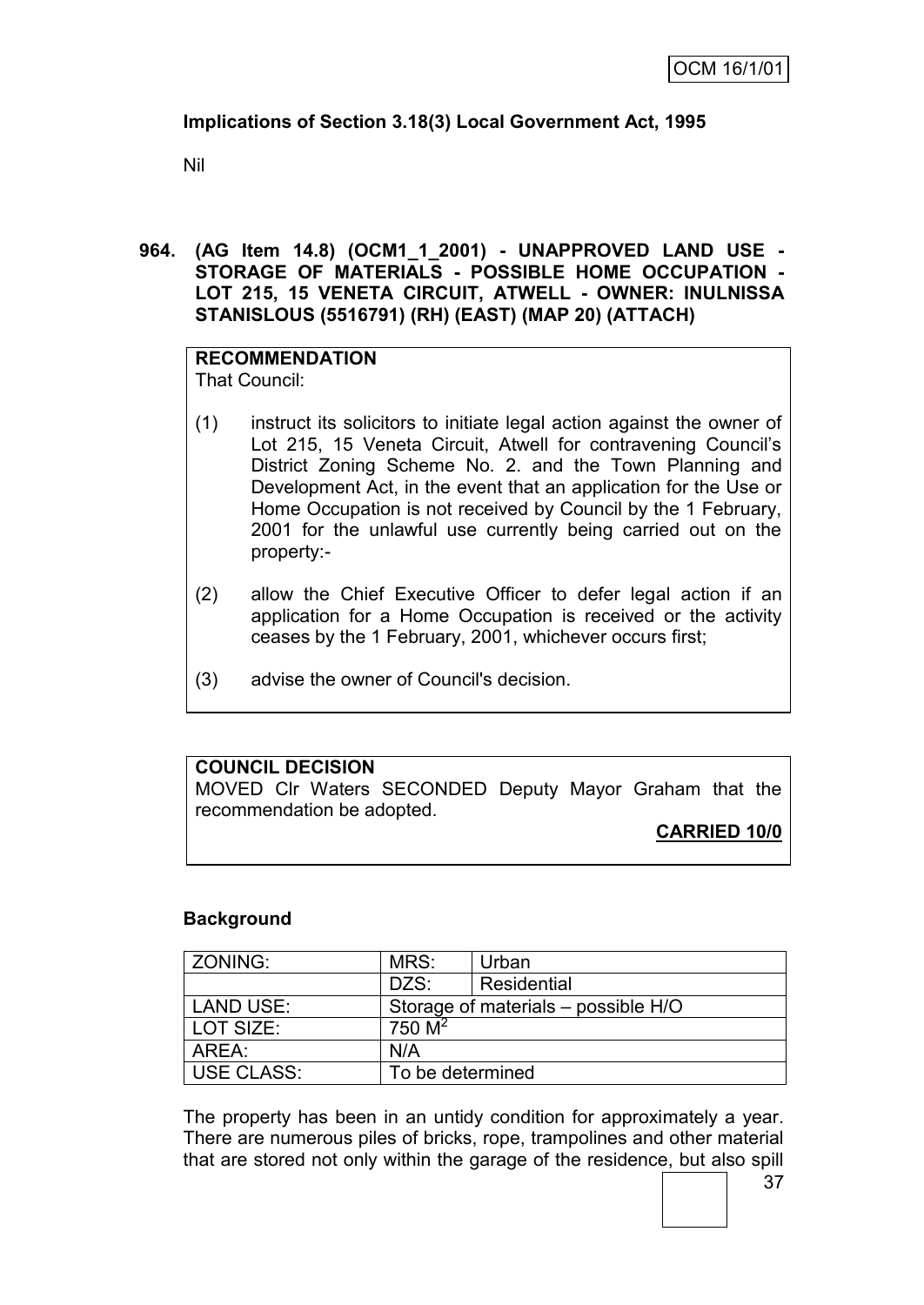**Implications of Section 3.18(3) Local Government Act, 1995**

Nil

**964. (AG Item 14.8) (OCM1_1_2001) - UNAPPROVED LAND USE - STORAGE OF MATERIALS - POSSIBLE HOME OCCUPATION - LOT 215, 15 VENETA CIRCUIT, ATWELL - OWNER: INULNISSA STANISLOUS (5516791) (RH) (EAST) (MAP 20) (ATTACH)**

**RECOMMENDATION**
That Council:

(1) instruct its solicitors to initiate legal action against the owner of Lot 215, 15 Veneta Circuit, Atwell for contravening Council's District Zoning Scheme No. 2. and the Town Planning and Development Act, in the event that an application for the Use or Home Occupation is not received by Council by the 1 February, 2001 for the unlawful use currently being carried out on the property:-

(2) allow the Chief Executive Officer to defer legal action if an application for a Home Occupation is received or the activity ceases by the 1 February, 2001, whichever occurs first;

(3) advise the owner of Council's decision.

**COUNCIL DECISION**
MOVED Clr Waters SECONDED Deputy Mayor Graham that the recommendation be adopted.

**CARRIED 10/0**

**Background**

| ZONING: | MRS: | Urban |
|---|---|---|
| | DZS: | Residential |
| LAND USE: | Storage of materials – possible H/O | |
| LOT SIZE: | 750 $M^2$ | |
| AREA: | N/A | |
| USE CLASS: | To be determined | |

The property has been in an untidy condition for approximately a year. There are numerous piles of bricks, rope, trampolines and other material that are stored not only within the garage of the residence, but also spill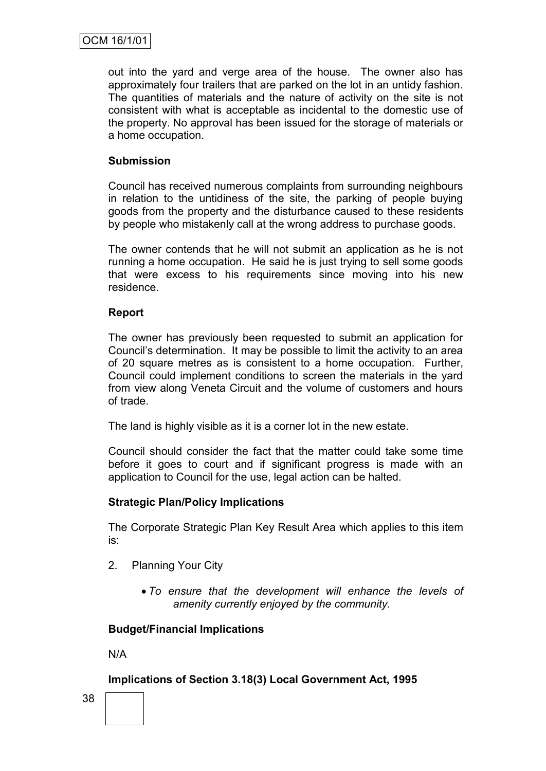out into the yard and verge area of the house. The owner also has approximately four trailers that are parked on the lot in an untidy fashion. The quantities of materials and the nature of activity on the site is not consistent with what is acceptable as incidental to the domestic use of the property. No approval has been issued for the storage of materials or a home occupation.

**Submission**

Council has received numerous complaints from surrounding neighbours in relation to the untidiness of the site, the parking of people buying goods from the property and the disturbance caused to these residents by people who mistakenly call at the wrong address to purchase goods.

The owner contends that he will not submit an application as he is not running a home occupation. He said he is just trying to sell some goods that were excess to his requirements since moving into his new residence.

**Report**

The owner has previously been requested to submit an application for Council's determination. It may be possible to limit the activity to an area of 20 square metres as is consistent to a home occupation. Further, Council could implement conditions to screen the materials in the yard from view along Veneta Circuit and the volume of customers and hours of trade.

The land is highly visible as it is a corner lot in the new estate.

Council should consider the fact that the matter could take some time before it goes to court and if significant progress is made with an application to Council for the use, legal action can be halted.

**Strategic Plan/Policy Implications**

The Corporate Strategic Plan Key Result Area which applies to this item is:

2. Planning Your City

   - *To ensure that the development will enhance the levels of amenity currently enjoyed by the community.*

**Budget/Financial Implications**

N/A

**Implications of Section 3.18(3) Local Government Act, 1995**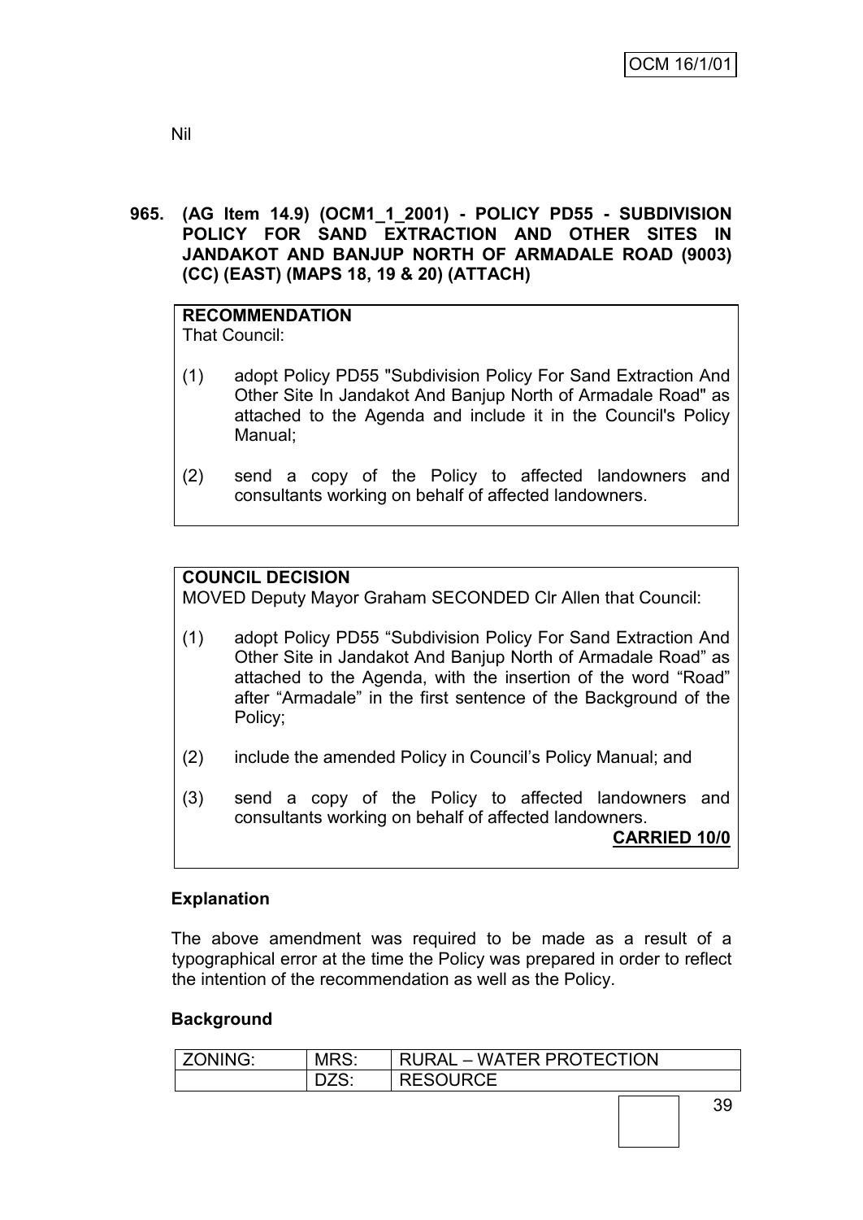Nil

**965. (AG Item 14.9) (OCM1_1_2001) - POLICY PD55 - SUBDIVISION POLICY FOR SAND EXTRACTION AND OTHER SITES IN JANDAKOT AND BANJUP NORTH OF ARMADALE ROAD (9003) (CC) (EAST) (MAPS 18, 19 & 20) (ATTACH)**

**RECOMMENDATION**
That Council:

(1) adopt Policy PD55 "Subdivision Policy For Sand Extraction And Other Site In Jandakot And Banjup North of Armadale Road" as attached to the Agenda and include it in the Council's Policy Manual;

(2) send a copy of the Policy to affected landowners and consultants working on behalf of affected landowners.

**COUNCIL DECISION**
MOVED Deputy Mayor Graham SECONDED Clr Allen that Council:

(1) adopt Policy PD55 "Subdivision Policy For Sand Extraction And Other Site in Jandakot And Banjup North of Armadale Road" as attached to the Agenda, with the insertion of the word "Road" after "Armadale" in the first sentence of the Background of the Policy;

(2) include the amended Policy in Council's Policy Manual; and

(3) send a copy of the Policy to affected landowners and consultants working on behalf of affected landowners.

**CARRIED 10/0**

**Explanation**

The above amendment was required to be made as a result of a typographical error at the time the Policy was prepared in order to reflect the intention of the recommendation as well as the Policy.

**Background**

| ZONING: | MRS: | RURAL – WATER PROTECTION |
|---|---|---|
| | DZS: | RESOURCE |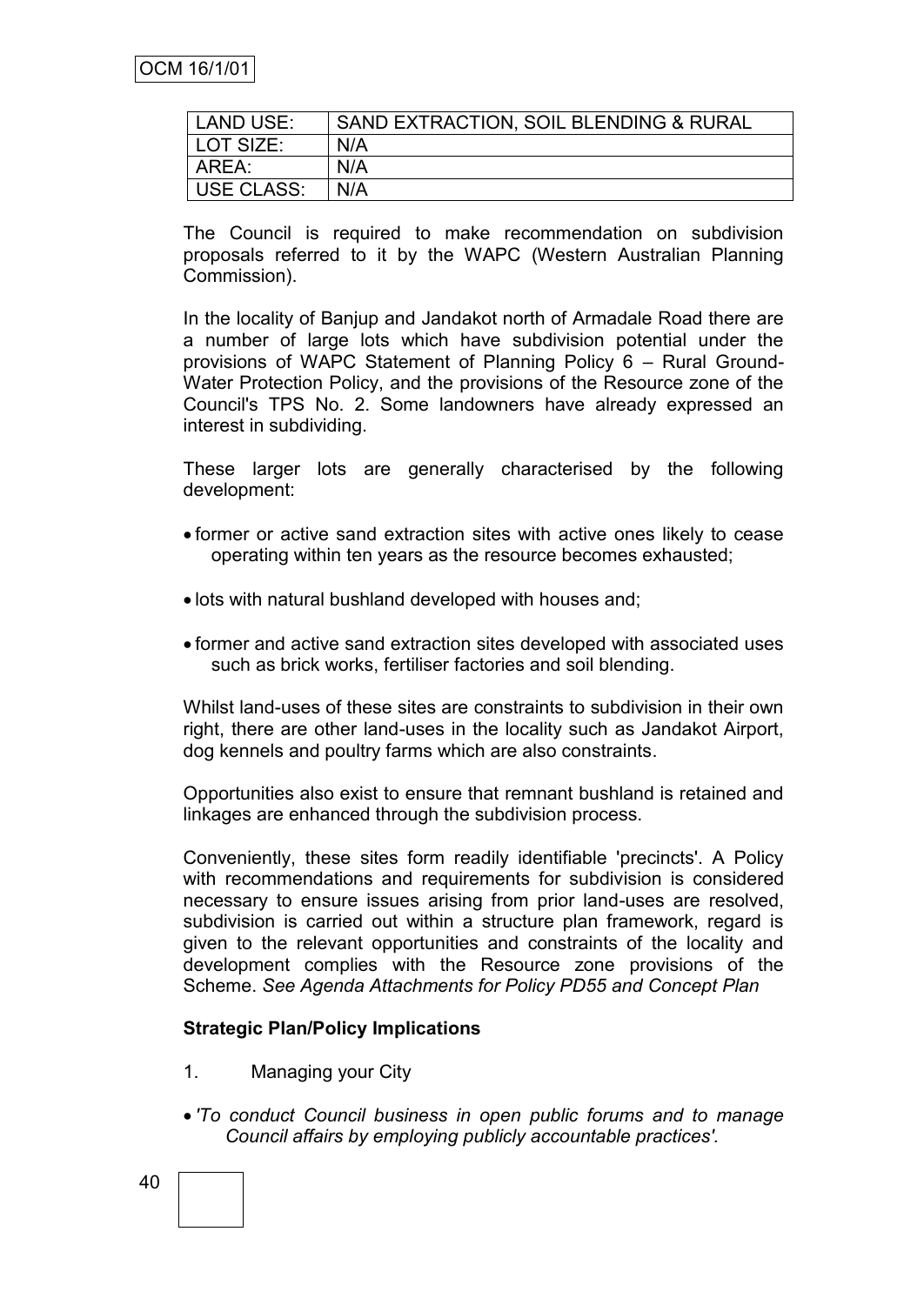| LAND USE: | SAND EXTRACTION, SOIL BLENDING & RURAL |
|---|---|
| LOT SIZE: | N/A |
| AREA: | N/A |
| USE CLASS: | N/A |

The Council is required to make recommendation on subdivision proposals referred to it by the WAPC (Western Australian Planning Commission).

In the locality of Banjup and Jandakot north of Armadale Road there are a number of large lots which have subdivision potential under the provisions of WAPC Statement of Planning Policy 6 – Rural Ground-Water Protection Policy, and the provisions of the Resource zone of the Council's TPS No. 2. Some landowners have already expressed an interest in subdividing.

These larger lots are generally characterised by the following development:

- former or active sand extraction sites with active ones likely to cease operating within ten years as the resource becomes exhausted;
- lots with natural bushland developed with houses and;
- former and active sand extraction sites developed with associated uses such as brick works, fertiliser factories and soil blending.

Whilst land-uses of these sites are constraints to subdivision in their own right, there are other land-uses in the locality such as Jandakot Airport, dog kennels and poultry farms which are also constraints.

Opportunities also exist to ensure that remnant bushland is retained and linkages are enhanced through the subdivision process.

Conveniently, these sites form readily identifiable 'precincts'. A Policy with recommendations and requirements for subdivision is considered necessary to ensure issues arising from prior land-uses are resolved, subdivision is carried out within a structure plan framework, regard is given to the relevant opportunities and constraints of the locality and development complies with the Resource zone provisions of the Scheme. *See Agenda Attachments for Policy PD55 and Concept Plan*

**Strategic Plan/Policy Implications**

1. Managing your City

- *'To conduct Council business in open public forums and to manage Council affairs by employing publicly accountable practices'.*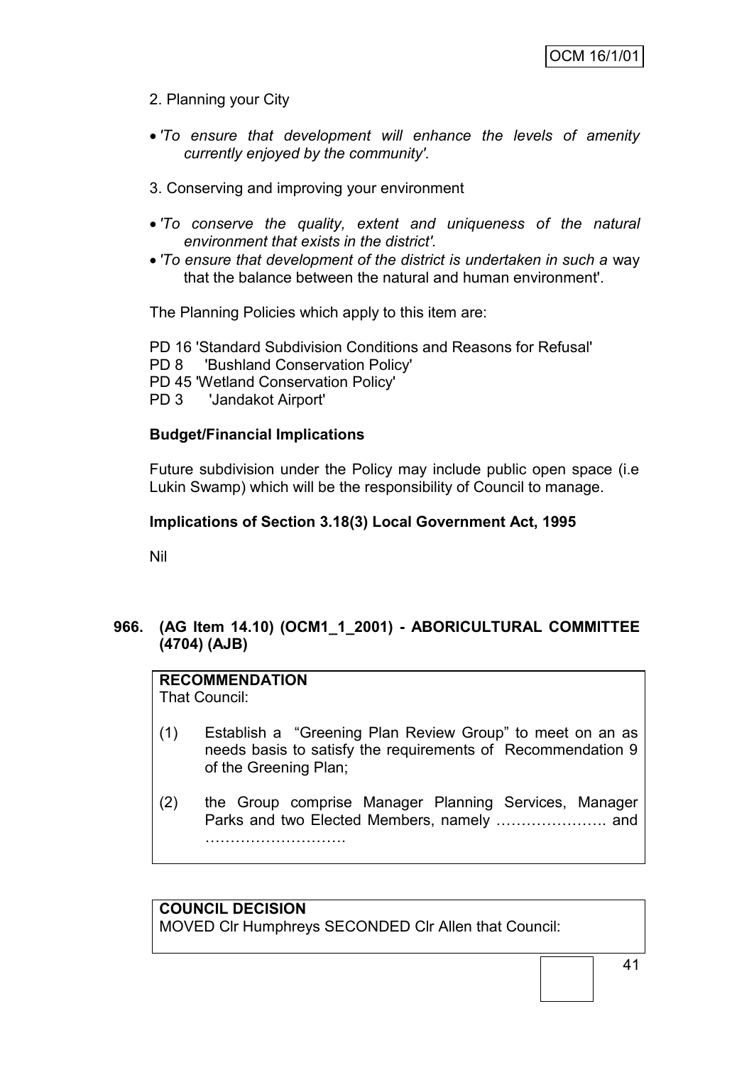2. Planning your City

- *'To ensure that development will enhance the levels of amenity currently enjoyed by the community'.*

3. Conserving and improving your environment

- *'To conserve the quality, extent and uniqueness of the natural environment that exists in the district'.*
- *'To ensure that development of the district is undertaken in such a* way that the balance between the natural and human environment'.

The Planning Policies which apply to this item are:

PD 16 'Standard Subdivision Conditions and Reasons for Refusal'
PD 8 'Bushland Conservation Policy'
PD 45 'Wetland Conservation Policy'
PD 3 'Jandakot Airport'

**Budget/Financial Implications**

Future subdivision under the Policy may include public open space (i.e Lukin Swamp) which will be the responsibility of Council to manage.

**Implications of Section 3.18(3) Local Government Act, 1995**

Nil

### 966. (AG Item 14.10) (OCM1_1_2001) - ABORICULTURAL COMMITTEE (4704) (AJB)

**RECOMMENDATION**
That Council:

(1) Establish a "Greening Plan Review Group" to meet on an as needs basis to satisfy the requirements of Recommendation 9 of the Greening Plan;

(2) the Group comprise Manager Planning Services, Manager Parks and two Elected Members, namely …………………. and ……………………….

**COUNCIL DECISION**
MOVED Clr Humphreys SECONDED Clr Allen that Council: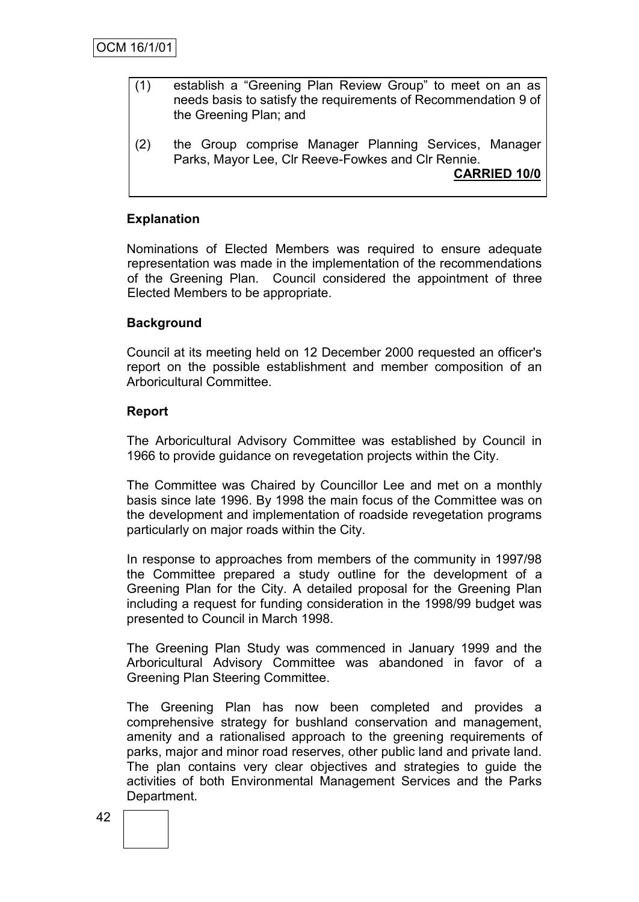OCM 16/1/01

(1) establish a "Greening Plan Review Group" to meet on an as needs basis to satisfy the requirements of Recommendation 9 of the Greening Plan; and

(2) the Group comprise Manager Planning Services, Manager Parks, Mayor Lee, Clr Reeve-Fowkes and Clr Rennie.

**CARRIED 10/0**

**Explanation**

Nominations of Elected Members was required to ensure adequate representation was made in the implementation of the recommendations of the Greening Plan. Council considered the appointment of three Elected Members to be appropriate.

**Background**

Council at its meeting held on 12 December 2000 requested an officer's report on the possible establishment and member composition of an Arboricultural Committee.

**Report**

The Arboricultural Advisory Committee was established by Council in 1966 to provide guidance on revegetation projects within the City.

The Committee was Chaired by Councillor Lee and met on a monthly basis since late 1996. By 1998 the main focus of the Committee was on the development and implementation of roadside revegetation programs particularly on major roads within the City.

In response to approaches from members of the community in 1997/98 the Committee prepared a study outline for the development of a Greening Plan for the City. A detailed proposal for the Greening Plan including a request for funding consideration in the 1998/99 budget was presented to Council in March 1998.

The Greening Plan Study was commenced in January 1999 and the Arboricultural Advisory Committee was abandoned in favor of a Greening Plan Steering Committee.

The Greening Plan has now been completed and provides a comprehensive strategy for bushland conservation and management, amenity and a rationalised approach to the greening requirements of parks, major and minor road reserves, other public land and private land. The plan contains very clear objectives and strategies to guide the activities of both Environmental Management Services and the Parks Department.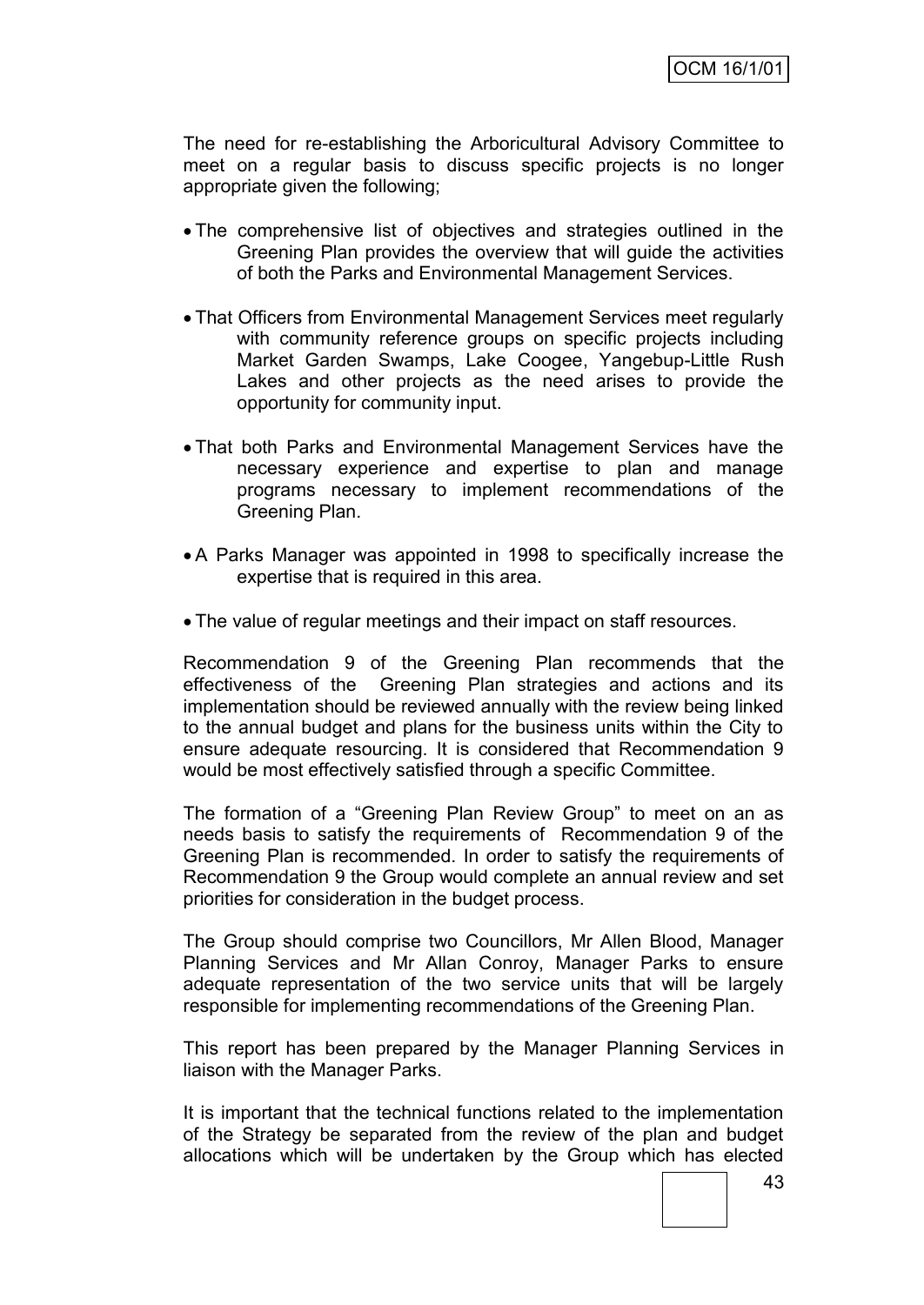The need for re-establishing the Arboricultural Advisory Committee to meet on a regular basis to discuss specific projects is no longer appropriate given the following;

- The comprehensive list of objectives and strategies outlined in the Greening Plan provides the overview that will guide the activities of both the Parks and Environmental Management Services.
- That Officers from Environmental Management Services meet regularly with community reference groups on specific projects including Market Garden Swamps, Lake Coogee, Yangebup-Little Rush Lakes and other projects as the need arises to provide the opportunity for community input.
- That both Parks and Environmental Management Services have the necessary experience and expertise to plan and manage programs necessary to implement recommendations of the Greening Plan.
- A Parks Manager was appointed in 1998 to specifically increase the expertise that is required in this area.
- The value of regular meetings and their impact on staff resources.

Recommendation 9 of the Greening Plan recommends that the effectiveness of the Greening Plan strategies and actions and its implementation should be reviewed annually with the review being linked to the annual budget and plans for the business units within the City to ensure adequate resourcing. It is considered that Recommendation 9 would be most effectively satisfied through a specific Committee.

The formation of a "Greening Plan Review Group" to meet on an as needs basis to satisfy the requirements of Recommendation 9 of the Greening Plan is recommended. In order to satisfy the requirements of Recommendation 9 the Group would complete an annual review and set priorities for consideration in the budget process.

The Group should comprise two Councillors, Mr Allen Blood, Manager Planning Services and Mr Allan Conroy, Manager Parks to ensure adequate representation of the two service units that will be largely responsible for implementing recommendations of the Greening Plan.

This report has been prepared by the Manager Planning Services in liaison with the Manager Parks.

It is important that the technical functions related to the implementation of the Strategy be separated from the review of the plan and budget allocations which will be undertaken by the Group which has elected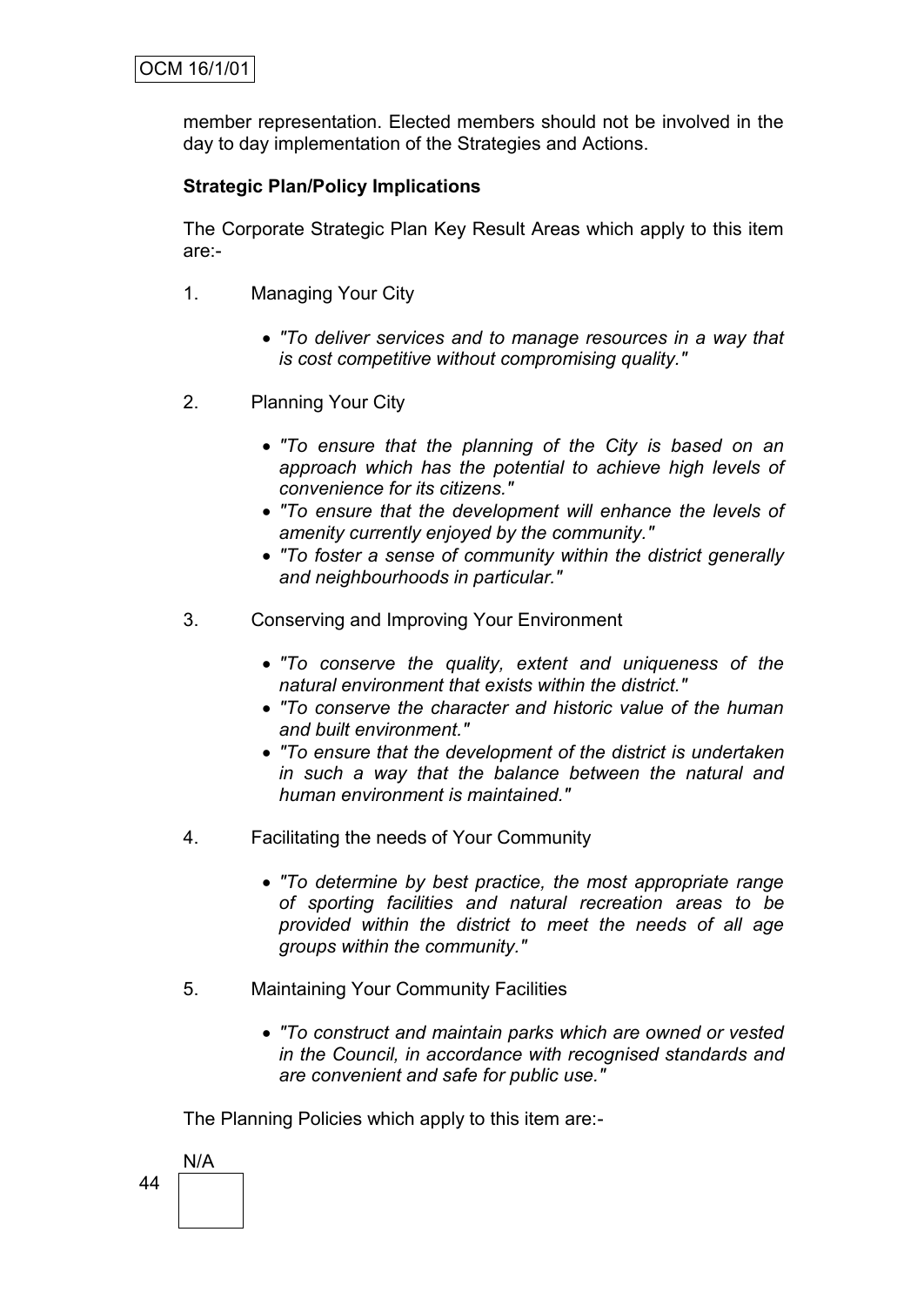member representation. Elected members should not be involved in the day to day implementation of the Strategies and Actions.

**Strategic Plan/Policy Implications**

The Corporate Strategic Plan Key Result Areas which apply to this item are:-

1. Managing Your City

   - *"To deliver services and to manage resources in a way that is cost competitive without compromising quality."*

2. Planning Your City

   - *"To ensure that the planning of the City is based on an approach which has the potential to achieve high levels of convenience for its citizens."*
   - *"To ensure that the development will enhance the levels of amenity currently enjoyed by the community."*
   - *"To foster a sense of community within the district generally and neighbourhoods in particular."*

3. Conserving and Improving Your Environment

   - *"To conserve the quality, extent and uniqueness of the natural environment that exists within the district."*
   - *"To conserve the character and historic value of the human and built environment."*
   - *"To ensure that the development of the district is undertaken in such a way that the balance between the natural and human environment is maintained."*

4. Facilitating the needs of Your Community

   - *"To determine by best practice, the most appropriate range of sporting facilities and natural recreation areas to be provided within the district to meet the needs of all age groups within the community."*

5. Maintaining Your Community Facilities

   - *"To construct and maintain parks which are owned or vested in the Council, in accordance with recognised standards and are convenient and safe for public use."*

The Planning Policies which apply to this item are:-

N/A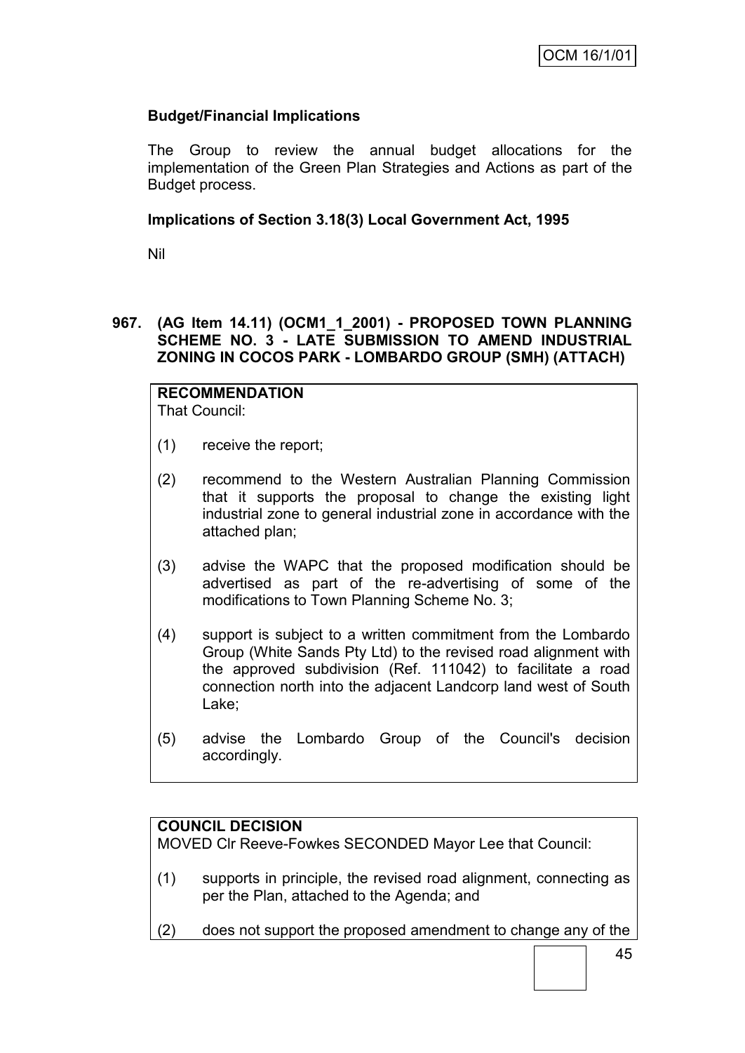### Budget/Financial Implications

The Group to review the annual budget allocations for the implementation of the Green Plan Strategies and Actions as part of the Budget process.

### Implications of Section 3.18(3) Local Government Act, 1995

Nil

## 967. (AG Item 14.11) (OCM1_1_2001) - PROPOSED TOWN PLANNING SCHEME NO. 3 - LATE SUBMISSION TO AMEND INDUSTRIAL ZONING IN COCOS PARK - LOMBARDO GROUP (SMH) (ATTACH)

**RECOMMENDATION**
That Council:

(1) receive the report;

(2) recommend to the Western Australian Planning Commission that it supports the proposal to change the existing light industrial zone to general industrial zone in accordance with the attached plan;

(3) advise the WAPC that the proposed modification should be advertised as part of the re-advertising of some of the modifications to Town Planning Scheme No. 3;

(4) support is subject to a written commitment from the Lombardo Group (White Sands Pty Ltd) to the revised road alignment with the approved subdivision (Ref. 111042) to facilitate a road connection north into the adjacent Landcorp land west of South Lake;

(5) advise the Lombardo Group of the Council's decision accordingly.

**COUNCIL DECISION**
MOVED Clr Reeve-Fowkes SECONDED Mayor Lee that Council:

(1) supports in principle, the revised road alignment, connecting as per the Plan, attached to the Agenda; and

(2) does not support the proposed amendment to change any of the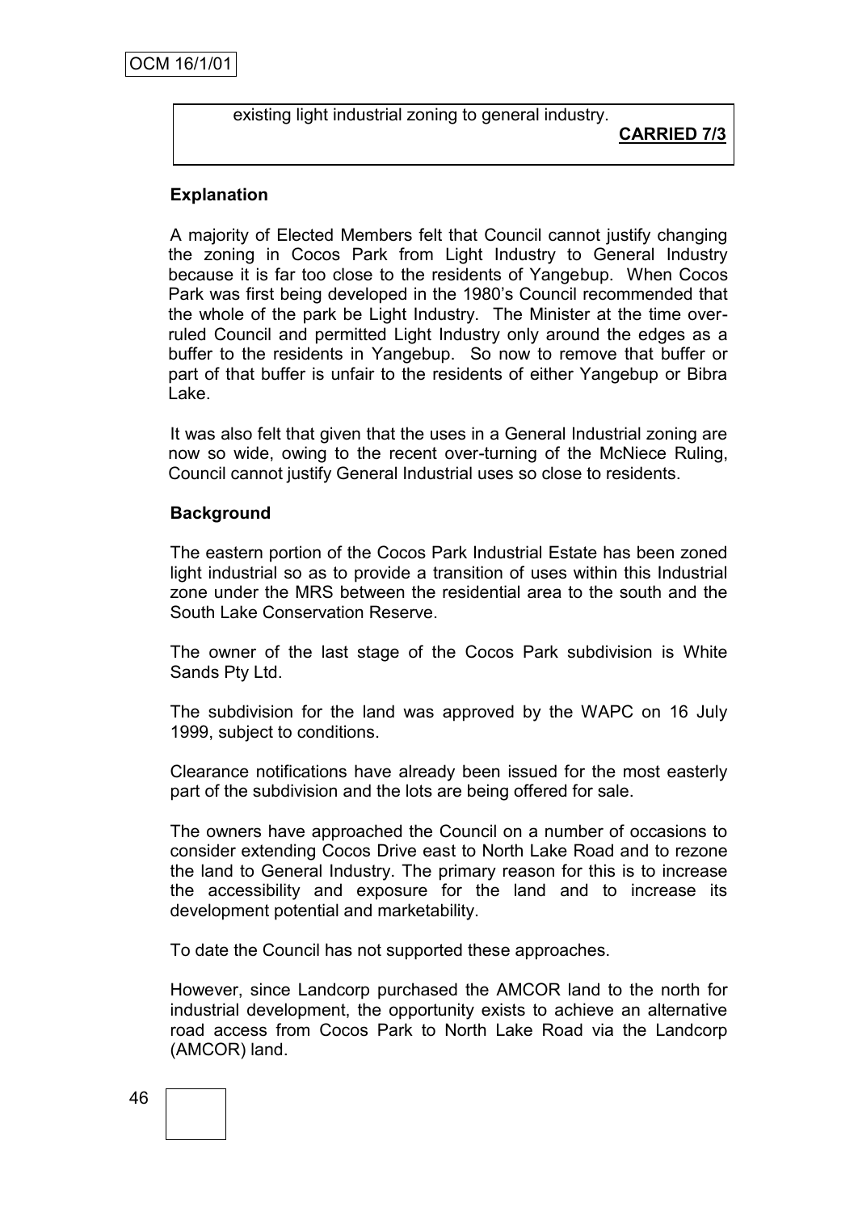existing light industrial zoning to general industry.

**CARRIED 7/3**

**Explanation**

A majority of Elected Members felt that Council cannot justify changing the zoning in Cocos Park from Light Industry to General Industry because it is far too close to the residents of Yangebup. When Cocos Park was first being developed in the 1980's Council recommended that the whole of the park be Light Industry. The Minister at the time over-ruled Council and permitted Light Industry only around the edges as a buffer to the residents in Yangebup. So now to remove that buffer or part of that buffer is unfair to the residents of either Yangebup or Bibra Lake.

It was also felt that given that the uses in a General Industrial zoning are now so wide, owing to the recent over-turning of the McNiece Ruling, Council cannot justify General Industrial uses so close to residents.

**Background**

The eastern portion of the Cocos Park Industrial Estate has been zoned light industrial so as to provide a transition of uses within this Industrial zone under the MRS between the residential area to the south and the South Lake Conservation Reserve.

The owner of the last stage of the Cocos Park subdivision is White Sands Pty Ltd.

The subdivision for the land was approved by the WAPC on 16 July 1999, subject to conditions.

Clearance notifications have already been issued for the most easterly part of the subdivision and the lots are being offered for sale.

The owners have approached the Council on a number of occasions to consider extending Cocos Drive east to North Lake Road and to rezone the land to General Industry. The primary reason for this is to increase the accessibility and exposure for the land and to increase its development potential and marketability.

To date the Council has not supported these approaches.

However, since Landcorp purchased the AMCOR land to the north for industrial development, the opportunity exists to achieve an alternative road access from Cocos Park to North Lake Road via the Landcorp (AMCOR) land.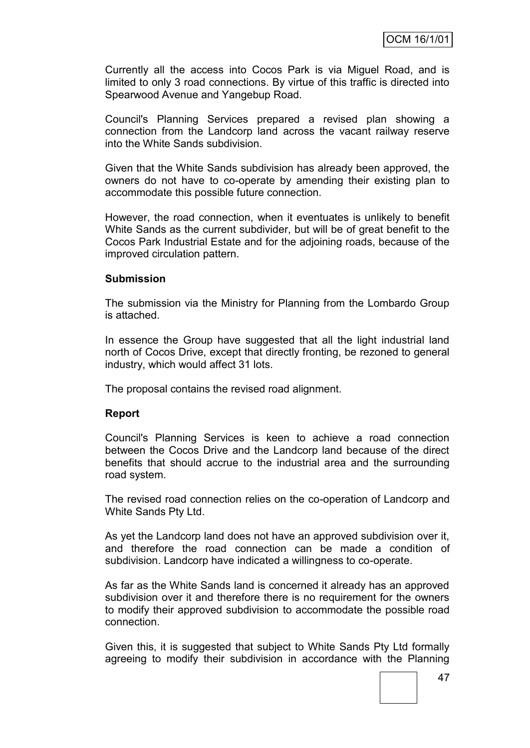Currently all the access into Cocos Park is via Miguel Road, and is limited to only 3 road connections. By virtue of this traffic is directed into Spearwood Avenue and Yangebup Road.

Council's Planning Services prepared a revised plan showing a connection from the Landcorp land across the vacant railway reserve into the White Sands subdivision.

Given that the White Sands subdivision has already been approved, the owners do not have to co-operate by amending their existing plan to accommodate this possible future connection.

However, the road connection, when it eventuates is unlikely to benefit White Sands as the current subdivider, but will be of great benefit to the Cocos Park Industrial Estate and for the adjoining roads, because of the improved circulation pattern.

**Submission**

The submission via the Ministry for Planning from the Lombardo Group is attached.

In essence the Group have suggested that all the light industrial land north of Cocos Drive, except that directly fronting, be rezoned to general industry, which would affect 31 lots.

The proposal contains the revised road alignment.

**Report**

Council's Planning Services is keen to achieve a road connection between the Cocos Drive and the Landcorp land because of the direct benefits that should accrue to the industrial area and the surrounding road system.

The revised road connection relies on the co-operation of Landcorp and White Sands Pty Ltd.

As yet the Landcorp land does not have an approved subdivision over it, and therefore the road connection can be made a condition of subdivision. Landcorp have indicated a willingness to co-operate.

As far as the White Sands land is concerned it already has an approved subdivision over it and therefore there is no requirement for the owners to modify their approved subdivision to accommodate the possible road connection.

Given this, it is suggested that subject to White Sands Pty Ltd formally agreeing to modify their subdivision in accordance with the Planning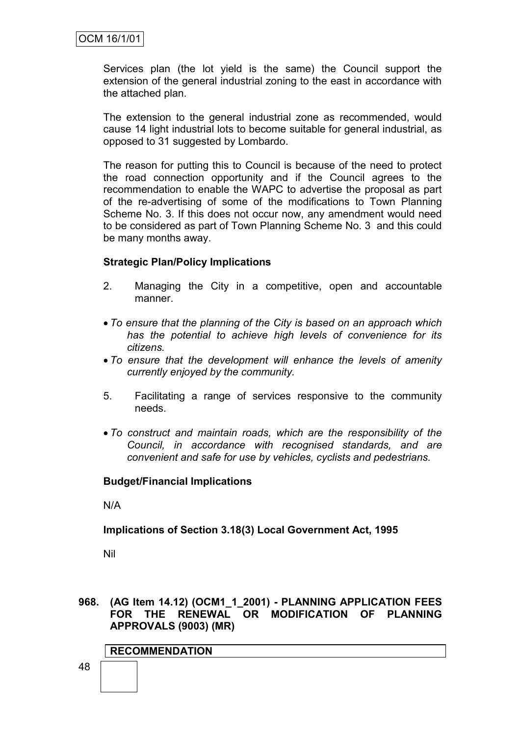Services plan (the lot yield is the same) the Council support the extension of the general industrial zoning to the east in accordance with the attached plan.

The extension to the general industrial zone as recommended, would cause 14 light industrial lots to become suitable for general industrial, as opposed to 31 suggested by Lombardo.

The reason for putting this to Council is because of the need to protect the road connection opportunity and if the Council agrees to the recommendation to enable the WAPC to advertise the proposal as part of the re-advertising of some of the modifications to Town Planning Scheme No. 3. If this does not occur now, any amendment would need to be considered as part of Town Planning Scheme No. 3 and this could be many months away.

**Strategic Plan/Policy Implications**

2. Managing the City in a competitive, open and accountable manner.

- *To ensure that the planning of the City is based on an approach which has the potential to achieve high levels of convenience for its citizens.*
- *To ensure that the development will enhance the levels of amenity currently enjoyed by the community.*

5. Facilitating a range of services responsive to the community needs.

- *To construct and maintain roads, which are the responsibility of the Council, in accordance with recognised standards, and are convenient and safe for use by vehicles, cyclists and pedestrians.*

**Budget/Financial Implications**

N/A

**Implications of Section 3.18(3) Local Government Act, 1995**

Nil

**968. (AG Item 14.12) (OCM1_1_2001) - PLANNING APPLICATION FEES FOR THE RENEWAL OR MODIFICATION OF PLANNING APPROVALS (9003) (MR)**

**RECOMMENDATION**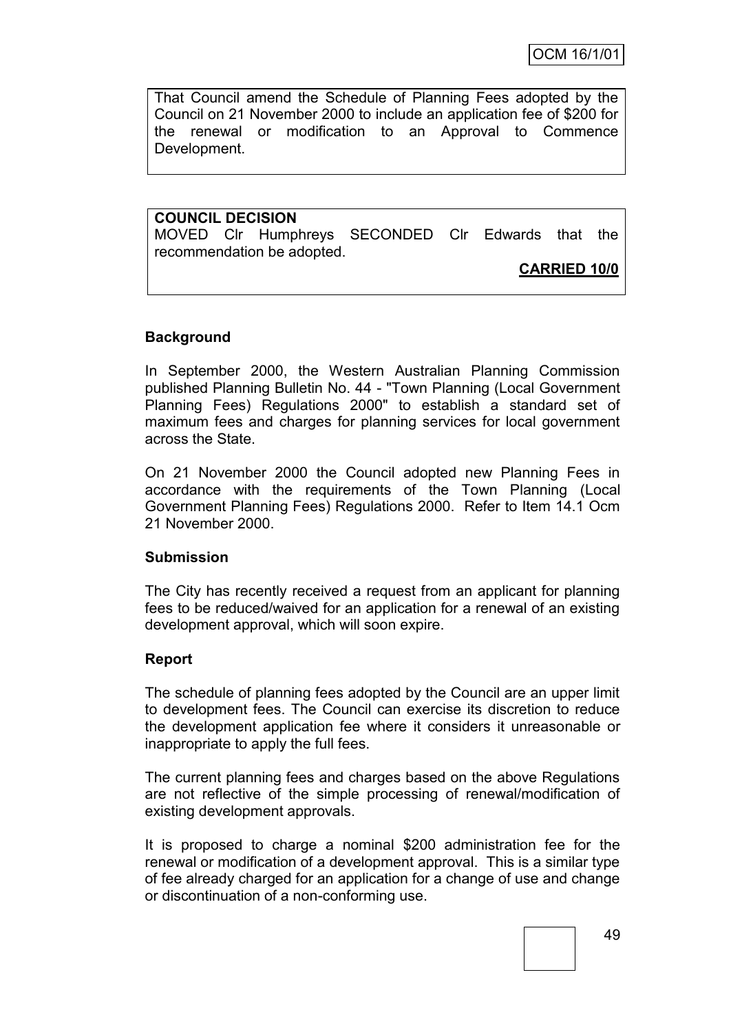OCM 16/1/01

That Council amend the Schedule of Planning Fees adopted by the Council on 21 November 2000 to include an application fee of $200 for the renewal or modification to an Approval to Commence Development.

**COUNCIL DECISION**
MOVED Clr Humphreys SECONDED Clr Edwards that the recommendation be adopted.

**CARRIED 10/0**

**Background**

In September 2000, the Western Australian Planning Commission published Planning Bulletin No. 44 - "Town Planning (Local Government Planning Fees) Regulations 2000" to establish a standard set of maximum fees and charges for planning services for local government across the State.

On 21 November 2000 the Council adopted new Planning Fees in accordance with the requirements of the Town Planning (Local Government Planning Fees) Regulations 2000. Refer to Item 14.1 Ocm 21 November 2000.

**Submission**

The City has recently received a request from an applicant for planning fees to be reduced/waived for an application for a renewal of an existing development approval, which will soon expire.

**Report**

The schedule of planning fees adopted by the Council are an upper limit to development fees. The Council can exercise its discretion to reduce the development application fee where it considers it unreasonable or inappropriate to apply the full fees.

The current planning fees and charges based on the above Regulations are not reflective of the simple processing of renewal/modification of existing development approvals.

It is proposed to charge a nominal $200 administration fee for the renewal or modification of a development approval. This is a similar type of fee already charged for an application for a change of use and change or discontinuation of a non-conforming use.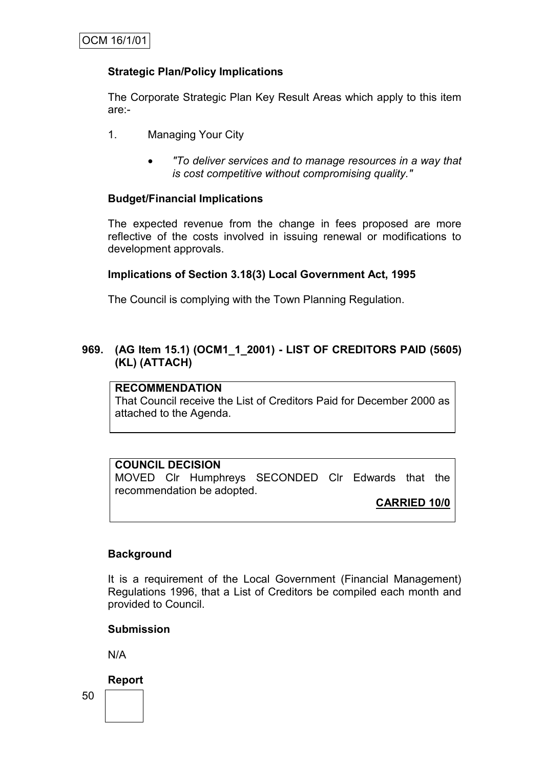### Strategic Plan/Policy Implications

The Corporate Strategic Plan Key Result Areas which apply to this item are:-

1. Managing Your City

    - *"To deliver services and to manage resources in a way that is cost competitive without compromising quality."*

### Budget/Financial Implications

The expected revenue from the change in fees proposed are more reflective of the costs involved in issuing renewal or modifications to development approvals.

### Implications of Section 3.18(3) Local Government Act, 1995

The Council is complying with the Town Planning Regulation.

## 969. (AG Item 15.1) (OCM1_1_2001) - LIST OF CREDITORS PAID (5605) (KL) (ATTACH)

**RECOMMENDATION**
That Council receive the List of Creditors Paid for December 2000 as attached to the Agenda.

**COUNCIL DECISION**
MOVED Clr Humphreys SECONDED Clr Edwards that the recommendation be adopted.

**CARRIED 10/0**

### Background

It is a requirement of the Local Government (Financial Management) Regulations 1996, that a List of Creditors be compiled each month and provided to Council.

### Submission

N/A

### Report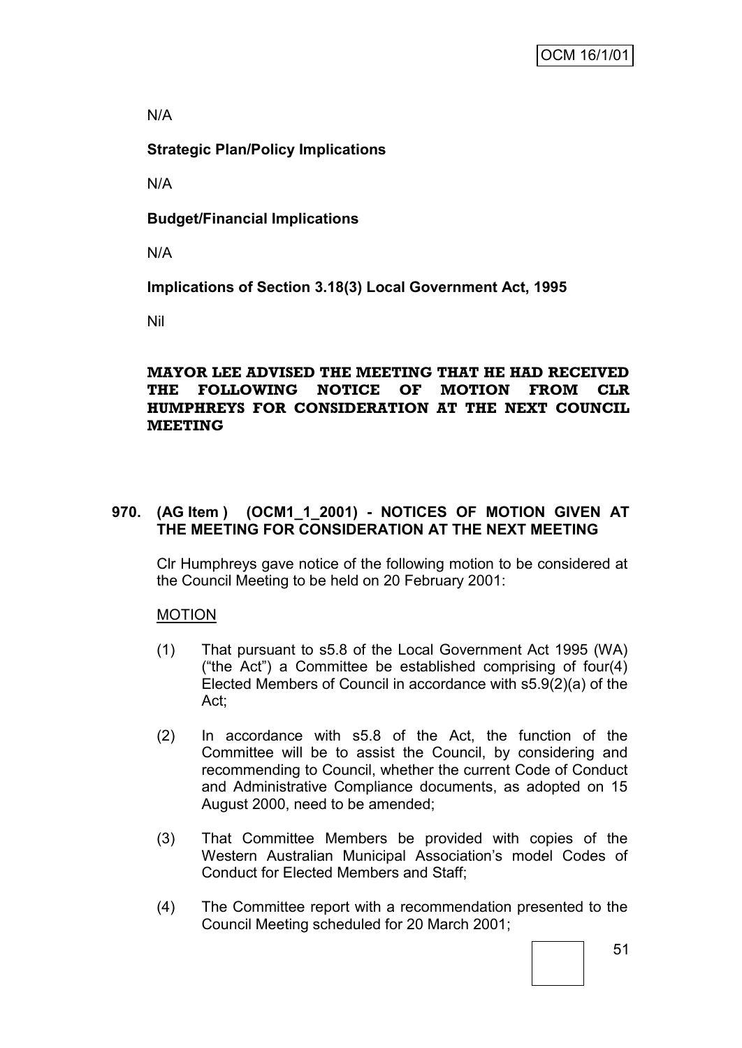N/A

**Strategic Plan/Policy Implications**

N/A

**Budget/Financial Implications**

N/A

**Implications of Section 3.18(3) Local Government Act, 1995**

Nil

**MAYOR LEE ADVISED THE MEETING THAT HE HAD RECEIVED THE FOLLOWING NOTICE OF MOTION FROM CLR HUMPHREYS FOR CONSIDERATION AT THE NEXT COUNCIL MEETING**

## 970. (AG Item ) (OCM1_1_2001) - NOTICES OF MOTION GIVEN AT THE MEETING FOR CONSIDERATION AT THE NEXT MEETING

Clr Humphreys gave notice of the following motion to be considered at the Council Meeting to be held on 20 February 2001:

MOTION

(1) That pursuant to s5.8 of the Local Government Act 1995 (WA) ("the Act") a Committee be established comprising of four(4) Elected Members of Council in accordance with s5.9(2)(a) of the Act;

(2) In accordance with s5.8 of the Act, the function of the Committee will be to assist the Council, by considering and recommending to Council, whether the current Code of Conduct and Administrative Compliance documents, as adopted on 15 August 2000, need to be amended;

(3) That Committee Members be provided with copies of the Western Australian Municipal Association's model Codes of Conduct for Elected Members and Staff;

(4) The Committee report with a recommendation presented to the Council Meeting scheduled for 20 March 2001;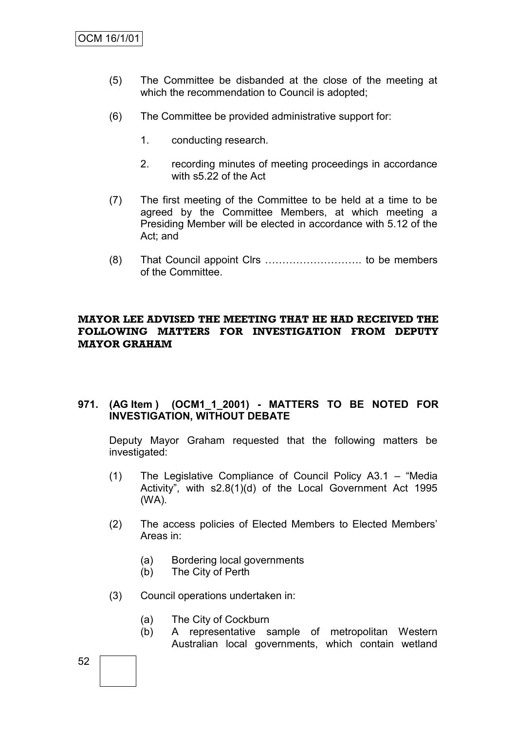(5) The Committee be disbanded at the close of the meeting at which the recommendation to Council is adopted;

(6) The Committee be provided administrative support for:

1. conducting research.

2. recording minutes of meeting proceedings in accordance with s5.22 of the Act

(7) The first meeting of the Committee to be held at a time to be agreed by the Committee Members, at which meeting a Presiding Member will be elected in accordance with 5.12 of the Act; and

(8) That Council appoint Clrs ………………………. to be members of the Committee.

**MAYOR LEE ADVISED THE MEETING THAT HE HAD RECEIVED THE FOLLOWING MATTERS FOR INVESTIGATION FROM DEPUTY MAYOR GRAHAM**

**971. (AG Item ) (OCM1_1_2001) - MATTERS TO BE NOTED FOR INVESTIGATION, WITHOUT DEBATE**

Deputy Mayor Graham requested that the following matters be investigated:

(1) The Legislative Compliance of Council Policy A3.1 – "Media Activity", with s2.8(1)(d) of the Local Government Act 1995 (WA).

(2) The access policies of Elected Members to Elected Members' Areas in:

(a) Bordering local governments
(b) The City of Perth

(3) Council operations undertaken in:

(a) The City of Cockburn
(b) A representative sample of metropolitan Western Australian local governments, which contain wetland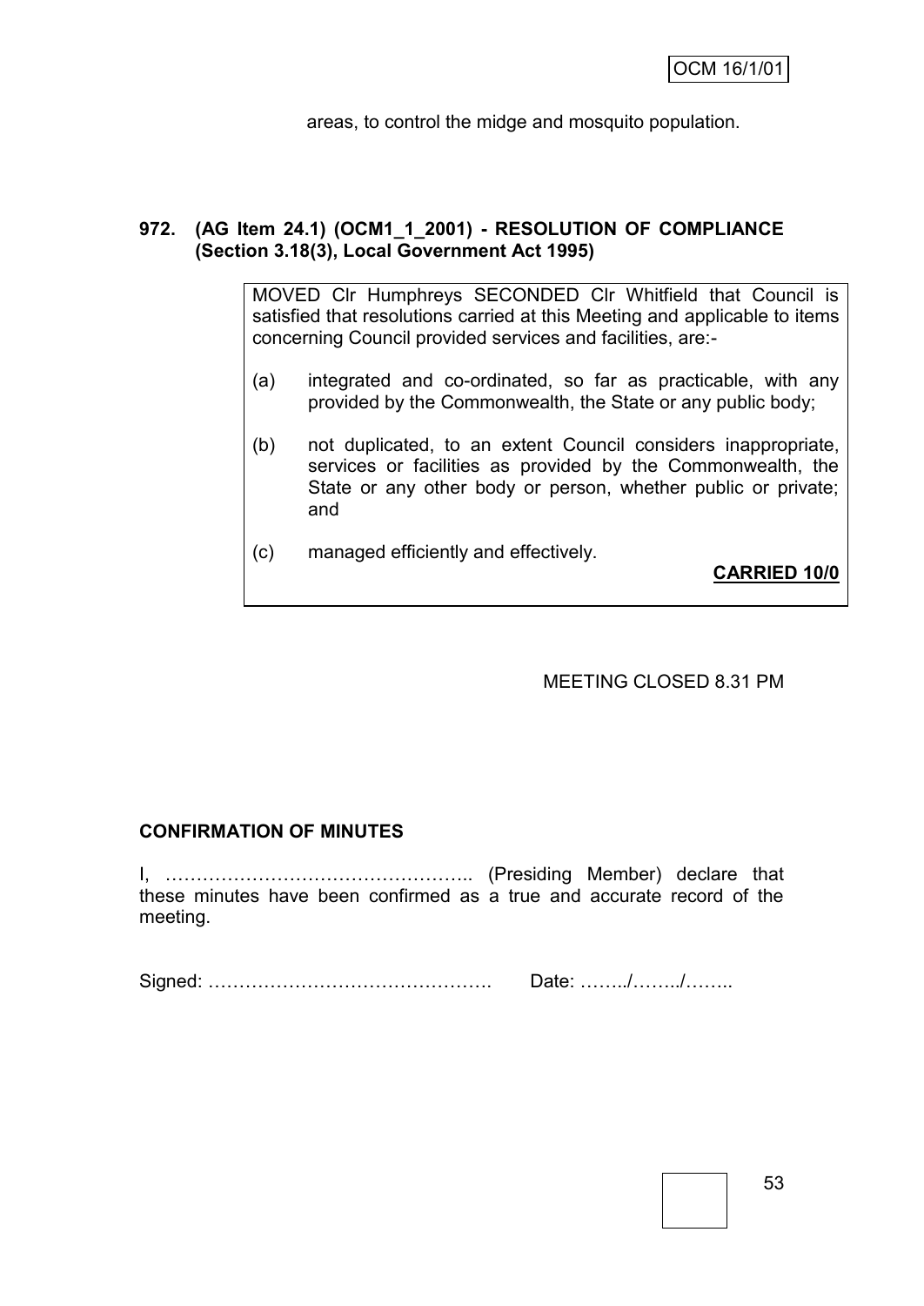areas, to control the midge and mosquito population.

**972. (AG Item 24.1) (OCM1_1_2001) - RESOLUTION OF COMPLIANCE (Section 3.18(3), Local Government Act 1995)**

MOVED Clr Humphreys SECONDED Clr Whitfield that Council is satisfied that resolutions carried at this Meeting and applicable to items concerning Council provided services and facilities, are:-

(a) integrated and co-ordinated, so far as practicable, with any provided by the Commonwealth, the State or any public body;

(b) not duplicated, to an extent Council considers inappropriate, services or facilities as provided by the Commonwealth, the State or any other body or person, whether public or private; and

(c) managed efficiently and effectively.

**CARRIED 10/0**

MEETING CLOSED 8.31 PM

**CONFIRMATION OF MINUTES**

I, ………………………………………….. (Presiding Member) declare that these minutes have been confirmed as a true and accurate record of the meeting.

Signed: ………………………………………. Date: ……../……../……..